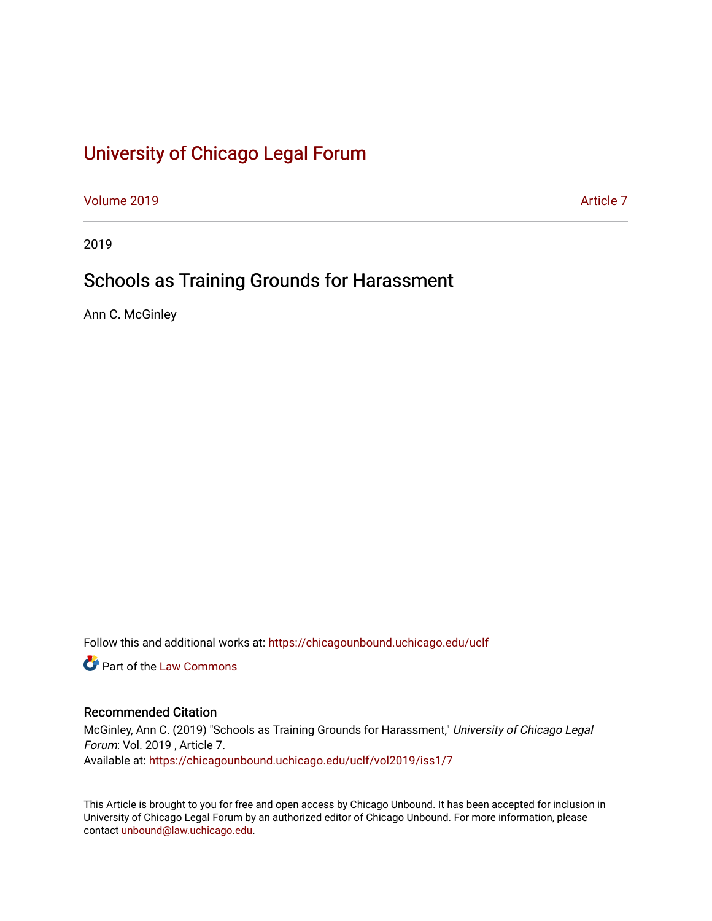# University of Chicago Legal Forum

Volume 2019 | Article 7

2019

## Schools as Training Grounds for Harassment

Ann C. McGinley

Follow this and additional works at: https://chicagounbound.uchicago.edu/uclf

Part of the Law Commons

### Recommended Citation

McGinley, Ann C. (2019) "Schools as Training Grounds for Harassment," *University of Chicago Legal Forum*: Vol. 2019 , Article 7.
Available at: https://chicagounbound.uchicago.edu/uclf/vol2019/iss1/7

This Article is brought to you for free and open access by Chicago Unbound. It has been accepted for inclusion in University of Chicago Legal Forum by an authorized editor of Chicago Unbound. For more information, please contact unbound@law.uchicago.edu.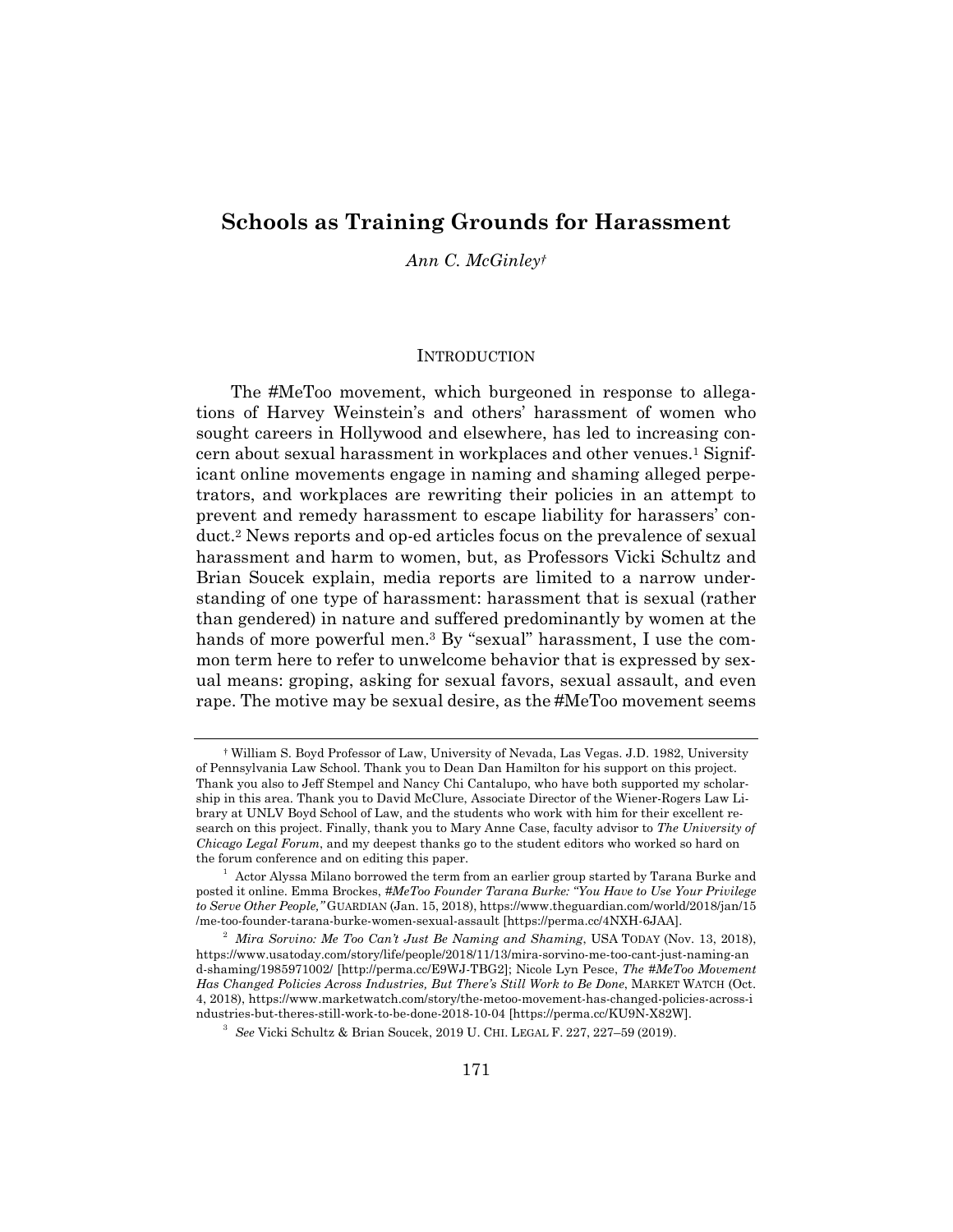# Schools as Training Grounds for Harassment

*Ann C. McGinley*†

## INTRODUCTION

The #MeToo movement, which burgeoned in response to allegations of Harvey Weinstein's and others' harassment of women who sought careers in Hollywood and elsewhere, has led to increasing concern about sexual harassment in workplaces and other venues.[1] Significant online movements engage in naming and shaming alleged perpetrators, and workplaces are rewriting their policies in an attempt to prevent and remedy harassment to escape liability for harassers' conduct.[2] News reports and op-ed articles focus on the prevalence of sexual harassment and harm to women, but, as Professors Vicki Schultz and Brian Soucek explain, media reports are limited to a narrow understanding of one type of harassment: harassment that is sexual (rather than gendered) in nature and suffered predominantly by women at the hands of more powerful men.[3] By "sexual" harassment, I use the common term here to refer to unwelcome behavior that is expressed by sexual means: groping, asking for sexual favors, sexual assault, and even rape. The motive may be sexual desire, as the #MeToo movement seems

---

† William S. Boyd Professor of Law, University of Nevada, Las Vegas. J.D. 1982, University of Pennsylvania Law School. Thank you to Dean Dan Hamilton for his support on this project. Thank you also to Jeff Stempel and Nancy Chi Cantalupo, who have both supported my scholarship in this area. Thank you to David McClure, Associate Director of the Wiener-Rogers Law Library at UNLV Boyd School of Law, and the students who work with him for their excellent research on this project. Finally, thank you to Mary Anne Case, faculty advisor to *The University of Chicago Legal Forum*, and my deepest thanks go to the student editors who worked so hard on the forum conference and on editing this paper.

[1] Actor Alyssa Milano borrowed the term from an earlier group started by Tarana Burke and posted it online. Emma Brockes, *#MeToo Founder Tarana Burke: "You Have to Use Your Privilege to Serve Other People,"* GUARDIAN (Jan. 15, 2018), https://www.theguardian.com/world/2018/jan/15/me-too-founder-tarana-burke-women-sexual-assault [https://perma.cc/4NXH-6JAA].

[2] *Mira Sorvino: Me Too Can't Just Be Naming and Shaming*, USA TODAY (Nov. 13, 2018), https://www.usatoday.com/story/life/people/2018/11/13/mira-sorvino-me-too-cant-just-naming-and-shaming/1985971002/ [http://perma.cc/E9WJ-TBG2]; Nicole Lyn Pesce, *The #MeToo Movement Has Changed Policies Across Industries, But There's Still Work to Be Done*, MARKET WATCH (Oct. 4, 2018), https://www.marketwatch.com/story/the-metoo-movement-has-changed-policies-across-industries-but-theres-still-work-to-be-done-2018-10-04 [https://perma.cc/KU9N-X82W].

[3] *See* Vicki Schultz & Brian Soucek, 2019 U. CHI. LEGAL F. 227, 227–59 (2019).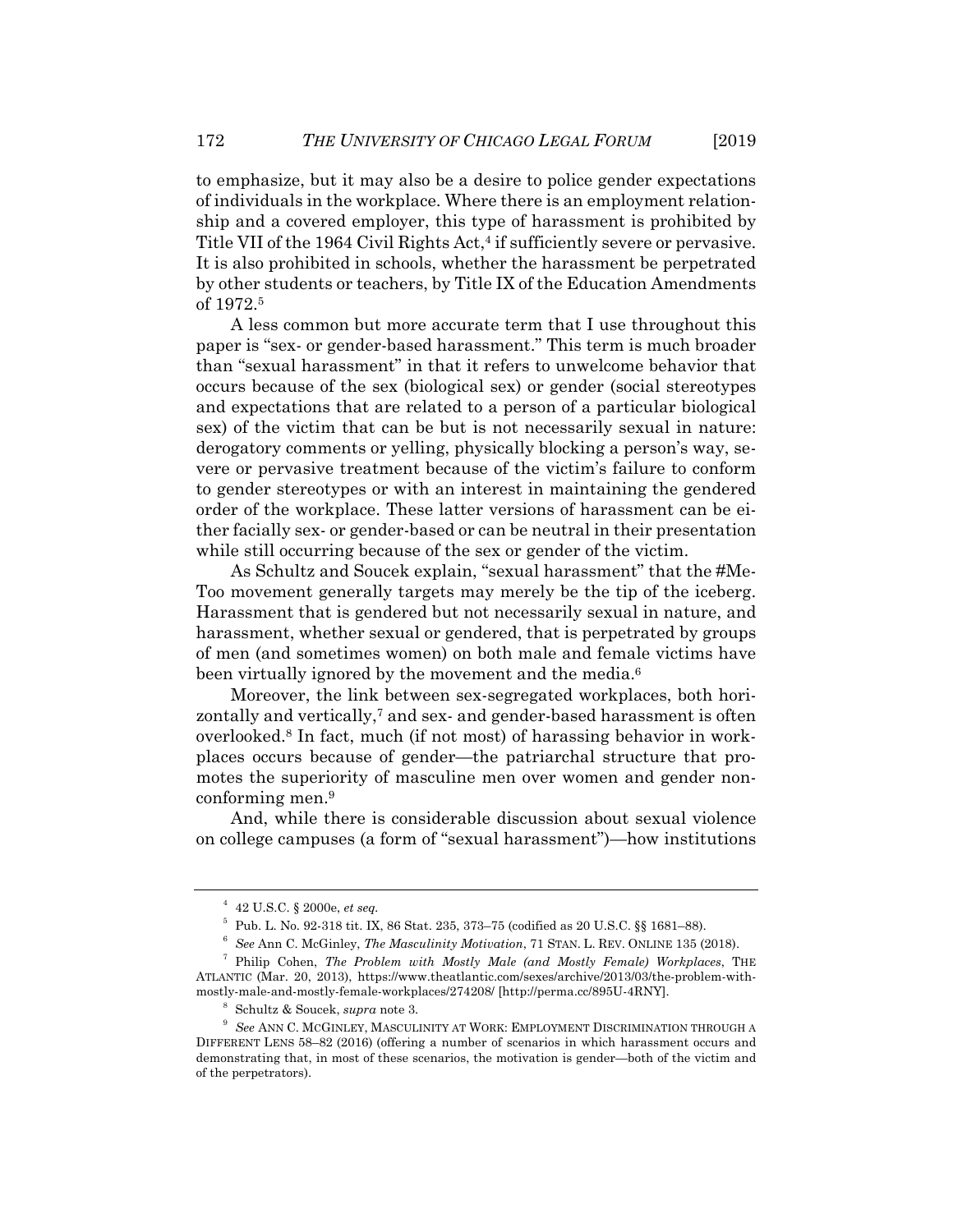to emphasize, but it may also be a desire to police gender expectations of individuals in the workplace. Where there is an employment relationship and a covered employer, this type of harassment is prohibited by Title VII of the 1964 Civil Rights Act,[4] if sufficiently severe or pervasive. It is also prohibited in schools, whether the harassment be perpetrated by other students or teachers, by Title IX of the Education Amendments of 1972.[5]

A less common but more accurate term that I use throughout this paper is "sex- or gender-based harassment." This term is much broader than "sexual harassment" in that it refers to unwelcome behavior that occurs because of the sex (biological sex) or gender (social stereotypes and expectations that are related to a person of a particular biological sex) of the victim that can be but is not necessarily sexual in nature: derogatory comments or yelling, physically blocking a person's way, severe or pervasive treatment because of the victim's failure to conform to gender stereotypes or with an interest in maintaining the gendered order of the workplace. These latter versions of harassment can be either facially sex- or gender-based or can be neutral in their presentation while still occurring because of the sex or gender of the victim.

As Schultz and Soucek explain, "sexual harassment" that the #MeToo movement generally targets may merely be the tip of the iceberg. Harassment that is gendered but not necessarily sexual in nature, and harassment, whether sexual or gendered, that is perpetrated by groups of men (and sometimes women) on both male and female victims have been virtually ignored by the movement and the media.[6]

Moreover, the link between sex-segregated workplaces, both horizontally and vertically,[7] and sex- and gender-based harassment is often overlooked.[8] In fact, much (if not most) of harassing behavior in workplaces occurs because of gender—the patriarchal structure that promotes the superiority of masculine men over women and gender nonconforming men.[9]

And, while there is considerable discussion about sexual violence on college campuses (a form of "sexual harassment")—how institutions

---

[4] 42 U.S.C. § 2000e, *et seq.*

[5] Pub. L. No. 92-318 tit. IX, 86 Stat. 235, 373–75 (codified as 20 U.S.C. §§ 1681–88).

[6] *See* Ann C. McGinley, *The Masculinity Motivation*, 71 STAN. L. REV. ONLINE 135 (2018).

[7] Philip Cohen, *The Problem with Mostly Male (and Mostly Female) Workplaces*, THE ATLANTIC (Mar. 20, 2013), https://www.theatlantic.com/sexes/archive/2013/03/the-problem-with-mostly-male-and-mostly-female-workplaces/274208/ [http://perma.cc/895U-4RNY].

[8] Schultz & Soucek, *supra* note 3.

[9] *See* ANN C. MCGINLEY, MASCULINITY AT WORK: EMPLOYMENT DISCRIMINATION THROUGH A DIFFERENT LENS 58–82 (2016) (offering a number of scenarios in which harassment occurs and demonstrating that, in most of these scenarios, the motivation is gender—both of the victim and of the perpetrators).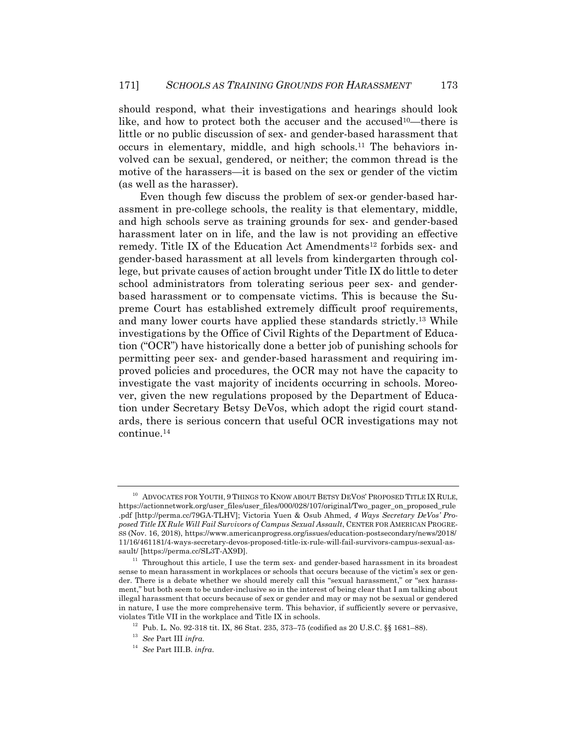should respond, what their investigations and hearings should look like, and how to protect both the accuser and the accused[10]—there is little or no public discussion of sex- and gender-based harassment that occurs in elementary, middle, and high schools.[11] The behaviors involved can be sexual, gendered, or neither; the common thread is the motive of the harassers—it is based on the sex or gender of the victim (as well as the harasser).

Even though few discuss the problem of sex-or gender-based harassment in pre-college schools, the reality is that elementary, middle, and high schools serve as training grounds for sex- and gender-based harassment later on in life, and the law is not providing an effective remedy. Title IX of the Education Act Amendments[12] forbids sex- and gender-based harassment at all levels from kindergarten through college, but private causes of action brought under Title IX do little to deter school administrators from tolerating serious peer sex- and gender-based harassment or to compensate victims. This is because the Supreme Court has established extremely difficult proof requirements, and many lower courts have applied these standards strictly.[13] While investigations by the Office of Civil Rights of the Department of Education ("OCR") have historically done a better job of punishing schools for permitting peer sex- and gender-based harassment and requiring improved policies and procedures, the OCR may not have the capacity to investigate the vast majority of incidents occurring in schools. Moreover, given the new regulations proposed by the Department of Education under Secretary Betsy DeVos, which adopt the rigid court standards, there is serious concern that useful OCR investigations may not continue.[14]

---

[10] ADVOCATES FOR YOUTH, 9 THINGS TO KNOW ABOUT BETSY DEVOS' PROPOSED TITLE IX RULE, https://actionnetwork.org/user_files/user_files/000/028/107/original/Two_pager_on_proposed_rule.pdf [http://perma.cc/79GA-TLHV]; Victoria Yuen & Osub Ahmed, *4 Ways Secretary DeVos' Proposed Title IX Rule Will Fail Survivors of Campus Sexual Assault*, CENTER FOR AMERICAN PROGRESS (Nov. 16, 2018), https://www.americanprogress.org/issues/education-postsecondary/news/2018/11/16/461181/4-ways-secretary-devos-proposed-title-ix-rule-will-fail-survivors-campus-sexual-assault/ [https://perma.cc/SL3T-AX9D].

[11] Throughout this article, I use the term sex- and gender-based harassment in its broadest sense to mean harassment in workplaces or schools that occurs because of the victim's sex or gender. There is a debate whether we should merely call this "sexual harassment," or "sex harassment," but both seem to be under-inclusive so in the interest of being clear that I am talking about illegal harassment that occurs because of sex or gender and may or may not be sexual or gendered in nature, I use the more comprehensive term. This behavior, if sufficiently severe or pervasive, violates Title VII in the workplace and Title IX in schools.

[12] Pub. L. No. 92-318 tit. IX, 86 Stat. 235, 373–75 (codified as 20 U.S.C. §§ 1681–88).

[13] *See* Part III *infra*.

[14] *See* Part III.B. *infra*.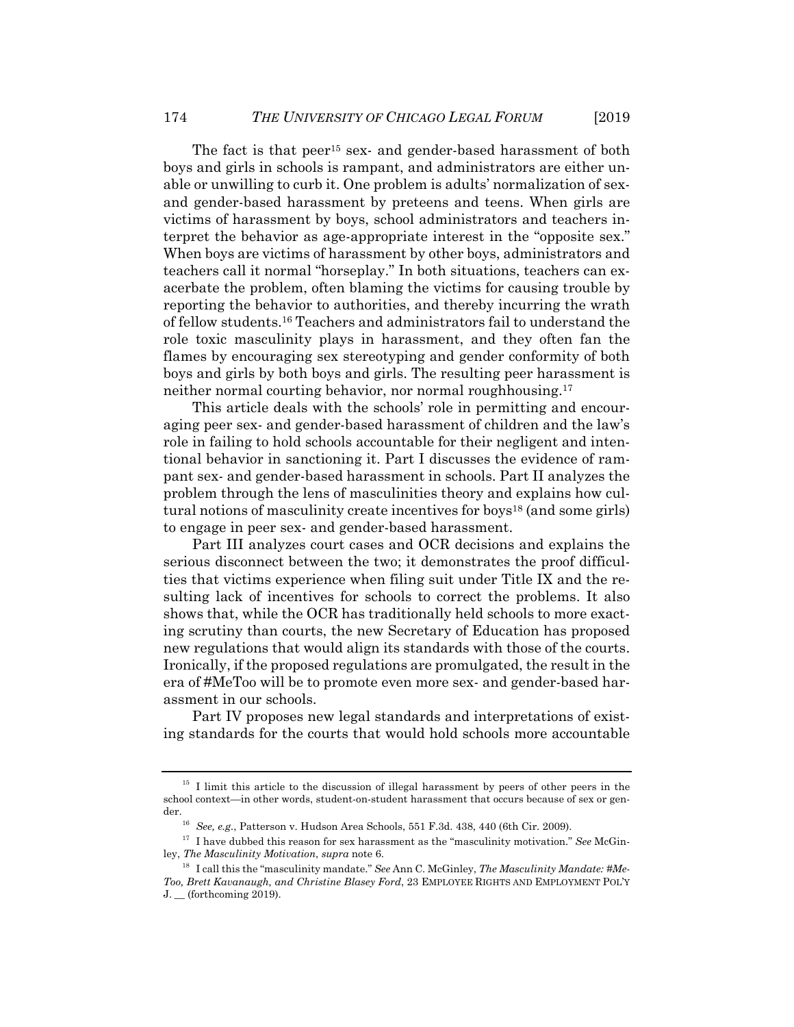The fact is that peer[15] sex- and gender-based harassment of both boys and girls in schools is rampant, and administrators are either unable or unwilling to curb it. One problem is adults' normalization of sex- and gender-based harassment by preteens and teens. When girls are victims of harassment by boys, school administrators and teachers interpret the behavior as age-appropriate interest in the "opposite sex." When boys are victims of harassment by other boys, administrators and teachers call it normal "horseplay." In both situations, teachers can exacerbate the problem, often blaming the victims for causing trouble by reporting the behavior to authorities, and thereby incurring the wrath of fellow students.[16] Teachers and administrators fail to understand the role toxic masculinity plays in harassment, and they often fan the flames by encouraging sex stereotyping and gender conformity of both boys and girls by both boys and girls. The resulting peer harassment is neither normal courting behavior, nor normal roughhousing.[17]

This article deals with the schools' role in permitting and encouraging peer sex- and gender-based harassment of children and the law's role in failing to hold schools accountable for their negligent and intentional behavior in sanctioning it. Part I discusses the evidence of rampant sex- and gender-based harassment in schools. Part II analyzes the problem through the lens of masculinities theory and explains how cultural notions of masculinity create incentives for boys[18] (and some girls) to engage in peer sex- and gender-based harassment.

Part III analyzes court cases and OCR decisions and explains the serious disconnect between the two; it demonstrates the proof difficulties that victims experience when filing suit under Title IX and the resulting lack of incentives for schools to correct the problems. It also shows that, while the OCR has traditionally held schools to more exacting scrutiny than courts, the new Secretary of Education has proposed new regulations that would align its standards with those of the courts. Ironically, if the proposed regulations are promulgated, the result in the era of #MeToo will be to promote even more sex- and gender-based harassment in our schools.

Part IV proposes new legal standards and interpretations of existing standards for the courts that would hold schools more accountable

---

[15] I limit this article to the discussion of illegal harassment by peers of other peers in the school context—in other words, student-on-student harassment that occurs because of sex or gender.

[16] *See, e.g.*, Patterson v. Hudson Area Schools, 551 F.3d. 438, 440 (6th Cir. 2009).

[17] I have dubbed this reason for sex harassment as the "masculinity motivation." *See* McGinley, *The Masculinity Motivation*, *supra* note 6.

[18] I call this the "masculinity mandate." *See* Ann C. McGinley, *The Masculinity Mandate: #MeToo, Brett Kavanaugh, and Christine Blasey Ford*, 23 EMPLOYEE RIGHTS AND EMPLOYMENT POL'Y J. __ (forthcoming 2019).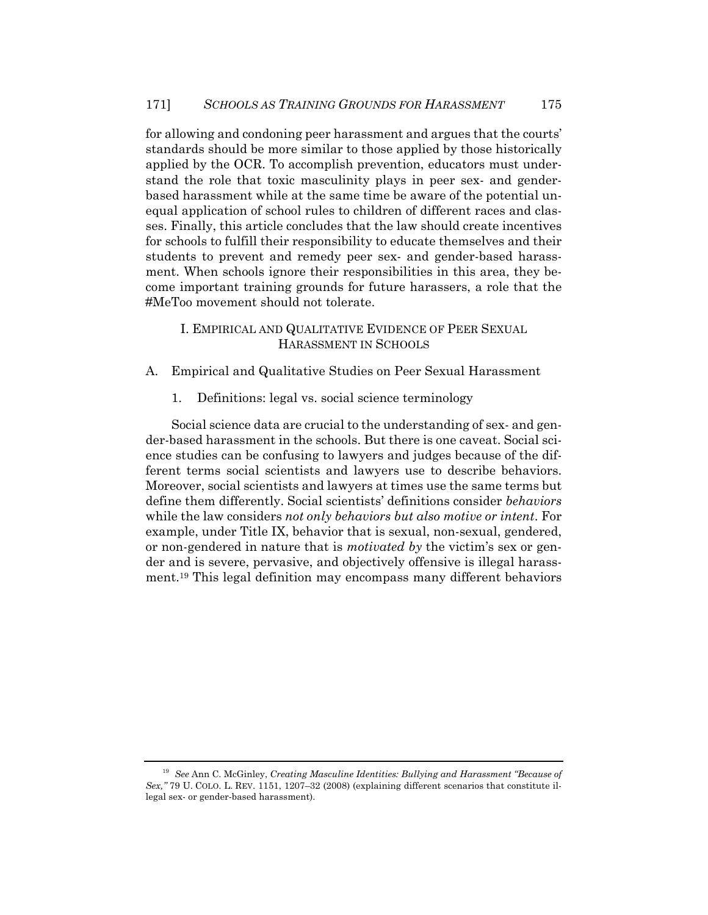for allowing and condoning peer harassment and argues that the courts' standards should be more similar to those applied by those historically applied by the OCR. To accomplish prevention, educators must understand the role that toxic masculinity plays in peer sex- and gender-based harassment while at the same time be aware of the potential unequal application of school rules to children of different races and classes. Finally, this article concludes that the law should create incentives for schools to fulfill their responsibility to educate themselves and their students to prevent and remedy peer sex- and gender-based harassment. When schools ignore their responsibilities in this area, they become important training grounds for future harassers, a role that the #MeToo movement should not tolerate.

## I. EMPIRICAL AND QUALITATIVE EVIDENCE OF PEER SEXUAL HARASSMENT IN SCHOOLS

### A. Empirical and Qualitative Studies on Peer Sexual Harassment

#### 1. Definitions: legal vs. social science terminology

Social science data are crucial to the understanding of sex- and gender-based harassment in the schools. But there is one caveat. Social science studies can be confusing to lawyers and judges because of the different terms social scientists and lawyers use to describe behaviors. Moreover, social scientists and lawyers at times use the same terms but define them differently. Social scientists' definitions consider *behaviors* while the law considers *not only behaviors but also motive or intent*. For example, under Title IX, behavior that is sexual, non-sexual, gendered, or non-gendered in nature that is *motivated by* the victim's sex or gender and is severe, pervasive, and objectively offensive is illegal harassment.[19] This legal definition may encompass many different behaviors

---

[19] *See* Ann C. McGinley, *Creating Masculine Identities: Bullying and Harassment "Because of Sex,"* 79 U. COLO. L. REV. 1151, 1207–32 (2008) (explaining different scenarios that constitute illegal sex- or gender-based harassment).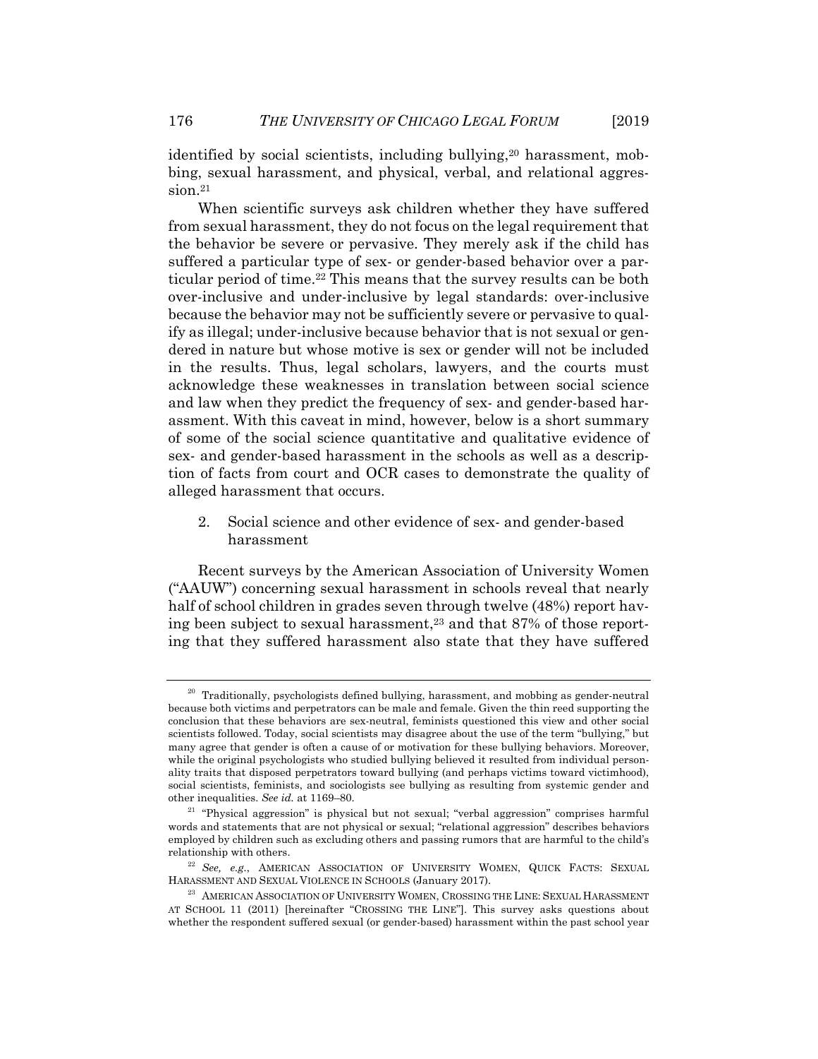identified by social scientists, including bullying,[20] harassment, mobbing, sexual harassment, and physical, verbal, and relational aggression.[21]

When scientific surveys ask children whether they have suffered from sexual harassment, they do not focus on the legal requirement that the behavior be severe or pervasive. They merely ask if the child has suffered a particular type of sex- or gender-based behavior over a particular period of time.[22] This means that the survey results can be both over-inclusive and under-inclusive by legal standards: over-inclusive because the behavior may not be sufficiently severe or pervasive to qualify as illegal; under-inclusive because behavior that is not sexual or gendered in nature but whose motive is sex or gender will not be included in the results. Thus, legal scholars, lawyers, and the courts must acknowledge these weaknesses in translation between social science and law when they predict the frequency of sex- and gender-based harassment. With this caveat in mind, however, below is a short summary of some of the social science quantitative and qualitative evidence of sex- and gender-based harassment in the schools as well as a description of facts from court and OCR cases to demonstrate the quality of alleged harassment that occurs.

2. Social science and other evidence of sex- and gender-based harassment

Recent surveys by the American Association of University Women ("AAUW") concerning sexual harassment in schools reveal that nearly half of school children in grades seven through twelve (48%) report having been subject to sexual harassment,[23] and that 87% of those reporting that they suffered harassment also state that they have suffered

---

[20] Traditionally, psychologists defined bullying, harassment, and mobbing as gender-neutral because both victims and perpetrators can be male and female. Given the thin reed supporting the conclusion that these behaviors are sex-neutral, feminists questioned this view and other social scientists followed. Today, social scientists may disagree about the use of the term "bullying," but many agree that gender is often a cause of or motivation for these bullying behaviors. Moreover, while the original psychologists who studied bullying believed it resulted from individual personality traits that disposed perpetrators toward bullying (and perhaps victims toward victimhood), social scientists, feminists, and sociologists see bullying as resulting from systemic gender and other inequalities. *See id.* at 1169–80.

[21] "Physical aggression" is physical but not sexual; "verbal aggression" comprises harmful words and statements that are not physical or sexual; "relational aggression" describes behaviors employed by children such as excluding others and passing rumors that are harmful to the child's relationship with others.

[22] *See, e.g.*, AMERICAN ASSOCIATION OF UNIVERSITY WOMEN, QUICK FACTS: SEXUAL HARASSMENT AND SEXUAL VIOLENCE IN SCHOOLS (January 2017).

[23] AMERICAN ASSOCIATION OF UNIVERSITY WOMEN, CROSSING THE LINE: SEXUAL HARASSMENT AT SCHOOL 11 (2011) [hereinafter "CROSSING THE LINE"]. This survey asks questions about whether the respondent suffered sexual (or gender-based) harassment within the past school year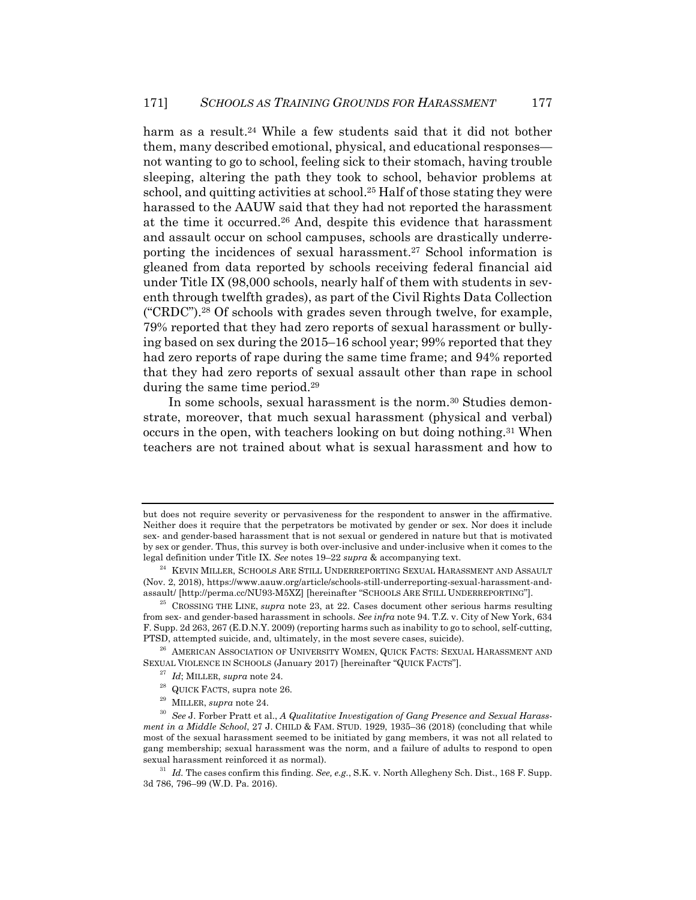harm as a result.[24] While a few students said that it did not bother them, many described emotional, physical, and educational responses—not wanting to go to school, feeling sick to their stomach, having trouble sleeping, altering the path they took to school, behavior problems at school, and quitting activities at school.[25] Half of those stating they were harassed to the AAUW said that they had not reported the harassment at the time it occurred.[26] And, despite this evidence that harassment and assault occur on school campuses, schools are drastically underreporting the incidences of sexual harassment.[27] School information is gleaned from data reported by schools receiving federal financial aid under Title IX (98,000 schools, nearly half of them with students in seventh through twelfth grades), as part of the Civil Rights Data Collection ("CRDC").[28] Of schools with grades seven through twelve, for example, 79% reported that they had zero reports of sexual harassment or bullying based on sex during the 2015–16 school year; 99% reported that they had zero reports of rape during the same time frame; and 94% reported that they had zero reports of sexual assault other than rape in school during the same time period.[29]

In some schools, sexual harassment is the norm.[30] Studies demonstrate, moreover, that much sexual harassment (physical and verbal) occurs in the open, with teachers looking on but doing nothing.[31] When teachers are not trained about what is sexual harassment and how to

---

but does not require severity or pervasiveness for the respondent to answer in the affirmative. Neither does it require that the perpetrators be motivated by gender or sex. Nor does it include sex- and gender-based harassment that is not sexual or gendered in nature but that is motivated by sex or gender. Thus, this survey is both over-inclusive and under-inclusive when it comes to the legal definition under Title IX. *See* notes 19–22 *supra* & accompanying text.

[24] KEVIN MILLER, SCHOOLS ARE STILL UNDERREPORTING SEXUAL HARASSMENT AND ASSAULT (Nov. 2, 2018), https://www.aauw.org/article/schools-still-underreporting-sexual-harassment-and-assault/ [http://perma.cc/NU93-M5XZ] [hereinafter "SCHOOLS ARE STILL UNDERREPORTING"].

[25] CROSSING THE LINE, *supra* note 23, at 22. Cases document other serious harms resulting from sex- and gender-based harassment in schools. *See infra* note 94. T.Z. v. City of New York, 634 F. Supp. 2d 263, 267 (E.D.N.Y. 2009) (reporting harms such as inability to go to school, self-cutting, PTSD, attempted suicide, and, ultimately, in the most severe cases, suicide).

[26] AMERICAN ASSOCIATION OF UNIVERSITY WOMEN, QUICK FACTS: SEXUAL HARASSMENT AND SEXUAL VIOLENCE IN SCHOOLS (January 2017) [hereinafter "QUICK FACTS"].

[27] *Id*; MILLER, *supra* note 24.

[28] QUICK FACTS, supra note 26.

[29] MILLER, *supra* note 24.

[30] *See* J. Forber Pratt et al., *A Qualitative Investigation of Gang Presence and Sexual Harassment in a Middle School*, 27 J. CHILD & FAM. STUD. 1929, 1935–36 (2018) (concluding that while most of the sexual harassment seemed to be initiated by gang members, it was not all related to gang membership; sexual harassment was the norm, and a failure of adults to respond to open sexual harassment reinforced it as normal).

[31] *Id.* The cases confirm this finding. *See, e.g.*, S.K. v. North Allegheny Sch. Dist., 168 F. Supp. 3d 786, 796–99 (W.D. Pa. 2016).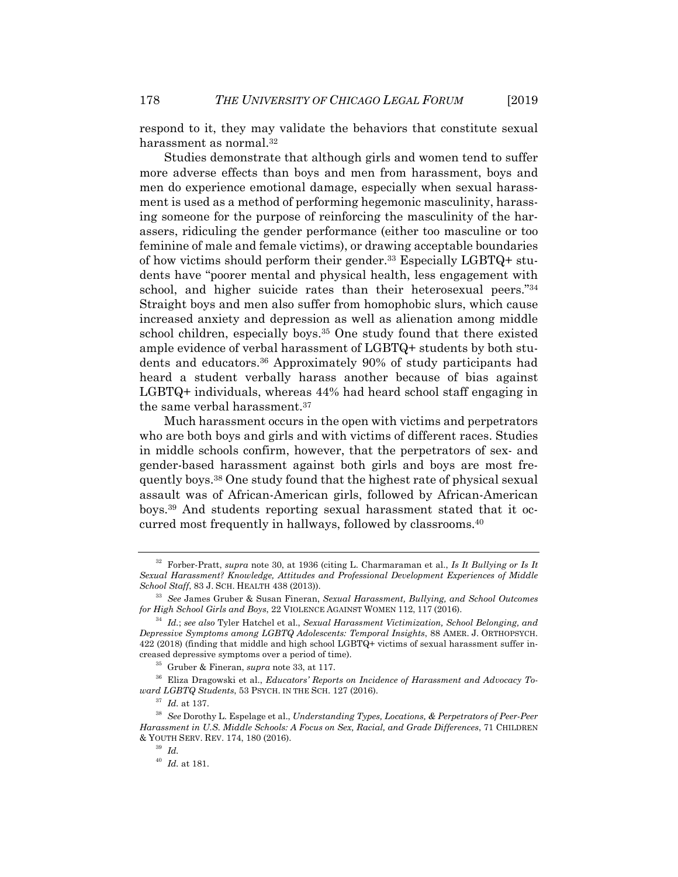respond to it, they may validate the behaviors that constitute sexual harassment as normal.[32]

Studies demonstrate that although girls and women tend to suffer more adverse effects than boys and men from harassment, boys and men do experience emotional damage, especially when sexual harassment is used as a method of performing hegemonic masculinity, harassing someone for the purpose of reinforcing the masculinity of the harassers, ridiculing the gender performance (either too masculine or too feminine of male and female victims), or drawing acceptable boundaries of how victims should perform their gender.[33] Especially LGBTQ+ students have "poorer mental and physical health, less engagement with school, and higher suicide rates than their heterosexual peers."[34] Straight boys and men also suffer from homophobic slurs, which cause increased anxiety and depression as well as alienation among middle school children, especially boys.[35] One study found that there existed ample evidence of verbal harassment of LGBTQ+ students by both students and educators.[36] Approximately 90% of study participants had heard a student verbally harass another because of bias against LGBTQ+ individuals, whereas 44% had heard school staff engaging in the same verbal harassment.[37]

Much harassment occurs in the open with victims and perpetrators who are both boys and girls and with victims of different races. Studies in middle schools confirm, however, that the perpetrators of sex- and gender-based harassment against both girls and boys are most frequently boys.[38] One study found that the highest rate of physical sexual assault was of African-American girls, followed by African-American boys.[39] And students reporting sexual harassment stated that it occurred most frequently in hallways, followed by classrooms.[40]

---

[32] Forber-Pratt, *supra* note 30, at 1936 (citing L. Charmaraman et al., *Is It Bullying or Is It Sexual Harassment? Knowledge, Attitudes and Professional Development Experiences of Middle School Staff*, 83 J. SCH. HEALTH 438 (2013)).

[33] *See* James Gruber & Susan Fineran, *Sexual Harassment, Bullying, and School Outcomes for High School Girls and Boys*, 22 VIOLENCE AGAINST WOMEN 112, 117 (2016).

[34] *Id.*; *see also* Tyler Hatchel et al., *Sexual Harassment Victimization, School Belonging, and Depressive Symptoms among LGBTQ Adolescents: Temporal Insights*, 88 AMER. J. ORTHOPSYCH. 422 (2018) (finding that middle and high school LGBTQ+ victims of sexual harassment suffer increased depressive symptoms over a period of time).

[35] Gruber & Fineran, *supra* note 33, at 117.

[36] Eliza Dragowski et al., *Educators' Reports on Incidence of Harassment and Advocacy Toward LGBTQ Students*, 53 PSYCH. IN THE SCH. 127 (2016).

[37] *Id.* at 137.

[38] *See* Dorothy L. Espelage et al., *Understanding Types, Locations, & Perpetrators of Peer-Peer Harassment in U.S. Middle Schools: A Focus on Sex, Racial, and Grade Differences*, 71 CHILDREN & YOUTH SERV. REV. 174, 180 (2016).

[39] *Id.*

[40] *Id.* at 181.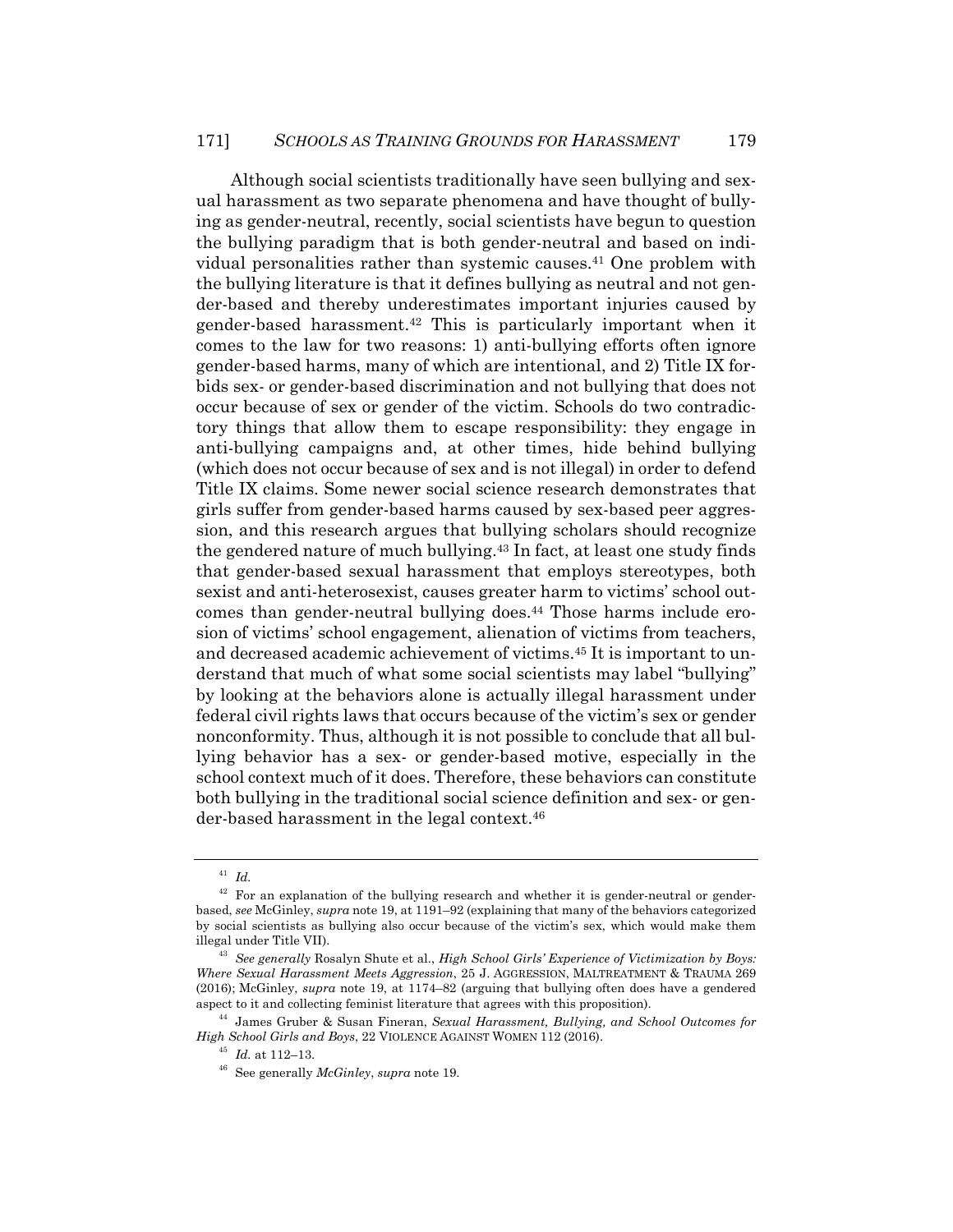Although social scientists traditionally have seen bullying and sexual harassment as two separate phenomena and have thought of bullying as gender-neutral, recently, social scientists have begun to question the bullying paradigm that is both gender-neutral and based on individual personalities rather than systemic causes.[41] One problem with the bullying literature is that it defines bullying as neutral and not gender-based and thereby underestimates important injuries caused by gender-based harassment.[42] This is particularly important when it comes to the law for two reasons: 1) anti-bullying efforts often ignore gender-based harms, many of which are intentional, and 2) Title IX forbids sex- or gender-based discrimination and not bullying that does not occur because of sex or gender of the victim. Schools do two contradictory things that allow them to escape responsibility: they engage in anti-bullying campaigns and, at other times, hide behind bullying (which does not occur because of sex and is not illegal) in order to defend Title IX claims. Some newer social science research demonstrates that girls suffer from gender-based harms caused by sex-based peer aggression, and this research argues that bullying scholars should recognize the gendered nature of much bullying.[43] In fact, at least one study finds that gender-based sexual harassment that employs stereotypes, both sexist and anti-heterosexist, causes greater harm to victims' school outcomes than gender-neutral bullying does.[44] Those harms include erosion of victims' school engagement, alienation of victims from teachers, and decreased academic achievement of victims.[45] It is important to understand that much of what some social scientists may label "bullying" by looking at the behaviors alone is actually illegal harassment under federal civil rights laws that occurs because of the victim's sex or gender nonconformity. Thus, although it is not possible to conclude that all bullying behavior has a sex- or gender-based motive, especially in the school context much of it does. Therefore, these behaviors can constitute both bullying in the traditional social science definition and sex- or gender-based harassment in the legal context.[46]

---

[41] *Id.*

[42] For an explanation of the bullying research and whether it is gender-neutral or gender-based, *see* McGinley, *supra* note 19, at 1191–92 (explaining that many of the behaviors categorized by social scientists as bullying also occur because of the victim's sex, which would make them illegal under Title VII).

[43] *See generally* Rosalyn Shute et al., *High School Girls' Experience of Victimization by Boys: Where Sexual Harassment Meets Aggression*, 25 J. AGGRESSION, MALTREATMENT & TRAUMA 269 (2016); McGinley, *supra* note 19, at 1174–82 (arguing that bullying often does have a gendered aspect to it and collecting feminist literature that agrees with this proposition).

[44] James Gruber & Susan Fineran, *Sexual Harassment, Bullying, and School Outcomes for High School Girls and Boys*, 22 VIOLENCE AGAINST WOMEN 112 (2016).

[45] *Id.* at 112–13.

[46] See generally *McGinley*, *supra* note 19.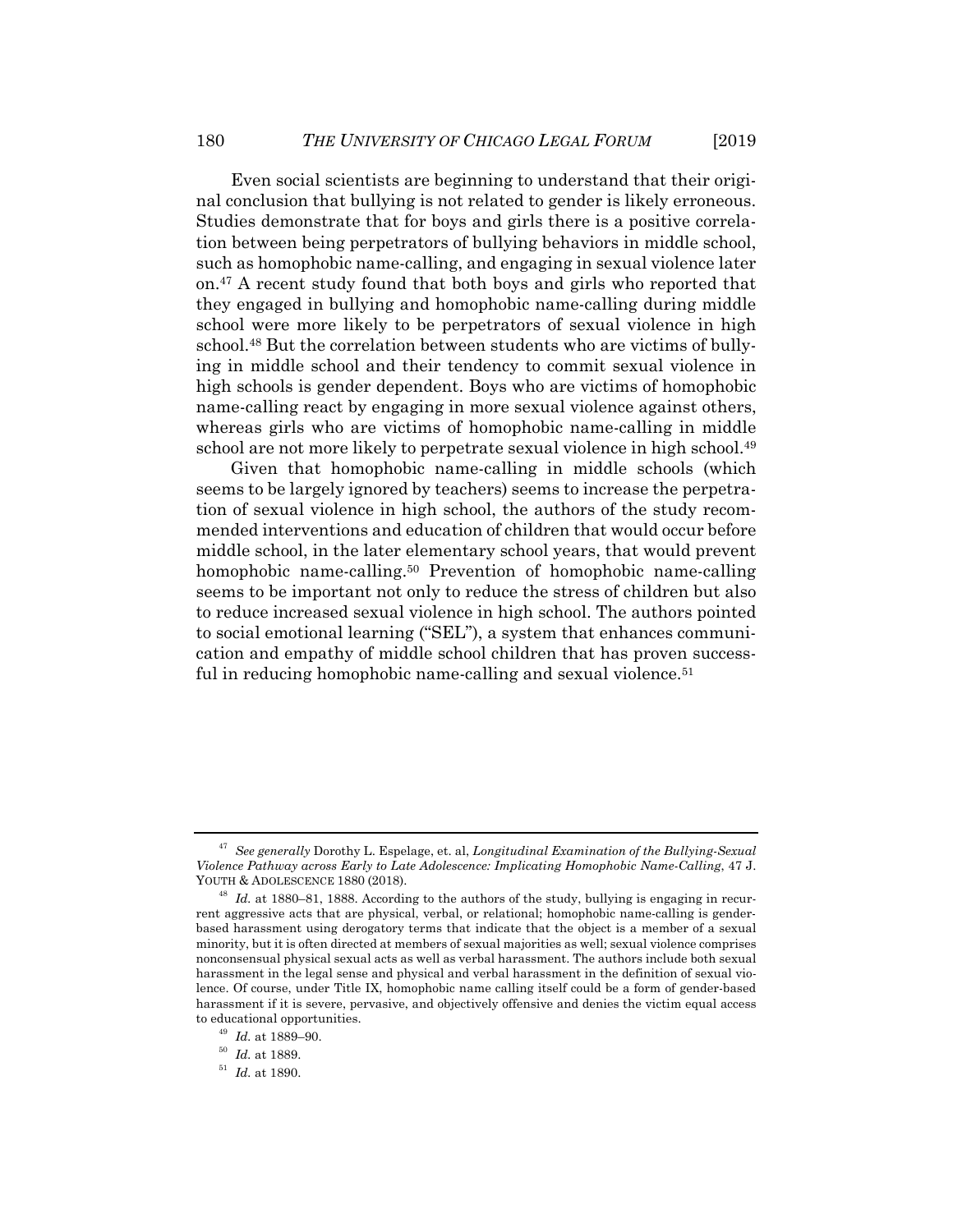Even social scientists are beginning to understand that their original conclusion that bullying is not related to gender is likely erroneous. Studies demonstrate that for boys and girls there is a positive correlation between being perpetrators of bullying behaviors in middle school, such as homophobic name-calling, and engaging in sexual violence later on.[47] A recent study found that both boys and girls who reported that they engaged in bullying and homophobic name-calling during middle school were more likely to be perpetrators of sexual violence in high school.[48] But the correlation between students who are victims of bullying in middle school and their tendency to commit sexual violence in high schools is gender dependent. Boys who are victims of homophobic name-calling react by engaging in more sexual violence against others, whereas girls who are victims of homophobic name-calling in middle school are not more likely to perpetrate sexual violence in high school.[49]

Given that homophobic name-calling in middle schools (which seems to be largely ignored by teachers) seems to increase the perpetration of sexual violence in high school, the authors of the study recommended interventions and education of children that would occur before middle school, in the later elementary school years, that would prevent homophobic name-calling.[50] Prevention of homophobic name-calling seems to be important not only to reduce the stress of children but also to reduce increased sexual violence in high school. The authors pointed to social emotional learning ("SEL"), a system that enhances communication and empathy of middle school children that has proven successful in reducing homophobic name-calling and sexual violence.[51]

---

[47] *See generally* Dorothy L. Espelage, et. al, *Longitudinal Examination of the Bullying-Sexual Violence Pathway across Early to Late Adolescence: Implicating Homophobic Name-Calling*, 47 J. YOUTH & ADOLESCENCE 1880 (2018).

[48] *Id.* at 1880–81, 1888. According to the authors of the study, bullying is engaging in recurrent aggressive acts that are physical, verbal, or relational; homophobic name-calling is gender-based harassment using derogatory terms that indicate that the object is a member of a sexual minority, but it is often directed at members of sexual majorities as well; sexual violence comprises nonconsensual physical sexual acts as well as verbal harassment. The authors include both sexual harassment in the legal sense and physical and verbal harassment in the definition of sexual violence. Of course, under Title IX, homophobic name calling itself could be a form of gender-based harassment if it is severe, pervasive, and objectively offensive and denies the victim equal access to educational opportunities.

[49] *Id.* at 1889–90.

[50] *Id.* at 1889.

[51] *Id.* at 1890.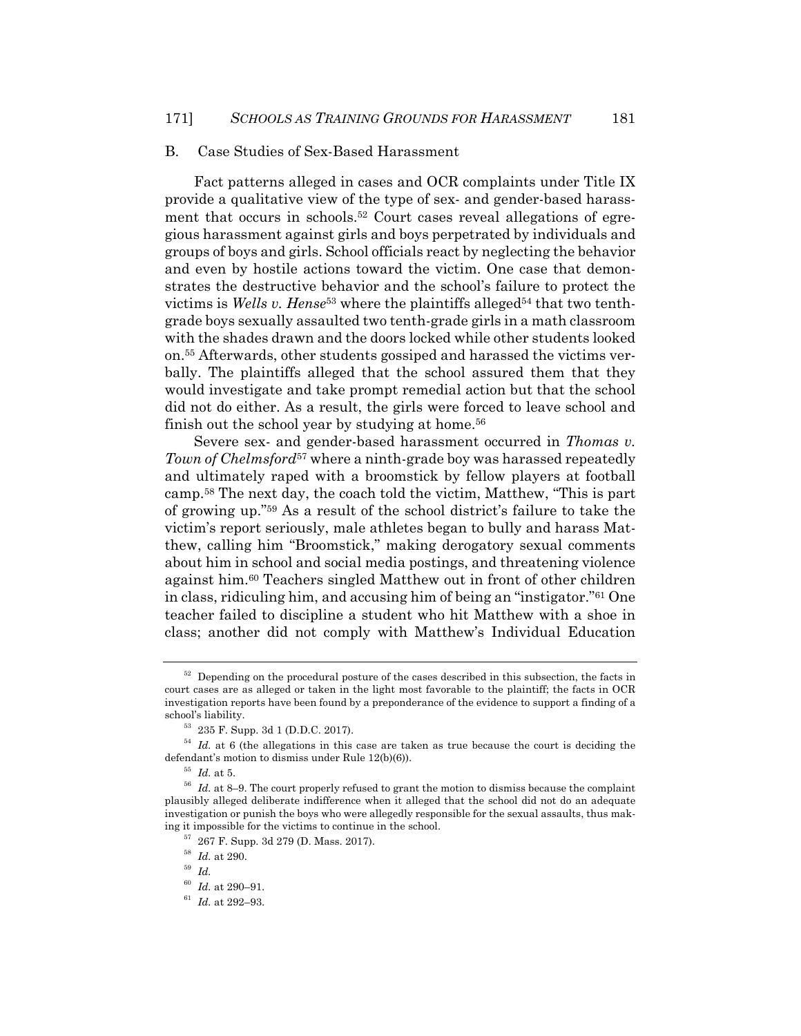### B. Case Studies of Sex-Based Harassment

Fact patterns alleged in cases and OCR complaints under Title IX provide a qualitative view of the type of sex- and gender-based harassment that occurs in schools.[52] Court cases reveal allegations of egregious harassment against girls and boys perpetrated by individuals and groups of boys and girls. School officials react by neglecting the behavior and even by hostile actions toward the victim. One case that demonstrates the destructive behavior and the school's failure to protect the victims is *Wells v. Hense*[53] where the plaintiffs alleged[54] that two tenth-grade boys sexually assaulted two tenth-grade girls in a math classroom with the shades drawn and the doors locked while other students looked on.[55] Afterwards, other students gossiped and harassed the victims verbally. The plaintiffs alleged that the school assured them that they would investigate and take prompt remedial action but that the school did not do either. As a result, the girls were forced to leave school and finish out the school year by studying at home.[56]

Severe sex- and gender-based harassment occurred in *Thomas v. Town of Chelmsford*[57] where a ninth-grade boy was harassed repeatedly and ultimately raped with a broomstick by fellow players at football camp.[58] The next day, the coach told the victim, Matthew, "This is part of growing up."[59] As a result of the school district's failure to take the victim's report seriously, male athletes began to bully and harass Matthew, calling him "Broomstick," making derogatory sexual comments about him in school and social media postings, and threatening violence against him.[60] Teachers singled Matthew out in front of other children in class, ridiculing him, and accusing him of being an "instigator."[61] One teacher failed to discipline a student who hit Matthew with a shoe in class; another did not comply with Matthew's Individual Education

---

[52] Depending on the procedural posture of the cases described in this subsection, the facts in court cases are as alleged or taken in the light most favorable to the plaintiff; the facts in OCR investigation reports have been found by a preponderance of the evidence to support a finding of a school's liability.

[53] 235 F. Supp. 3d 1 (D.D.C. 2017).

[54] *Id.* at 6 (the allegations in this case are taken as true because the court is deciding the defendant's motion to dismiss under Rule 12(b)(6)).

[55] *Id.* at 5.

[56] *Id.* at 8–9. The court properly refused to grant the motion to dismiss because the complaint plausibly alleged deliberate indifference when it alleged that the school did not do an adequate investigation or punish the boys who were allegedly responsible for the sexual assaults, thus making it impossible for the victims to continue in the school.

[57] 267 F. Supp. 3d 279 (D. Mass. 2017).

[58] *Id.* at 290.

[59] *Id.*

[60] *Id.* at 290–91.

[61] *Id.* at 292–93.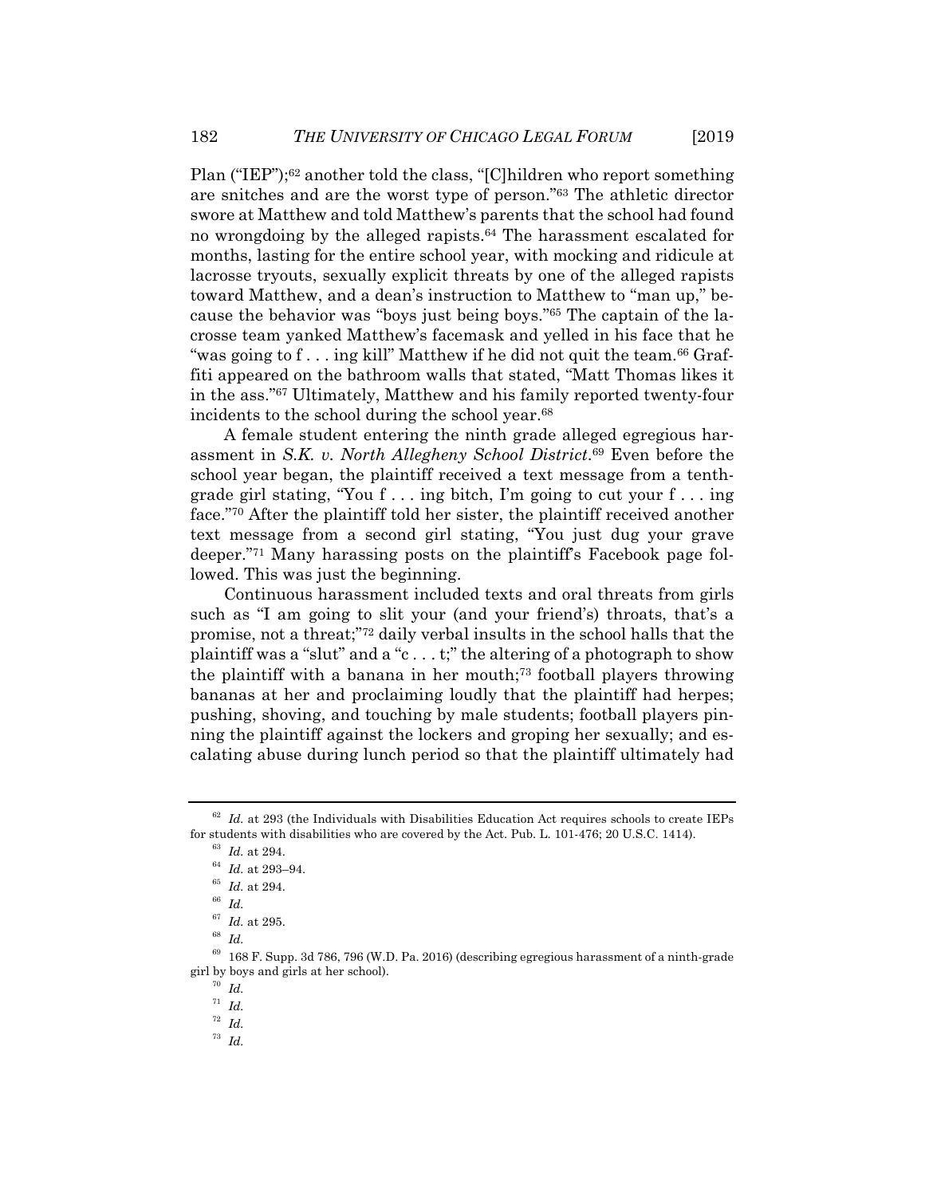Plan ("IEP");[62] another told the class, "[C]hildren who report something are snitches and are the worst type of person."[63] The athletic director swore at Matthew and told Matthew's parents that the school had found no wrongdoing by the alleged rapists.[64] The harassment escalated for months, lasting for the entire school year, with mocking and ridicule at lacrosse tryouts, sexually explicit threats by one of the alleged rapists toward Matthew, and a dean's instruction to Matthew to "man up," because the behavior was "boys just being boys."[65] The captain of the lacrosse team yanked Matthew's facemask and yelled in his face that he "was going to f . . . ing kill" Matthew if he did not quit the team.[66] Graffiti appeared on the bathroom walls that stated, "Matt Thomas likes it in the ass."[67] Ultimately, Matthew and his family reported twenty-four incidents to the school during the school year.[68]

A female student entering the ninth grade alleged egregious harassment in *S.K. v. North Allegheny School District*.[69] Even before the school year began, the plaintiff received a text message from a tenth-grade girl stating, "You f . . . ing bitch, I'm going to cut your f . . . ing face."[70] After the plaintiff told her sister, the plaintiff received another text message from a second girl stating, "You just dug your grave deeper."[71] Many harassing posts on the plaintiff's Facebook page followed. This was just the beginning.

Continuous harassment included texts and oral threats from girls such as "I am going to slit your (and your friend's) throats, that's a promise, not a threat;"[72] daily verbal insults in the school halls that the plaintiff was a "slut" and a "c . . . t;" the altering of a photograph to show the plaintiff with a banana in her mouth;[73] football players throwing bananas at her and proclaiming loudly that the plaintiff had herpes; pushing, shoving, and touching by male students; football players pinning the plaintiff against the lockers and groping her sexually; and escalating abuse during lunch period so that the plaintiff ultimately had

---

[62] *Id.* at 293 (the Individuals with Disabilities Education Act requires schools to create IEPs for students with disabilities who are covered by the Act. Pub. L. 101-476; 20 U.S.C. 1414).

[63] *Id.* at 294.

[64] *Id.* at 293–94.

[65] *Id.* at 294.

[66] *Id.*

[67] *Id.* at 295.

[68] *Id.*

[69] 168 F. Supp. 3d 786, 796 (W.D. Pa. 2016) (describing egregious harassment of a ninth-grade girl by boys and girls at her school).

[70] *Id.*

[71] *Id.*

[72] *Id.*

[73] *Id.*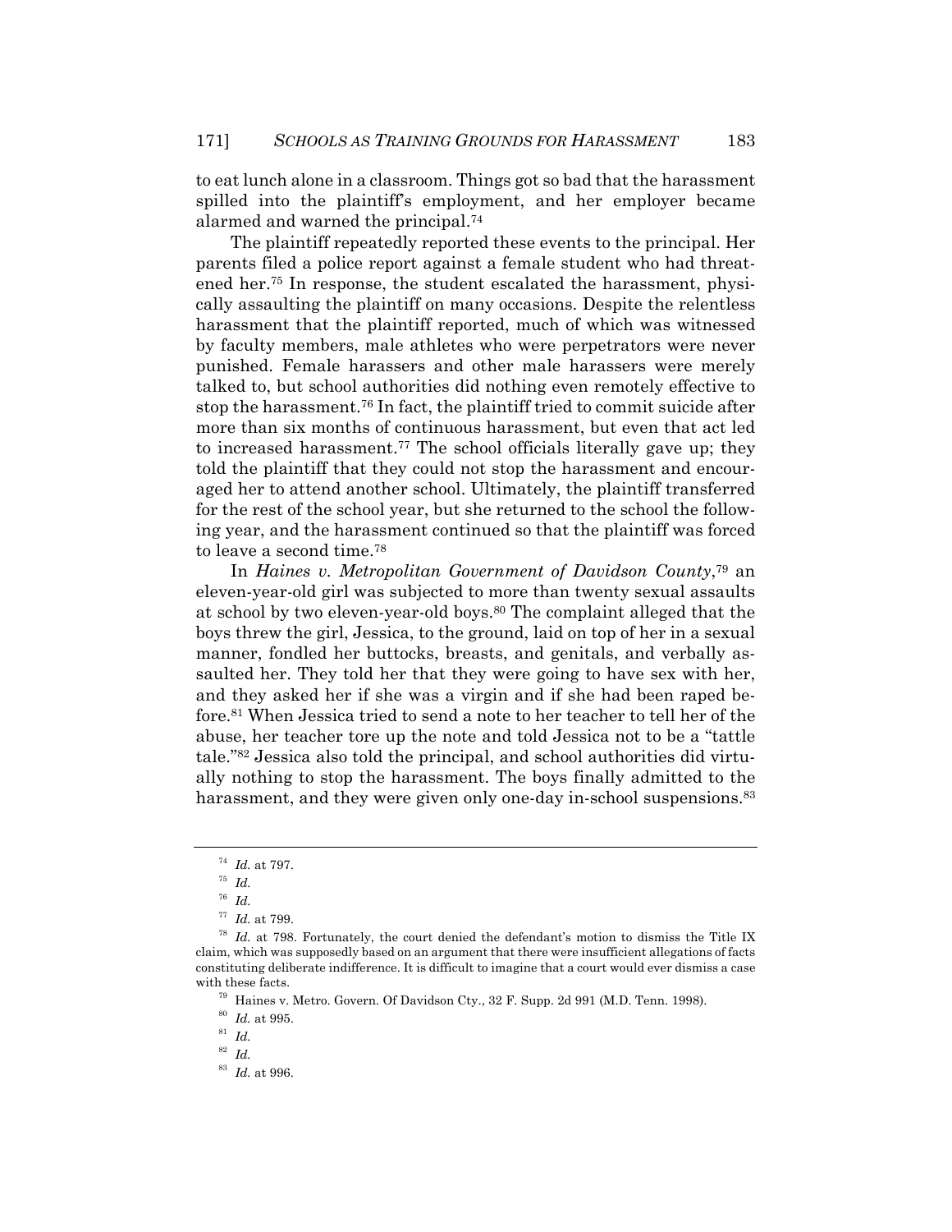to eat lunch alone in a classroom. Things got so bad that the harassment spilled into the plaintiff's employment, and her employer became alarmed and warned the principal.[74]

The plaintiff repeatedly reported these events to the principal. Her parents filed a police report against a female student who had threatened her.[75] In response, the student escalated the harassment, physically assaulting the plaintiff on many occasions. Despite the relentless harassment that the plaintiff reported, much of which was witnessed by faculty members, male athletes who were perpetrators were never punished. Female harassers and other male harassers were merely talked to, but school authorities did nothing even remotely effective to stop the harassment.[76] In fact, the plaintiff tried to commit suicide after more than six months of continuous harassment, but even that act led to increased harassment.[77] The school officials literally gave up; they told the plaintiff that they could not stop the harassment and encouraged her to attend another school. Ultimately, the plaintiff transferred for the rest of the school year, but she returned to the school the following year, and the harassment continued so that the plaintiff was forced to leave a second time.[78]

In *Haines v. Metropolitan Government of Davidson County*,[79] an eleven-year-old girl was subjected to more than twenty sexual assaults at school by two eleven-year-old boys.[80] The complaint alleged that the boys threw the girl, Jessica, to the ground, laid on top of her in a sexual manner, fondled her buttocks, breasts, and genitals, and verbally assaulted her. They told her that they were going to have sex with her, and they asked her if she was a virgin and if she had been raped before.[81] When Jessica tried to send a note to her teacher to tell her of the abuse, her teacher tore up the note and told Jessica not to be a "tattle tale."[82] Jessica also told the principal, and school authorities did virtually nothing to stop the harassment. The boys finally admitted to the harassment, and they were given only one-day in-school suspensions.[83]

---

[74] *Id.* at 797.

[75] *Id.*

[76] *Id.*

[77] *Id.* at 799.

[78] *Id.* at 798. Fortunately, the court denied the defendant's motion to dismiss the Title IX claim, which was supposedly based on an argument that there were insufficient allegations of facts constituting deliberate indifference. It is difficult to imagine that a court would ever dismiss a case with these facts.

[79] Haines v. Metro. Govern. Of Davidson Cty., 32 F. Supp. 2d 991 (M.D. Tenn. 1998).

[80] *Id.* at 995.

[81] *Id.*

[82] *Id.*

[83] *Id.* at 996.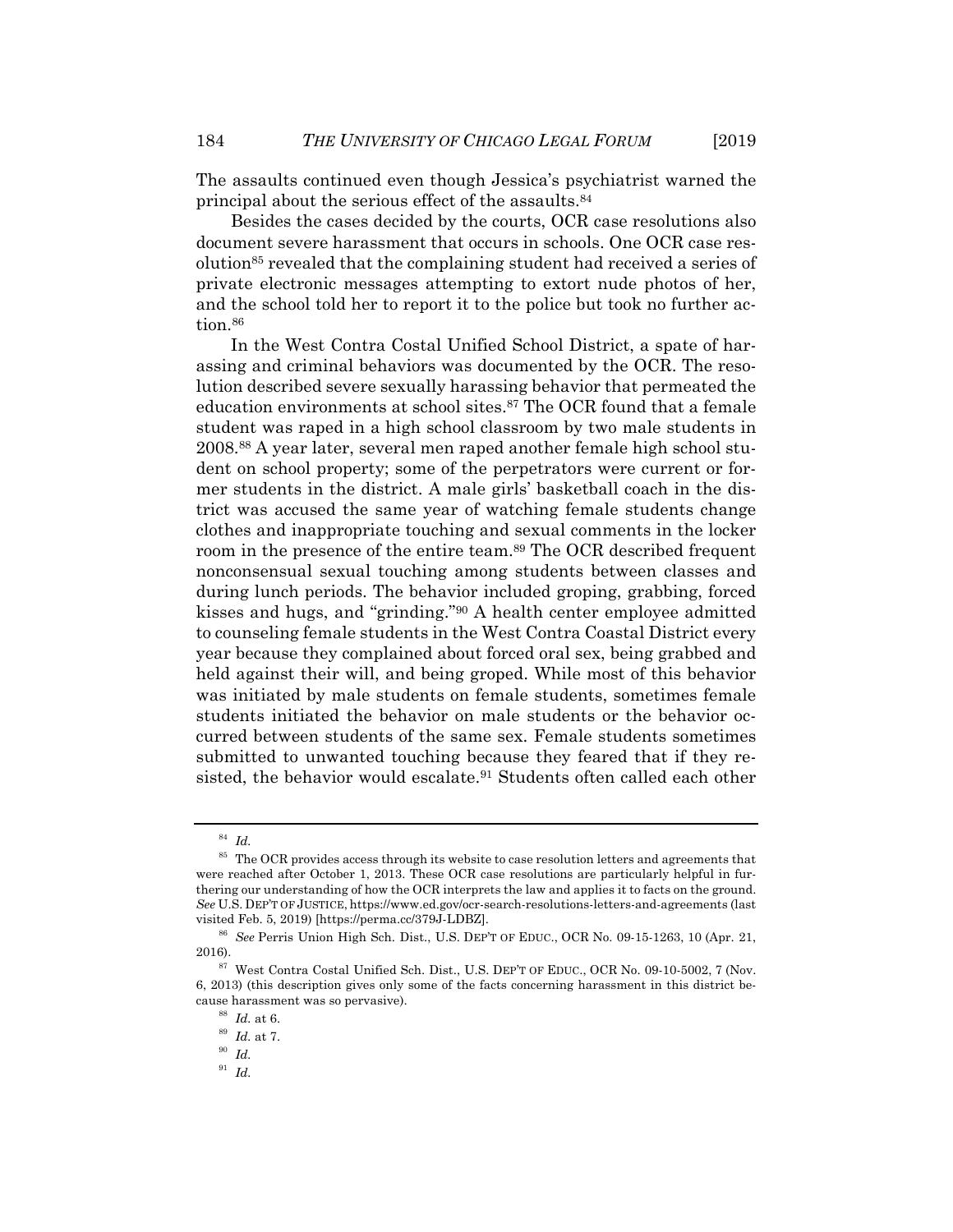The assaults continued even though Jessica's psychiatrist warned the principal about the serious effect of the assaults.[84]

Besides the cases decided by the courts, OCR case resolutions also document severe harassment that occurs in schools. One OCR case resolution[85] revealed that the complaining student had received a series of private electronic messages attempting to extort nude photos of her, and the school told her to report it to the police but took no further action.[86]

In the West Contra Costal Unified School District, a spate of harassing and criminal behaviors was documented by the OCR. The resolution described severe sexually harassing behavior that permeated the education environments at school sites.[87] The OCR found that a female student was raped in a high school classroom by two male students in 2008.[88] A year later, several men raped another female high school student on school property; some of the perpetrators were current or former students in the district. A male girls' basketball coach in the district was accused the same year of watching female students change clothes and inappropriate touching and sexual comments in the locker room in the presence of the entire team.[89] The OCR described frequent nonconsensual sexual touching among students between classes and during lunch periods. The behavior included groping, grabbing, forced kisses and hugs, and "grinding."[90] A health center employee admitted to counseling female students in the West Contra Coastal District every year because they complained about forced oral sex, being grabbed and held against their will, and being groped. While most of this behavior was initiated by male students on female students, sometimes female students initiated the behavior on male students or the behavior occurred between students of the same sex. Female students sometimes submitted to unwanted touching because they feared that if they resisted, the behavior would escalate.[91] Students often called each other

---

[84] *Id.*

[85] The OCR provides access through its website to case resolution letters and agreements that were reached after October 1, 2013. These OCR case resolutions are particularly helpful in furthering our understanding of how the OCR interprets the law and applies it to facts on the ground. *See* U.S. DEP'T OF JUSTICE, https://www.ed.gov/ocr-search-resolutions-letters-and-agreements (last visited Feb. 5, 2019) [https://perma.cc/379J-LDBZ].

[86] *See* Perris Union High Sch. Dist., U.S. DEP'T OF EDUC., OCR No. 09-15-1263, 10 (Apr. 21, 2016).

[87] West Contra Costal Unified Sch. Dist., U.S. DEP'T OF EDUC., OCR No. 09-10-5002, 7 (Nov. 6, 2013) (this description gives only some of the facts concerning harassment in this district because harassment was so pervasive).

[88] *Id.* at 6.

[89] *Id.* at 7.

[90] *Id.*

[91] *Id.*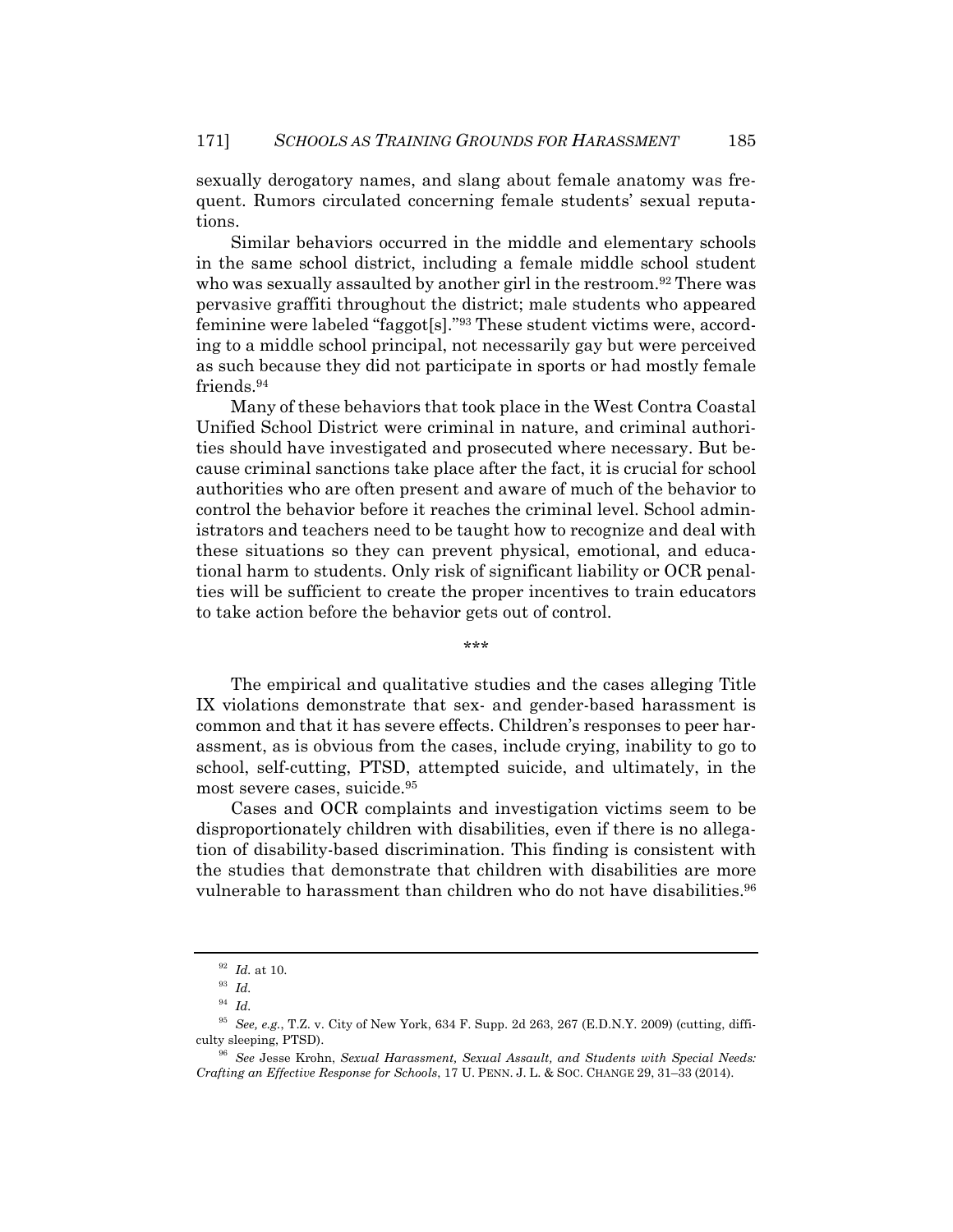sexually derogatory names, and slang about female anatomy was frequent. Rumors circulated concerning female students' sexual reputations.

Similar behaviors occurred in the middle and elementary schools in the same school district, including a female middle school student who was sexually assaulted by another girl in the restroom.[92] There was pervasive graffiti throughout the district; male students who appeared feminine were labeled "faggot[s]."[93] These student victims were, according to a middle school principal, not necessarily gay but were perceived as such because they did not participate in sports or had mostly female friends.[94]

Many of these behaviors that took place in the West Contra Coastal Unified School District were criminal in nature, and criminal authorities should have investigated and prosecuted where necessary. But because criminal sanctions take place after the fact, it is crucial for school authorities who are often present and aware of much of the behavior to control the behavior before it reaches the criminal level. School administrators and teachers need to be taught how to recognize and deal with these situations so they can prevent physical, emotional, and educational harm to students. Only risk of significant liability or OCR penalties will be sufficient to create the proper incentives to train educators to take action before the behavior gets out of control.

\*\*\*

The empirical and qualitative studies and the cases alleging Title IX violations demonstrate that sex- and gender-based harassment is common and that it has severe effects. Children's responses to peer harassment, as is obvious from the cases, include crying, inability to go to school, self-cutting, PTSD, attempted suicide, and ultimately, in the most severe cases, suicide.[95]

Cases and OCR complaints and investigation victims seem to be disproportionately children with disabilities, even if there is no allegation of disability-based discrimination. This finding is consistent with the studies that demonstrate that children with disabilities are more vulnerable to harassment than children who do not have disabilities.[96]

---

[92] *Id.* at 10.

[93] *Id.*

[94] *Id.*

[95] *See, e.g.*, T.Z. v. City of New York, 634 F. Supp. 2d 263, 267 (E.D.N.Y. 2009) (cutting, difficulty sleeping, PTSD).

[96] *See* Jesse Krohn, *Sexual Harassment, Sexual Assault, and Students with Special Needs: Crafting an Effective Response for Schools*, 17 U. PENN. J. L. & SOC. CHANGE 29, 31–33 (2014).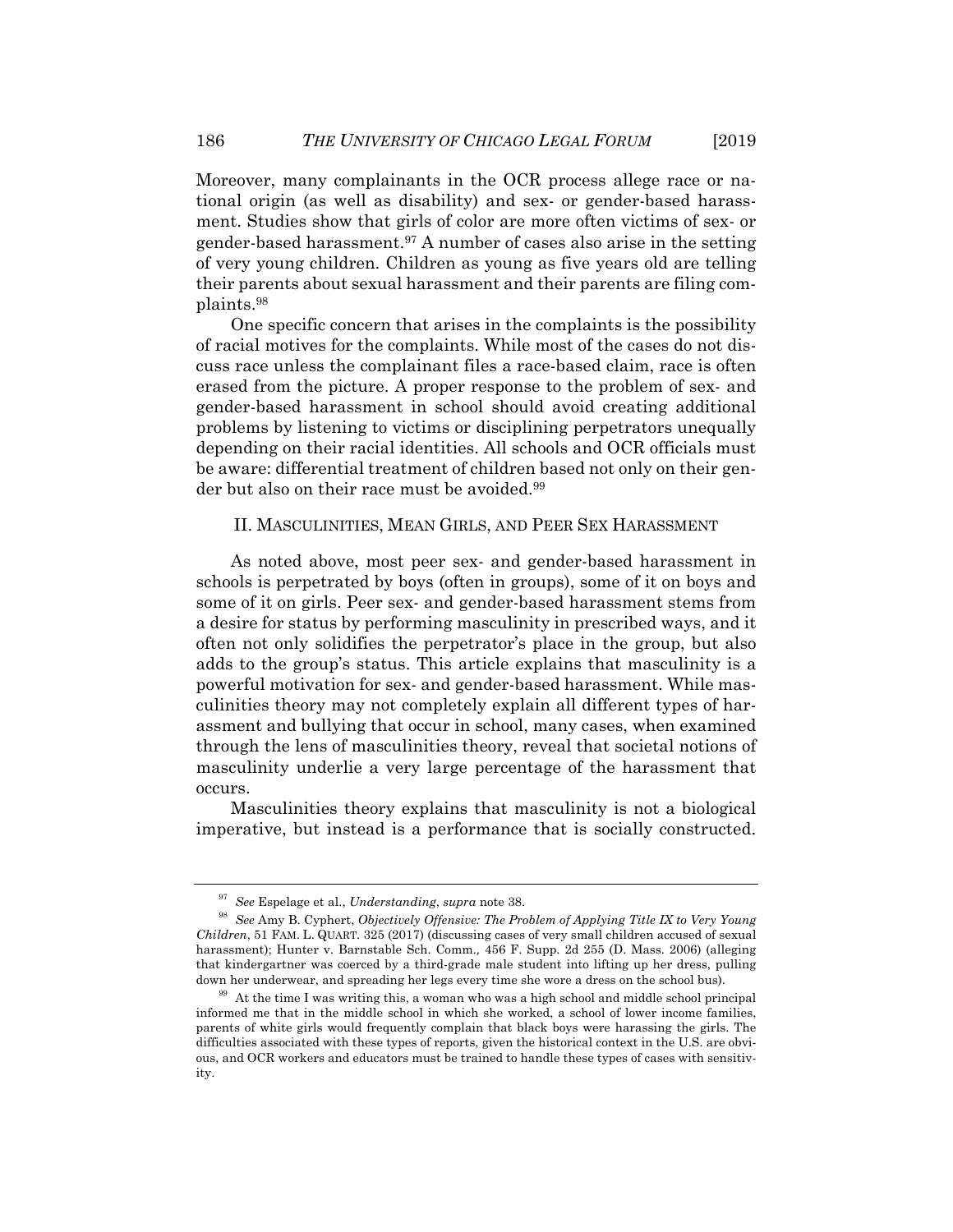Moreover, many complainants in the OCR process allege race or national origin (as well as disability) and sex- or gender-based harassment. Studies show that girls of color are more often victims of sex- or gender-based harassment.[97] A number of cases also arise in the setting of very young children. Children as young as five years old are telling their parents about sexual harassment and their parents are filing complaints.[98]

One specific concern that arises in the complaints is the possibility of racial motives for the complaints. While most of the cases do not discuss race unless the complainant files a race-based claim, race is often erased from the picture. A proper response to the problem of sex- and gender-based harassment in school should avoid creating additional problems by listening to victims or disciplining perpetrators unequally depending on their racial identities. All schools and OCR officials must be aware: differential treatment of children based not only on their gender but also on their race must be avoided.[99]

## II. MASCULINITIES, MEAN GIRLS, AND PEER SEX HARASSMENT

As noted above, most peer sex- and gender-based harassment in schools is perpetrated by boys (often in groups), some of it on boys and some of it on girls. Peer sex- and gender-based harassment stems from a desire for status by performing masculinity in prescribed ways, and it often not only solidifies the perpetrator's place in the group, but also adds to the group's status. This article explains that masculinity is a powerful motivation for sex- and gender-based harassment. While masculinities theory may not completely explain all different types of harassment and bullying that occur in school, many cases, when examined through the lens of masculinities theory, reveal that societal notions of masculinity underlie a very large percentage of the harassment that occurs.

Masculinities theory explains that masculinity is not a biological imperative, but instead is a performance that is socially constructed.

---

[97] *See* Espelage et al., *Understanding*, *supra* note 38.

[98] *See* Amy B. Cyphert, *Objectively Offensive: The Problem of Applying Title IX to Very Young Children*, 51 FAM. L. QUART. 325 (2017) (discussing cases of very small children accused of sexual harassment); Hunter v. Barnstable Sch. Comm., 456 F. Supp. 2d 255 (D. Mass. 2006) (alleging that kindergartner was coerced by a third-grade male student into lifting up her dress, pulling down her underwear, and spreading her legs every time she wore a dress on the school bus).

[99] At the time I was writing this, a woman who was a high school and middle school principal informed me that in the middle school in which she worked, a school of lower income families, parents of white girls would frequently complain that black boys were harassing the girls. The difficulties associated with these types of reports, given the historical context in the U.S. are obvious, and OCR workers and educators must be trained to handle these types of cases with sensitivity.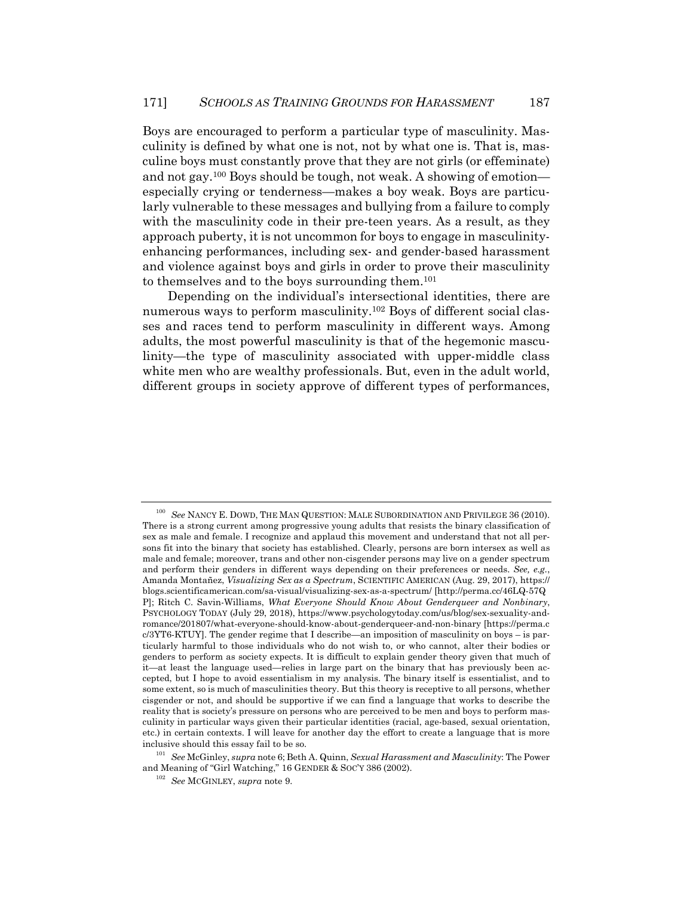Boys are encouraged to perform a particular type of masculinity. Masculinity is defined by what one is not, not by what one is. That is, masculine boys must constantly prove that they are not girls (or effeminate) and not gay.[100] Boys should be tough, not weak. A showing of emotion—especially crying or tenderness—makes a boy weak. Boys are particularly vulnerable to these messages and bullying from a failure to comply with the masculinity code in their pre-teen years. As a result, as they approach puberty, it is not uncommon for boys to engage in masculinity-enhancing performances, including sex- and gender-based harassment and violence against boys and girls in order to prove their masculinity to themselves and to the boys surrounding them.[101]

Depending on the individual's intersectional identities, there are numerous ways to perform masculinity.[102] Boys of different social classes and races tend to perform masculinity in different ways. Among adults, the most powerful masculinity is that of the hegemonic masculinity—the type of masculinity associated with upper-middle class white men who are wealthy professionals. But, even in the adult world, different groups in society approve of different types of performances,

---

[100] *See* NANCY E. DOWD, THE MAN QUESTION: MALE SUBORDINATION AND PRIVILEGE 36 (2010). There is a strong current among progressive young adults that resists the binary classification of sex as male and female. I recognize and applaud this movement and understand that not all persons fit into the binary that society has established. Clearly, persons are born intersex as well as male and female; moreover, trans and other non-cisgender persons may live on a gender spectrum and perform their genders in different ways depending on their preferences or needs. *See, e.g.*, Amanda Montañez, *Visualizing Sex as a Spectrum*, SCIENTIFIC AMERICAN (Aug. 29, 2017), https://blogs.scientificamerican.com/sa-visual/visualizing-sex-as-a-spectrum/ [http://perma.cc/46LQ-57QP]; Ritch C. Savin-Williams, *What Everyone Should Know About Genderqueer and Nonbinary*, PSYCHOLOGY TODAY (July 29, 2018), https://www.psychologytoday.com/us/blog/sex-sexuality-and-romance/201807/what-everyone-should-know-about-genderqueer-and-non-binary [https://perma.cc/3YT6-KTUY]. The gender regime that I describe—an imposition of masculinity on boys – is particularly harmful to those individuals who do not wish to, or who cannot, alter their bodies or genders to perform as society expects. It is difficult to explain gender theory given that much of it—at least the language used—relies in large part on the binary that has previously been accepted, but I hope to avoid essentialism in my analysis. The binary itself is essentialist, and to some extent, so is much of masculinities theory. But this theory is receptive to all persons, whether cisgender or not, and should be supportive if we can find a language that works to describe the reality that is society's pressure on persons who are perceived to be men and boys to perform masculinity in particular ways given their particular identities (racial, age-based, sexual orientation, etc.) in certain contexts. I will leave for another day the effort to create a language that is more inclusive should this essay fail to be so.

[101] *See* McGinley, *supra* note 6; Beth A. Quinn, *Sexual Harassment and Masculinity*: The Power and Meaning of "Girl Watching," 16 GENDER & SOC'Y 386 (2002).

[102] *See* MCGINLEY, *supra* note 9.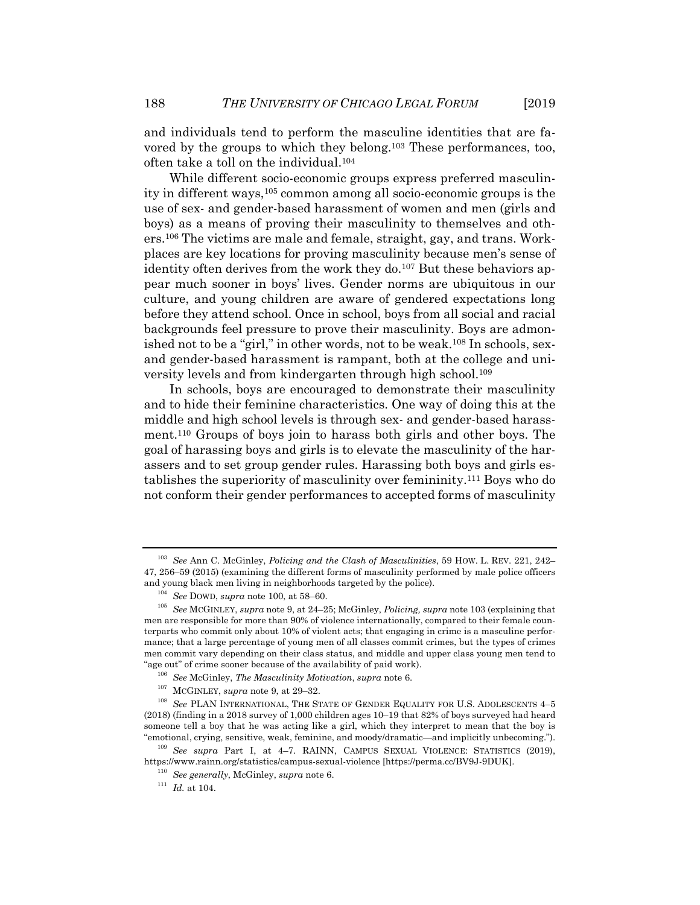and individuals tend to perform the masculine identities that are favored by the groups to which they belong.[103] These performances, too, often take a toll on the individual.[104]

While different socio-economic groups express preferred masculinity in different ways,[105] common among all socio-economic groups is the use of sex- and gender-based harassment of women and men (girls and boys) as a means of proving their masculinity to themselves and others.[106] The victims are male and female, straight, gay, and trans. Workplaces are key locations for proving masculinity because men's sense of identity often derives from the work they do.[107] But these behaviors appear much sooner in boys' lives. Gender norms are ubiquitous in our culture, and young children are aware of gendered expectations long before they attend school. Once in school, boys from all social and racial backgrounds feel pressure to prove their masculinity. Boys are admonished not to be a "girl," in other words, not to be weak.[108] In schools, sex- and gender-based harassment is rampant, both at the college and university levels and from kindergarten through high school.[109]

In schools, boys are encouraged to demonstrate their masculinity and to hide their feminine characteristics. One way of doing this at the middle and high school levels is through sex- and gender-based harassment.[110] Groups of boys join to harass both girls and other boys. The goal of harassing boys and girls is to elevate the masculinity of the harassers and to set group gender rules. Harassing both boys and girls establishes the superiority of masculinity over femininity.[111] Boys who do not conform their gender performances to accepted forms of masculinity

---

[103] *See* Ann C. McGinley, *Policing and the Clash of Masculinities*, 59 HOW. L. REV. 221, 242–47, 256–59 (2015) (examining the different forms of masculinity performed by male police officers and young black men living in neighborhoods targeted by the police).

[104] *See* DOWD, *supra* note 100, at 58–60.

[105] *See* MCGINLEY, *supra* note 9, at 24–25; McGinley, *Policing, supra* note 103 (explaining that men are responsible for more than 90% of violence internationally, compared to their female counterparts who commit only about 10% of violent acts; that engaging in crime is a masculine performance; that a large percentage of young men of all classes commit crimes, but the types of crimes men commit vary depending on their class status, and middle and upper class young men tend to "age out" of crime sooner because of the availability of paid work).

[106] *See* McGinley, *The Masculinity Motivation*, *supra* note 6.

[107] MCGINLEY, *supra* note 9, at 29–32.

[108] *See* PLAN INTERNATIONAL, THE STATE OF GENDER EQUALITY FOR U.S. ADOLESCENTS 4–5 (2018) (finding in a 2018 survey of 1,000 children ages 10–19 that 82% of boys surveyed had heard someone tell a boy that he was acting like a girl, which they interpret to mean that the boy is "emotional, crying, sensitive, weak, feminine, and moody/dramatic—and implicitly unbecoming.").

[109] *See supra* Part I, at 4–7. RAINN, CAMPUS SEXUAL VIOLENCE: STATISTICS (2019), https://www.rainn.org/statistics/campus-sexual-violence [https://perma.cc/BV9J-9DUK].

[110] *See generally*, McGinley, *supra* note 6.

[111] *Id.* at 104.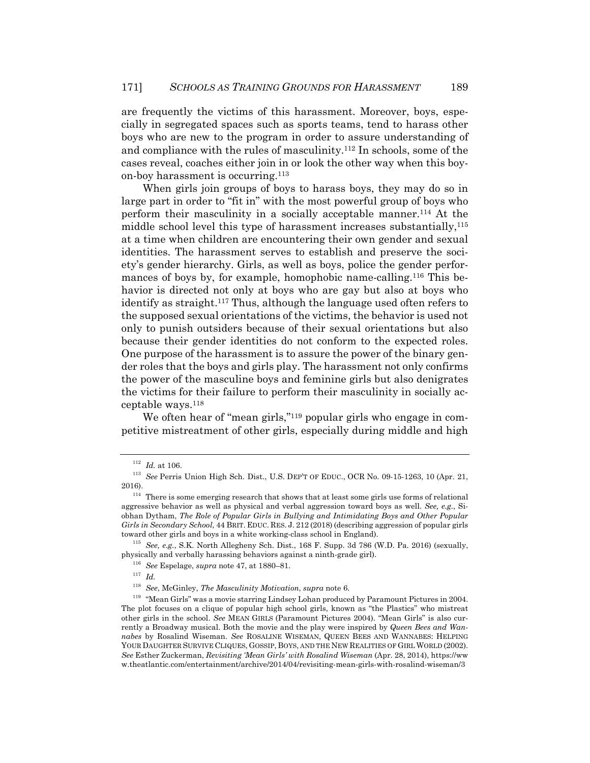are frequently the victims of this harassment. Moreover, boys, especially in segregated spaces such as sports teams, tend to harass other boys who are new to the program in order to assure understanding of and compliance with the rules of masculinity.[112] In schools, some of the cases reveal, coaches either join in or look the other way when this boy-on-boy harassment is occurring.[113]

When girls join groups of boys to harass boys, they may do so in large part in order to "fit in" with the most powerful group of boys who perform their masculinity in a socially acceptable manner.[114] At the middle school level this type of harassment increases substantially,[115] at a time when children are encountering their own gender and sexual identities. The harassment serves to establish and preserve the society's gender hierarchy. Girls, as well as boys, police the gender performances of boys by, for example, homophobic name-calling.[116] This behavior is directed not only at boys who are gay but also at boys who identify as straight.[117] Thus, although the language used often refers to the supposed sexual orientations of the victims, the behavior is used not only to punish outsiders because of their sexual orientations but also because their gender identities do not conform to the expected roles. One purpose of the harassment is to assure the power of the binary gender roles that the boys and girls play. The harassment not only confirms the power of the masculine boys and feminine girls but also denigrates the victims for their failure to perform their masculinity in socially acceptable ways.[118]

We often hear of "mean girls,"[119] popular girls who engage in competitive mistreatment of other girls, especially during middle and high

---

[112] *Id.* at 106.

[113] *See* Perris Union High Sch. Dist., U.S. DEP'T OF EDUC., OCR No. 09-15-1263, 10 (Apr. 21, 2016).

[114] There is some emerging research that shows that at least some girls use forms of relational aggressive behavior as well as physical and verbal aggression toward boys as well. *See, e.g.*, Siobhan Dytham, *The Role of Popular Girls in Bullying and Intimidating Boys and Other Popular Girls in Secondary School*, 44 BRIT. EDUC. RES. J. 212 (2018) (describing aggression of popular girls toward other girls and boys in a white working-class school in England).

[115] *See, e.g.*, S.K. North Allegheny Sch. Dist., 168 F. Supp. 3d 786 (W.D. Pa. 2016) (sexually, physically and verbally harassing behaviors against a ninth-grade girl).

[116] *See* Espelage, *supra* note 47, at 1880–81.

[117] *Id.*

[118] *See*, McGinley, *The Masculinity Motivation*, *supra* note 6.

[119] "Mean Girls" was a movie starring Lindsey Lohan produced by Paramount Pictures in 2004. The plot focuses on a clique of popular high school girls, known as "the Plastics" who mistreat other girls in the school. *See* MEAN GIRLS (Paramount Pictures 2004). "Mean Girls" is also currently a Broadway musical. Both the movie and the play were inspired by *Queen Bees and Wannabes* by Rosalind Wiseman. *See* ROSALINE WISEMAN, QUEEN BEES AND WANNABES: HELPING YOUR DAUGHTER SURVIVE CLIQUES, GOSSIP, BOYS, AND THE NEW REALITIES OF GIRL WORLD (2002). *See* Esther Zuckerman, *Revisiting 'Mean Girls' with Rosalind Wiseman* (Apr. 28, 2014), https://www.theatlantic.com/entertainment/archive/2014/04/revisiting-mean-girls-with-rosalind-wiseman/3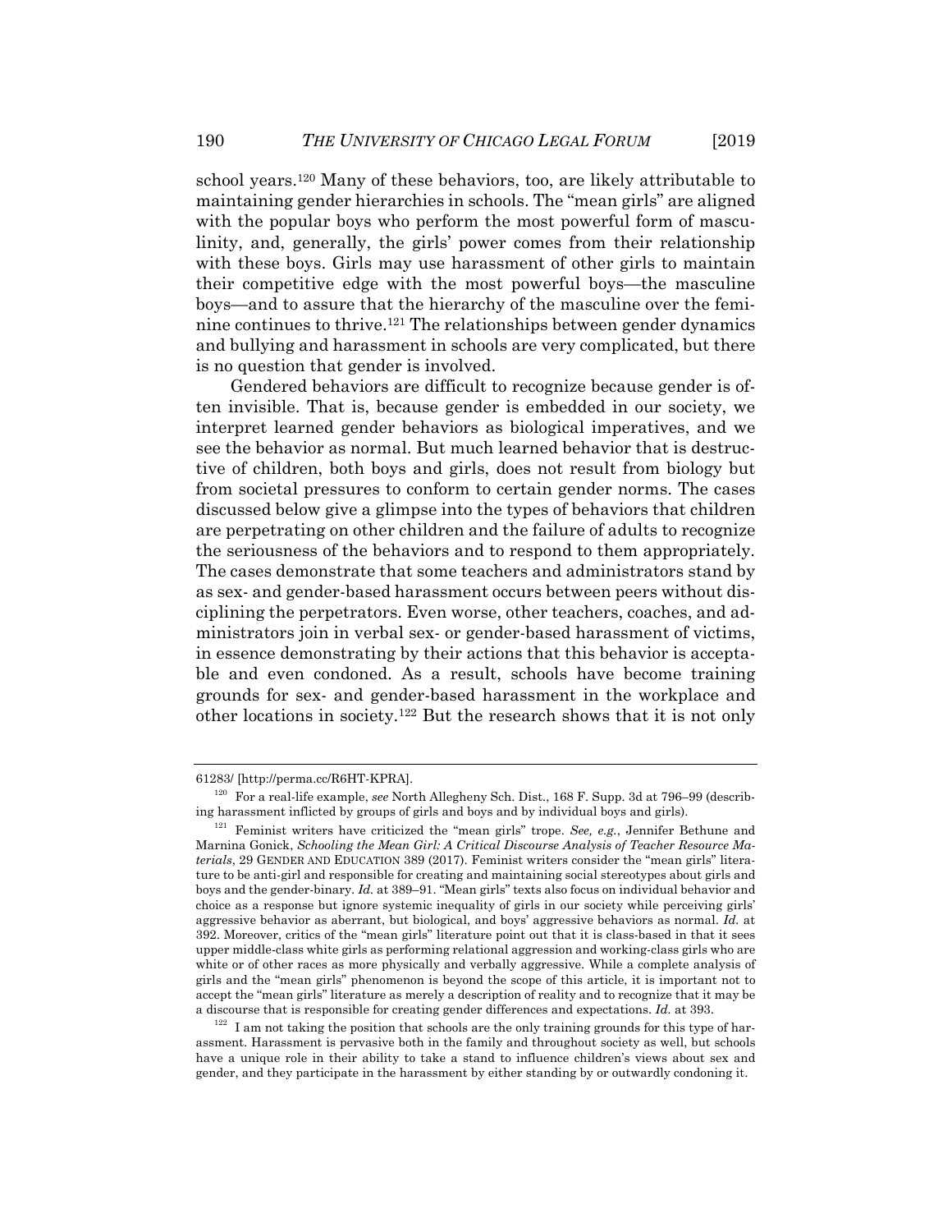school years.[120] Many of these behaviors, too, are likely attributable to maintaining gender hierarchies in schools. The "mean girls" are aligned with the popular boys who perform the most powerful form of masculinity, and, generally, the girls' power comes from their relationship with these boys. Girls may use harassment of other girls to maintain their competitive edge with the most powerful boys—the masculine boys—and to assure that the hierarchy of the masculine over the feminine continues to thrive.[121] The relationships between gender dynamics and bullying and harassment in schools are very complicated, but there is no question that gender is involved.

Gendered behaviors are difficult to recognize because gender is often invisible. That is, because gender is embedded in our society, we interpret learned gender behaviors as biological imperatives, and we see the behavior as normal. But much learned behavior that is destructive of children, both boys and girls, does not result from biology but from societal pressures to conform to certain gender norms. The cases discussed below give a glimpse into the types of behaviors that children are perpetrating on other children and the failure of adults to recognize the seriousness of the behaviors and to respond to them appropriately. The cases demonstrate that some teachers and administrators stand by as sex- and gender-based harassment occurs between peers without disciplining the perpetrators. Even worse, other teachers, coaches, and administrators join in verbal sex- or gender-based harassment of victims, in essence demonstrating by their actions that this behavior is acceptable and even condoned. As a result, schools have become training grounds for sex- and gender-based harassment in the workplace and other locations in society.[122] But the research shows that it is not only

---

61283/ [http://perma.cc/R6HT-KPRA].

[120] For a real-life example, *see* North Allegheny Sch. Dist., 168 F. Supp. 3d at 796–99 (describing harassment inflicted by groups of girls and boys and by individual boys and girls).

[121] Feminist writers have criticized the "mean girls" trope. *See, e.g.*, Jennifer Bethune and Marnina Gonick, *Schooling the Mean Girl: A Critical Discourse Analysis of Teacher Resource Materials*, 29 GENDER AND EDUCATION 389 (2017). Feminist writers consider the "mean girls" literature to be anti-girl and responsible for creating and maintaining social stereotypes about girls and boys and the gender-binary. *Id.* at 389–91. "Mean girls" texts also focus on individual behavior and choice as a response but ignore systemic inequality of girls in our society while perceiving girls' aggressive behavior as aberrant, but biological, and boys' aggressive behaviors as normal. *Id.* at 392. Moreover, critics of the "mean girls" literature point out that it is class-based in that it sees upper middle-class white girls as performing relational aggression and working-class girls who are white or of other races as more physically and verbally aggressive. While a complete analysis of girls and the "mean girls" phenomenon is beyond the scope of this article, it is important not to accept the "mean girls" literature as merely a description of reality and to recognize that it may be a discourse that is responsible for creating gender differences and expectations. *Id.* at 393.

[122] I am not taking the position that schools are the only training grounds for this type of harassment. Harassment is pervasive both in the family and throughout society as well, but schools have a unique role in their ability to take a stand to influence children's views about sex and gender, and they participate in the harassment by either standing by or outwardly condoning it.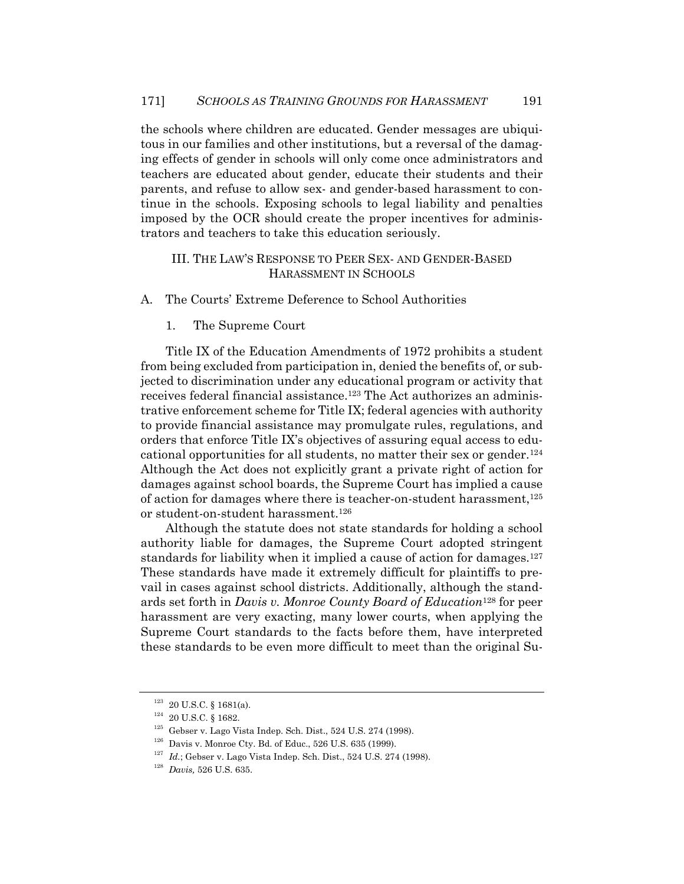the schools where children are educated. Gender messages are ubiquitous in our families and other institutions, but a reversal of the damaging effects of gender in schools will only come once administrators and teachers are educated about gender, educate their students and their parents, and refuse to allow sex- and gender-based harassment to continue in the schools. Exposing schools to legal liability and penalties imposed by the OCR should create the proper incentives for administrators and teachers to take this education seriously.

## III. The Law's Response to Peer Sex- and Gender-Based Harassment in Schools

### A. The Courts' Extreme Deference to School Authorities

#### 1. The Supreme Court

Title IX of the Education Amendments of 1972 prohibits a student from being excluded from participation in, denied the benefits of, or subjected to discrimination under any educational program or activity that receives federal financial assistance.[123] The Act authorizes an administrative enforcement scheme for Title IX; federal agencies with authority to provide financial assistance may promulgate rules, regulations, and orders that enforce Title IX's objectives of assuring equal access to educational opportunities for all students, no matter their sex or gender.[124] Although the Act does not explicitly grant a private right of action for damages against school boards, the Supreme Court has implied a cause of action for damages where there is teacher-on-student harassment,[125] or student-on-student harassment.[126]

Although the statute does not state standards for holding a school authority liable for damages, the Supreme Court adopted stringent standards for liability when it implied a cause of action for damages.[127] These standards have made it extremely difficult for plaintiffs to prevail in cases against school districts. Additionally, although the standards set forth in *Davis v. Monroe County Board of Education*[128] for peer harassment are very exacting, many lower courts, when applying the Supreme Court standards to the facts before them, have interpreted these standards to be even more difficult to meet than the original Su-

---

[123] 20 U.S.C. § 1681(a).

[124] 20 U.S.C. § 1682.

[125] Gebser v. Lago Vista Indep. Sch. Dist., 524 U.S. 274 (1998).

[126] Davis v. Monroe Cty. Bd. of Educ., 526 U.S. 635 (1999).

[127] *Id.*; Gebser v. Lago Vista Indep. Sch. Dist., 524 U.S. 274 (1998).

[128] *Davis,* 526 U.S. 635.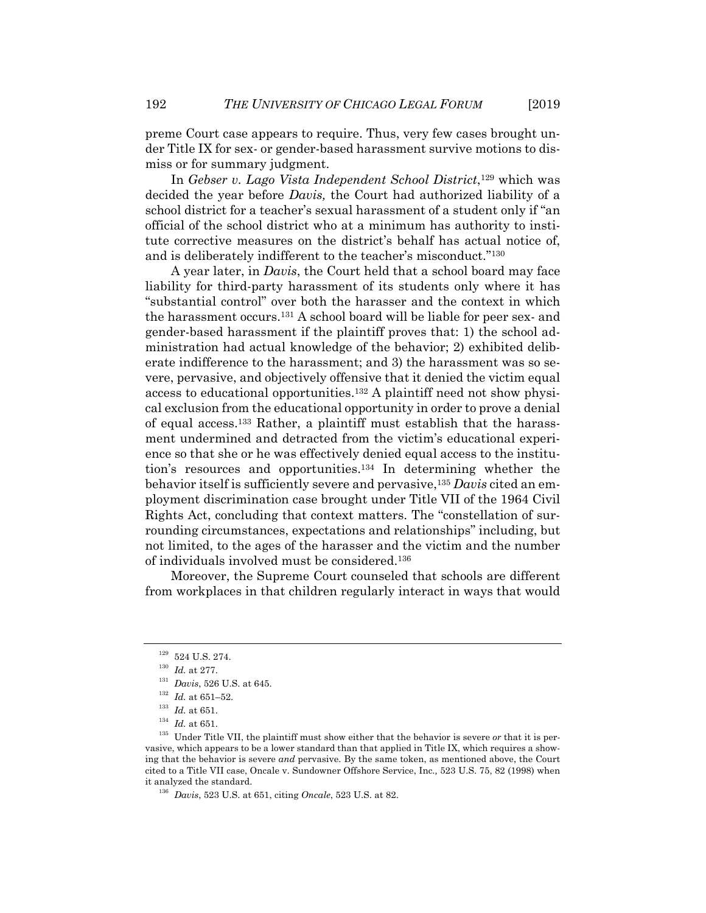preme Court case appears to require. Thus, very few cases brought under Title IX for sex- or gender-based harassment survive motions to dismiss or for summary judgment.

In *Gebser v. Lago Vista Independent School District*,[129] which was decided the year before *Davis,* the Court had authorized liability of a school district for a teacher's sexual harassment of a student only if "an official of the school district who at a minimum has authority to institute corrective measures on the district's behalf has actual notice of, and is deliberately indifferent to the teacher's misconduct."[130]

A year later, in *Davis*, the Court held that a school board may face liability for third-party harassment of its students only where it has "substantial control" over both the harasser and the context in which the harassment occurs.[131] A school board will be liable for peer sex- and gender-based harassment if the plaintiff proves that: 1) the school administration had actual knowledge of the behavior; 2) exhibited deliberate indifference to the harassment; and 3) the harassment was so severe, pervasive, and objectively offensive that it denied the victim equal access to educational opportunities.[132] A plaintiff need not show physical exclusion from the educational opportunity in order to prove a denial of equal access.[133] Rather, a plaintiff must establish that the harassment undermined and detracted from the victim's educational experience so that she or he was effectively denied equal access to the institution's resources and opportunities.[134] In determining whether the behavior itself is sufficiently severe and pervasive,[135] *Davis* cited an employment discrimination case brought under Title VII of the 1964 Civil Rights Act, concluding that context matters. The "constellation of surrounding circumstances, expectations and relationships" including, but not limited, to the ages of the harasser and the victim and the number of individuals involved must be considered.[136]

Moreover, the Supreme Court counseled that schools are different from workplaces in that children regularly interact in ways that would

---

[129] 524 U.S. 274.

[130] *Id.* at 277.

[131] *Davis*, 526 U.S. at 645.

[132] *Id.* at 651–52.

[133] *Id.* at 651.

[134] *Id.* at 651.

[135] Under Title VII, the plaintiff must show either that the behavior is severe *or* that it is pervasive, which appears to be a lower standard than that applied in Title IX, which requires a showing that the behavior is severe *and* pervasive. By the same token, as mentioned above, the Court cited to a Title VII case, Oncale v. Sundowner Offshore Service, Inc.*,* 523 U.S. 75, 82 (1998) when it analyzed the standard.

[136] *Davis*, 523 U.S. at 651, citing *Oncale*, 523 U.S. at 82.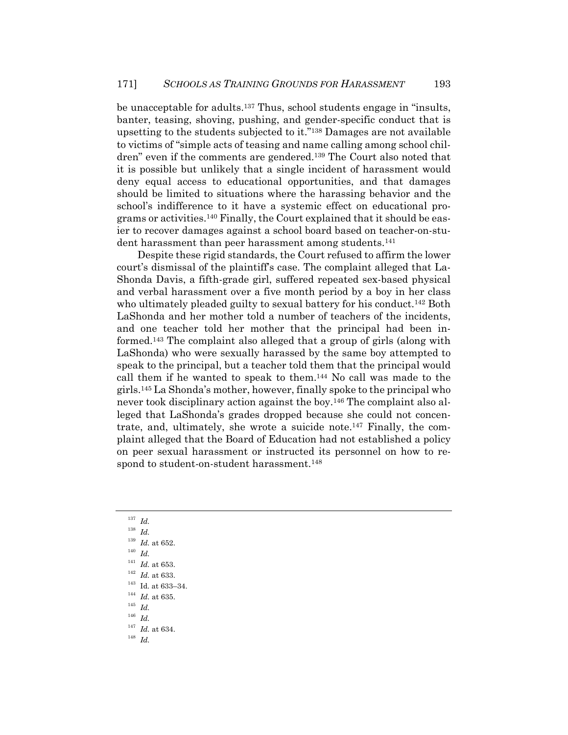be unacceptable for adults.[137] Thus, school students engage in "insults, banter, teasing, shoving, pushing, and gender-specific conduct that is upsetting to the students subjected to it."[138] Damages are not available to victims of "simple acts of teasing and name calling among school children" even if the comments are gendered.[139] The Court also noted that it is possible but unlikely that a single incident of harassment would deny equal access to educational opportunities, and that damages should be limited to situations where the harassing behavior and the school's indifference to it have a systemic effect on educational programs or activities.[140] Finally, the Court explained that it should be easier to recover damages against a school board based on teacher-on-student harassment than peer harassment among students.[141]

Despite these rigid standards, the Court refused to affirm the lower court's dismissal of the plaintiff's case. The complaint alleged that LaShonda Davis, a fifth-grade girl, suffered repeated sex-based physical and verbal harassment over a five month period by a boy in her class who ultimately pleaded guilty to sexual battery for his conduct.[142] Both LaShonda and her mother told a number of teachers of the incidents, and one teacher told her mother that the principal had been informed.[143] The complaint also alleged that a group of girls (along with LaShonda) who were sexually harassed by the same boy attempted to speak to the principal, but a teacher told them that the principal would call them if he wanted to speak to them.[144] No call was made to the girls.[145] La Shonda's mother, however, finally spoke to the principal who never took disciplinary action against the boy.[146] The complaint also alleged that LaShonda's grades dropped because she could not concentrate, and, ultimately, she wrote a suicide note.[147] Finally, the complaint alleged that the Board of Education had not established a policy on peer sexual harassment or instructed its personnel on how to respond to student-on-student harassment.[148]

---

[137] *Id.*

[138] *Id.*

[139] *Id.* at 652.

[140] *Id.*

[141] *Id.* at 653.

[142] *Id.* at 633.

[143] Id. at 633–34.

[144] *Id.* at 635.

[145] *Id.*

[146] *Id.*

[147] *Id.* at 634.

[148] *Id.*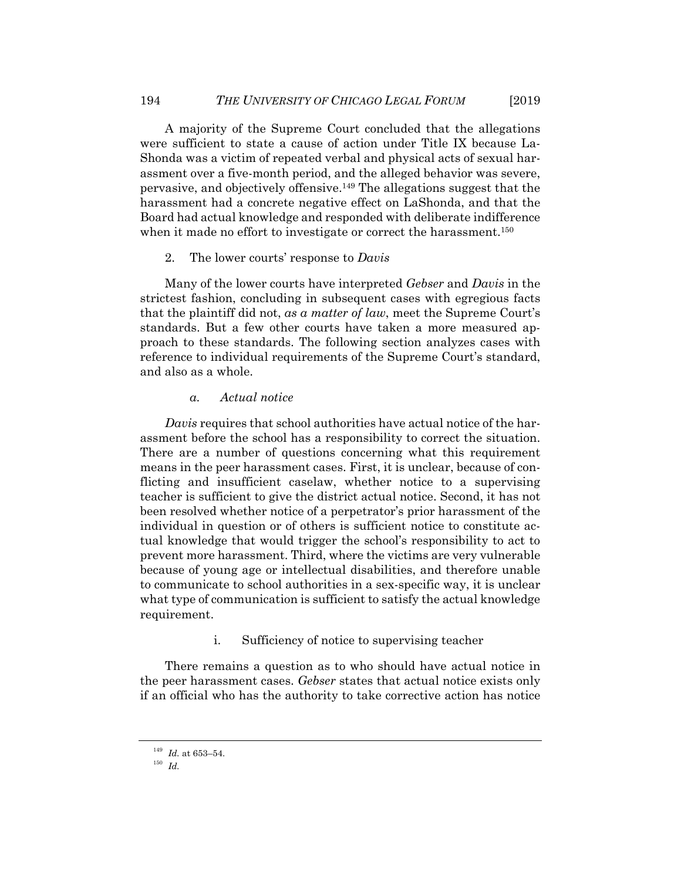A majority of the Supreme Court concluded that the allegations were sufficient to state a cause of action under Title IX because LaShonda was a victim of repeated verbal and physical acts of sexual harassment over a five-month period, and the alleged behavior was severe, pervasive, and objectively offensive.[149] The allegations suggest that the harassment had a concrete negative effect on LaShonda, and that the Board had actual knowledge and responded with deliberate indifference when it made no effort to investigate or correct the harassment.[150]

2. The lower courts' response to *Davis*

Many of the lower courts have interpreted *Gebser* and *Davis* in the strictest fashion, concluding in subsequent cases with egregious facts that the plaintiff did not, *as a matter of law*, meet the Supreme Court's standards. But a few other courts have taken a more measured approach to these standards. The following section analyzes cases with reference to individual requirements of the Supreme Court's standard, and also as a whole.

*a. Actual notice*

*Davis* requires that school authorities have actual notice of the harassment before the school has a responsibility to correct the situation. There are a number of questions concerning what this requirement means in the peer harassment cases. First, it is unclear, because of conflicting and insufficient caselaw, whether notice to a supervising teacher is sufficient to give the district actual notice. Second, it has not been resolved whether notice of a perpetrator's prior harassment of the individual in question or of others is sufficient notice to constitute actual knowledge that would trigger the school's responsibility to act to prevent more harassment. Third, where the victims are very vulnerable because of young age or intellectual disabilities, and therefore unable to communicate to school authorities in a sex-specific way, it is unclear what type of communication is sufficient to satisfy the actual knowledge requirement.

i. Sufficiency of notice to supervising teacher

There remains a question as to who should have actual notice in the peer harassment cases. *Gebser* states that actual notice exists only if an official who has the authority to take corrective action has notice

[149] *Id.* at 653–54.

[150] *Id.*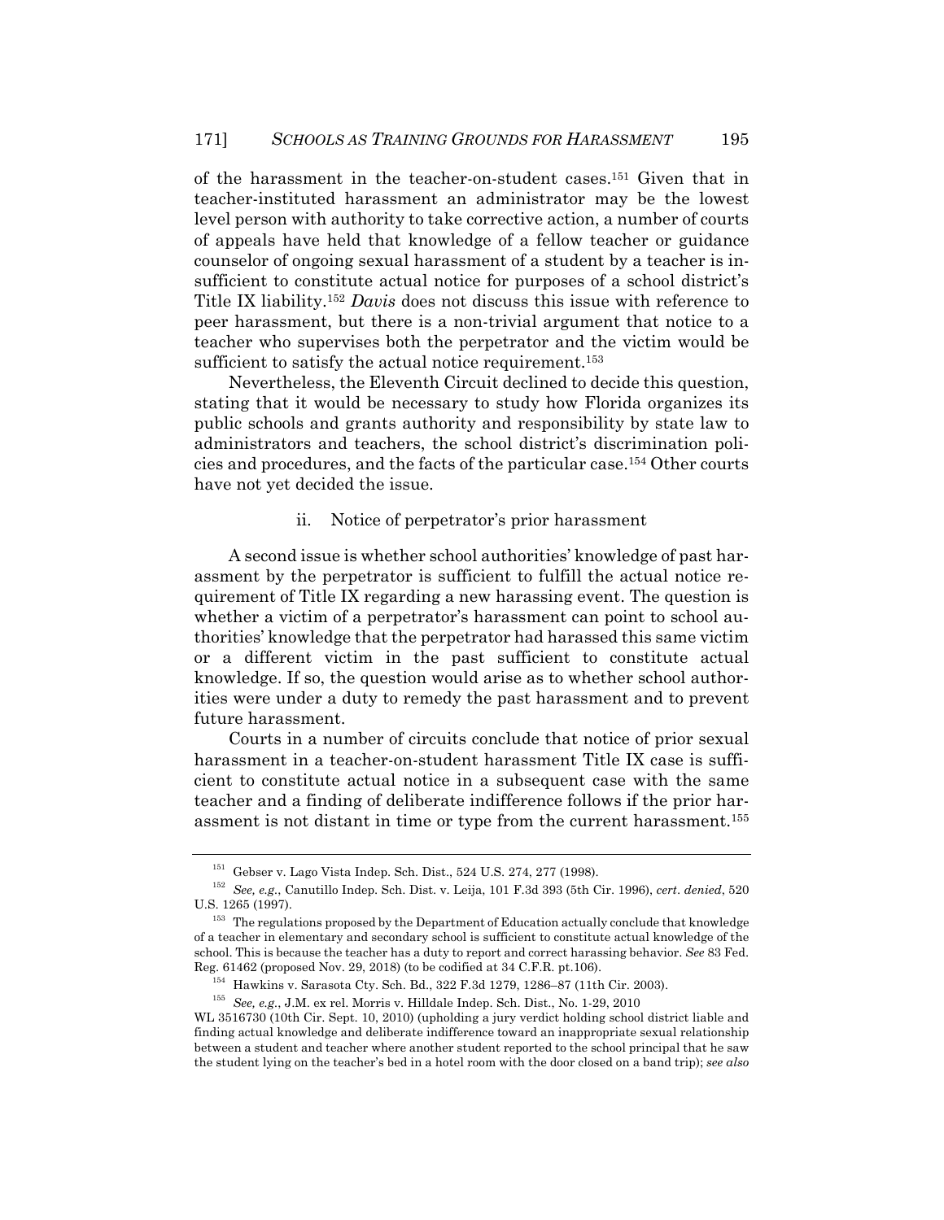of the harassment in the teacher-on-student cases.[151] Given that in teacher-instituted harassment an administrator may be the lowest level person with authority to take corrective action, a number of courts of appeals have held that knowledge of a fellow teacher or guidance counselor of ongoing sexual harassment of a student by a teacher is insufficient to constitute actual notice for purposes of a school district's Title IX liability.[152] *Davis* does not discuss this issue with reference to peer harassment, but there is a non-trivial argument that notice to a teacher who supervises both the perpetrator and the victim would be sufficient to satisfy the actual notice requirement.[153]

Nevertheless, the Eleventh Circuit declined to decide this question, stating that it would be necessary to study how Florida organizes its public schools and grants authority and responsibility by state law to administrators and teachers, the school district's discrimination policies and procedures, and the facts of the particular case.[154] Other courts have not yet decided the issue.

ii. Notice of perpetrator's prior harassment

A second issue is whether school authorities' knowledge of past harassment by the perpetrator is sufficient to fulfill the actual notice requirement of Title IX regarding a new harassing event. The question is whether a victim of a perpetrator's harassment can point to school authorities' knowledge that the perpetrator had harassed this same victim or a different victim in the past sufficient to constitute actual knowledge. If so, the question would arise as to whether school authorities were under a duty to remedy the past harassment and to prevent future harassment.

Courts in a number of circuits conclude that notice of prior sexual harassment in a teacher-on-student harassment Title IX case is sufficient to constitute actual notice in a subsequent case with the same teacher and a finding of deliberate indifference follows if the prior harassment is not distant in time or type from the current harassment.[155]

---

[151] Gebser v. Lago Vista Indep. Sch. Dist., 524 U.S. 274, 277 (1998).

[152] *See, e.g.*, Canutillo Indep. Sch. Dist. v. Leija, 101 F.3d 393 (5th Cir. 1996), *cert. denied*, 520 U.S. 1265 (1997).

[153] The regulations proposed by the Department of Education actually conclude that knowledge of a teacher in elementary and secondary school is sufficient to constitute actual knowledge of the school. This is because the teacher has a duty to report and correct harassing behavior. *See* 83 Fed. Reg. 61462 (proposed Nov. 29, 2018) (to be codified at 34 C.F.R. pt.106).

[154] Hawkins v. Sarasota Cty. Sch. Bd., 322 F.3d 1279, 1286–87 (11th Cir. 2003).

[155] *See, e.g.*, J.M. ex rel. Morris v. Hilldale Indep. Sch. Dist., No. 1-29, 2010 WL 3516730 (10th Cir. Sept. 10, 2010) (upholding a jury verdict holding school district liable and finding actual knowledge and deliberate indifference toward an inappropriate sexual relationship between a student and teacher where another student reported to the school principal that he saw the student lying on the teacher's bed in a hotel room with the door closed on a band trip); *see also*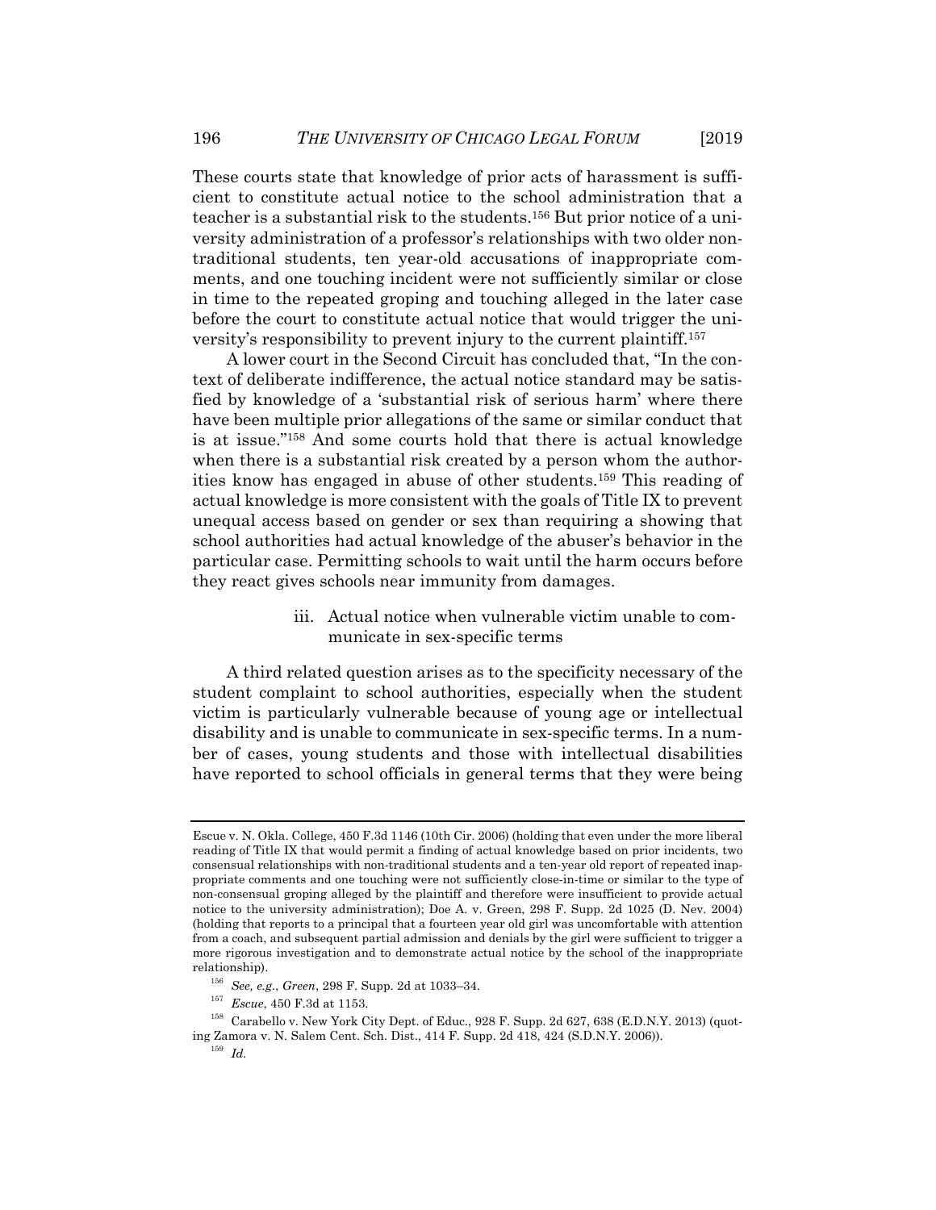These courts state that knowledge of prior acts of harassment is sufficient to constitute actual notice to the school administration that a teacher is a substantial risk to the students.[156] But prior notice of a university administration of a professor's relationships with two older non-traditional students, ten year-old accusations of inappropriate comments, and one touching incident were not sufficiently similar or close in time to the repeated groping and touching alleged in the later case before the court to constitute actual notice that would trigger the university's responsibility to prevent injury to the current plaintiff.[157]

A lower court in the Second Circuit has concluded that, "In the context of deliberate indifference, the actual notice standard may be satisfied by knowledge of a 'substantial risk of serious harm' where there have been multiple prior allegations of the same or similar conduct that is at issue."[158] And some courts hold that there is actual knowledge when there is a substantial risk created by a person whom the authorities know has engaged in abuse of other students.[159] This reading of actual knowledge is more consistent with the goals of Title IX to prevent unequal access based on gender or sex than requiring a showing that school authorities had actual knowledge of the abuser's behavior in the particular case. Permitting schools to wait until the harm occurs before they react gives schools near immunity from damages.

iii. Actual notice when vulnerable victim unable to communicate in sex-specific terms

A third related question arises as to the specificity necessary of the student complaint to school authorities, especially when the student victim is particularly vulnerable because of young age or intellectual disability and is unable to communicate in sex-specific terms. In a number of cases, young students and those with intellectual disabilities have reported to school officials in general terms that they were being

---

Escue v. N. Okla. College, 450 F.3d 1146 (10th Cir. 2006) (holding that even under the more liberal reading of Title IX that would permit a finding of actual knowledge based on prior incidents, two consensual relationships with non-traditional students and a ten-year old report of repeated inappropriate comments and one touching were not sufficiently close-in-time or similar to the type of non-consensual groping alleged by the plaintiff and therefore were insufficient to provide actual notice to the university administration); Doe A. v. Green, 298 F. Supp. 2d 1025 (D. Nev. 2004) (holding that reports to a principal that a fourteen year old girl was uncomfortable with attention from a coach, and subsequent partial admission and denials by the girl were sufficient to trigger a more rigorous investigation and to demonstrate actual notice by the school of the inappropriate relationship).

[156] *See, e.g.*, *Green*, 298 F. Supp. 2d at 1033–34.

[157] *Escue*, 450 F.3d at 1153.

[158] Carabello v. New York City Dept. of Educ., 928 F. Supp. 2d 627, 638 (E.D.N.Y. 2013) (quoting Zamora v. N. Salem Cent. Sch. Dist., 414 F. Supp. 2d 418, 424 (S.D.N.Y. 2006)).

[159] *Id.*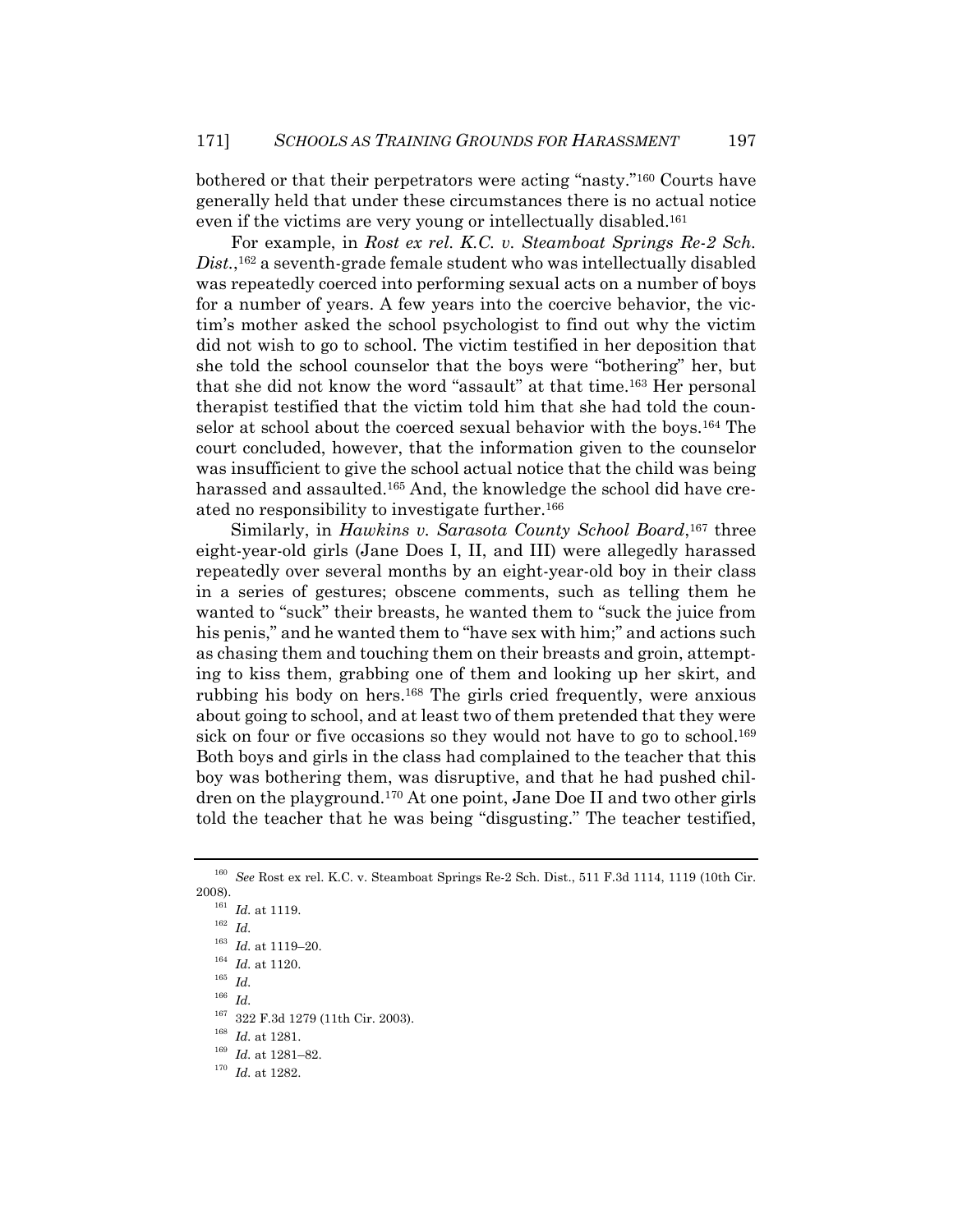bothered or that their perpetrators were acting "nasty."[160] Courts have generally held that under these circumstances there is no actual notice even if the victims are very young or intellectually disabled.[161]

For example, in *Rost ex rel. K.C. v. Steamboat Springs Re-2 Sch. Dist.*,[162] a seventh-grade female student who was intellectually disabled was repeatedly coerced into performing sexual acts on a number of boys for a number of years. A few years into the coercive behavior, the victim's mother asked the school psychologist to find out why the victim did not wish to go to school. The victim testified in her deposition that she told the school counselor that the boys were "bothering" her, but that she did not know the word "assault" at that time.[163] Her personal therapist testified that the victim told him that she had told the counselor at school about the coerced sexual behavior with the boys.[164] The court concluded, however, that the information given to the counselor was insufficient to give the school actual notice that the child was being harassed and assaulted.[165] And, the knowledge the school did have created no responsibility to investigate further.[166]

Similarly, in *Hawkins v. Sarasota County School Board*,[167] three eight-year-old girls (Jane Does I, II, and III) were allegedly harassed repeatedly over several months by an eight-year-old boy in their class in a series of gestures; obscene comments, such as telling them he wanted to "suck" their breasts, he wanted them to "suck the juice from his penis," and he wanted them to "have sex with him;" and actions such as chasing them and touching them on their breasts and groin, attempting to kiss them, grabbing one of them and looking up her skirt, and rubbing his body on hers.[168] The girls cried frequently, were anxious about going to school, and at least two of them pretended that they were sick on four or five occasions so they would not have to go to school.[169] Both boys and girls in the class had complained to the teacher that this boy was bothering them, was disruptive, and that he had pushed children on the playground.[170] At one point, Jane Doe II and two other girls told the teacher that he was being "disgusting." The teacher testified,

---

[160] *See* Rost ex rel. K.C. v. Steamboat Springs Re-2 Sch. Dist., 511 F.3d 1114, 1119 (10th Cir. 2008).

[161] *Id.* at 1119.

[162] *Id.*

[163] *Id.* at 1119–20.

[164] *Id.* at 1120.

[165] *Id.*

[166] *Id.*

[167] 322 F.3d 1279 (11th Cir. 2003).

[168] *Id.* at 1281.

[169] *Id.* at 1281–82.

[170] *Id.* at 1282.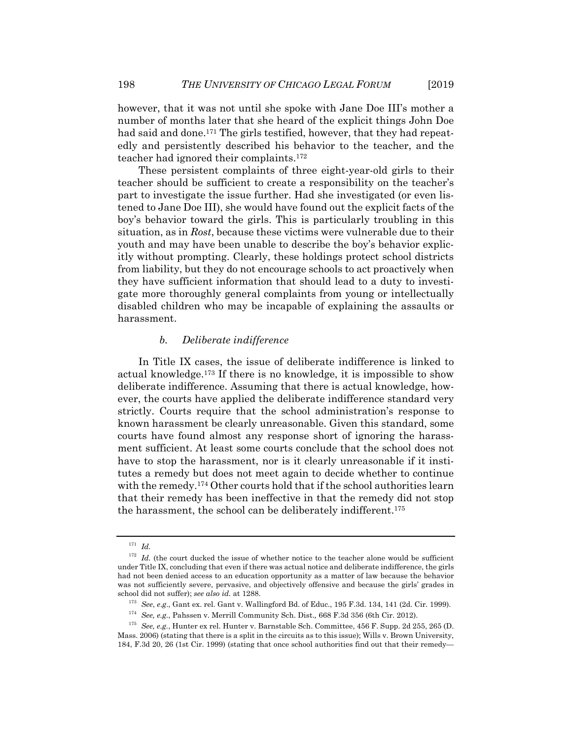however, that it was not until she spoke with Jane Doe III's mother a number of months later that she heard of the explicit things John Doe had said and done.[171] The girls testified, however, that they had repeatedly and persistently described his behavior to the teacher, and the teacher had ignored their complaints.[172]

These persistent complaints of three eight-year-old girls to their teacher should be sufficient to create a responsibility on the teacher's part to investigate the issue further. Had she investigated (or even listened to Jane Doe III), she would have found out the explicit facts of the boy's behavior toward the girls. This is particularly troubling in this situation, as in *Rost*, because these victims were vulnerable due to their youth and may have been unable to describe the boy's behavior explicitly without prompting. Clearly, these holdings protect school districts from liability, but they do not encourage schools to act proactively when they have sufficient information that should lead to a duty to investigate more thoroughly general complaints from young or intellectually disabled children who may be incapable of explaining the assaults or harassment.

#### *b. Deliberate indifference*

In Title IX cases, the issue of deliberate indifference is linked to actual knowledge.[173] If there is no knowledge, it is impossible to show deliberate indifference. Assuming that there is actual knowledge, however, the courts have applied the deliberate indifference standard very strictly. Courts require that the school administration's response to known harassment be clearly unreasonable. Given this standard, some courts have found almost any response short of ignoring the harassment sufficient. At least some courts conclude that the school does not have to stop the harassment, nor is it clearly unreasonable if it institutes a remedy but does not meet again to decide whether to continue with the remedy.[174] Other courts hold that if the school authorities learn that their remedy has been ineffective in that the remedy did not stop the harassment, the school can be deliberately indifferent.[175]

---

[171] *Id.*

[172] *Id.* (the court ducked the issue of whether notice to the teacher alone would be sufficient under Title IX, concluding that even if there was actual notice and deliberate indifference, the girls had not been denied access to an education opportunity as a matter of law because the behavior was not sufficiently severe, pervasive, and objectively offensive and because the girls' grades in school did not suffer); *see also id.* at 1288.

[173] *See*, *e.g*., Gant ex. rel. Gant v. Wallingford Bd. of Educ., 195 F.3d. 134, 141 (2d. Cir. 1999).

[174] *See, e.g.*, Pahssen v. Merrill Community Sch. Dist., 668 F.3d 356 (6th Cir. 2012).

[175] *See, e.g.*, Hunter ex rel. Hunter v. Barnstable Sch. Committee, 456 F. Supp. 2d 255, 265 (D. Mass. 2006) (stating that there is a split in the circuits as to this issue); Wills v. Brown University, 184, F.3d 20, 26 (1st Cir. 1999) (stating that once school authorities find out that their remedy—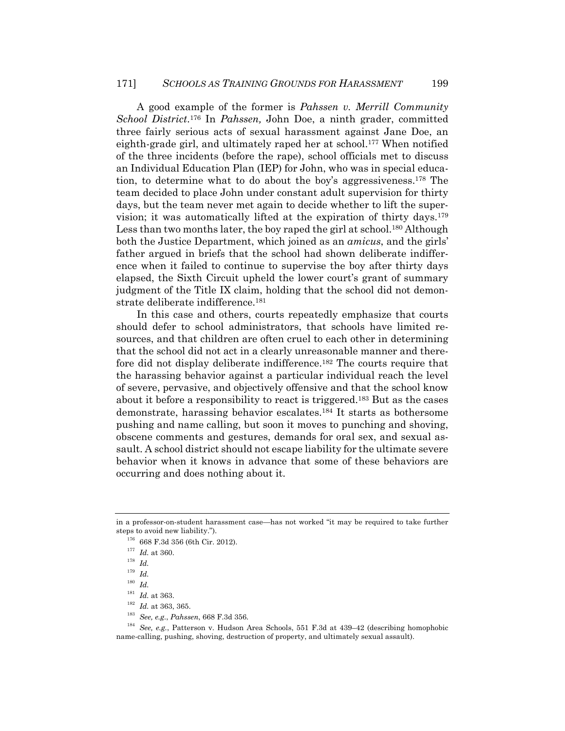A good example of the former is *Pahssen v. Merrill Community School District*.[176] In *Pahssen,* John Doe, a ninth grader, committed three fairly serious acts of sexual harassment against Jane Doe, an eighth-grade girl, and ultimately raped her at school.[177] When notified of the three incidents (before the rape), school officials met to discuss an Individual Education Plan (IEP) for John, who was in special education, to determine what to do about the boy's aggressiveness.[178] The team decided to place John under constant adult supervision for thirty days, but the team never met again to decide whether to lift the supervision; it was automatically lifted at the expiration of thirty days.[179] Less than two months later, the boy raped the girl at school.[180] Although both the Justice Department, which joined as an *amicus*, and the girls' father argued in briefs that the school had shown deliberate indifference when it failed to continue to supervise the boy after thirty days elapsed, the Sixth Circuit upheld the lower court's grant of summary judgment of the Title IX claim, holding that the school did not demonstrate deliberate indifference.[181]

In this case and others, courts repeatedly emphasize that courts should defer to school administrators, that schools have limited resources, and that children are often cruel to each other in determining that the school did not act in a clearly unreasonable manner and therefore did not display deliberate indifference.[182] The courts require that the harassing behavior against a particular individual reach the level of severe, pervasive, and objectively offensive and that the school know about it before a responsibility to react is triggered.[183] But as the cases demonstrate, harassing behavior escalates.[184] It starts as bothersome pushing and name calling, but soon it moves to punching and shoving, obscene comments and gestures, demands for oral sex, and sexual assault. A school district should not escape liability for the ultimate severe behavior when it knows in advance that some of these behaviors are occurring and does nothing about it.

---

in a professor-on-student harassment case—has not worked "it may be required to take further steps to avoid new liability.").

[176] 668 F.3d 356 (6th Cir. 2012).

[177] *Id.* at 360.

[178] *Id.*

[179] *Id.*

[180] *Id.*

[181] *Id.* at 363.

[182] *Id.* at 363, 365.

[183] *See, e.g.*, *Pahssen*, 668 F.3d 356.

[184] *See, e.g.*, Patterson v. Hudson Area Schools, 551 F.3d at 439–42 (describing homophobic name-calling, pushing, shoving, destruction of property, and ultimately sexual assault).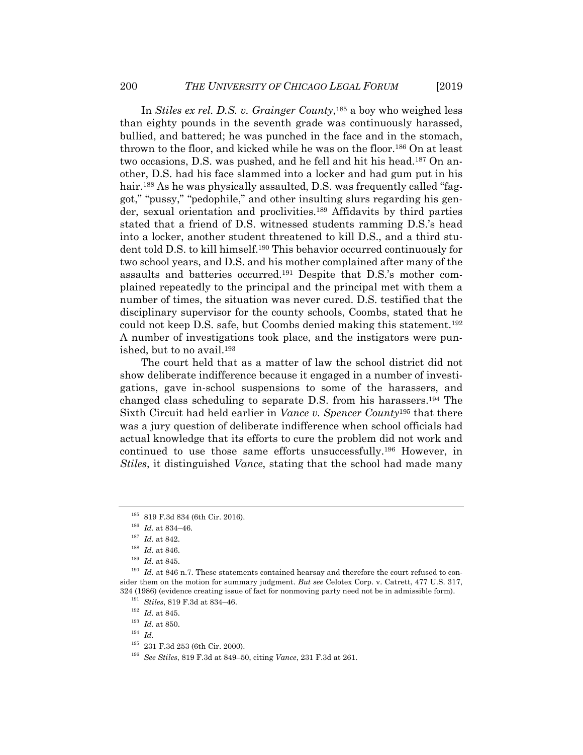In *Stiles ex rel. D.S. v. Grainger County*,[185] a boy who weighed less than eighty pounds in the seventh grade was continuously harassed, bullied, and battered; he was punched in the face and in the stomach, thrown to the floor, and kicked while he was on the floor.[186] On at least two occasions, D.S. was pushed, and he fell and hit his head.[187] On another, D.S. had his face slammed into a locker and had gum put in his hair.[188] As he was physically assaulted, D.S. was frequently called "faggot," "pussy," "pedophile," and other insulting slurs regarding his gender, sexual orientation and proclivities.[189] Affidavits by third parties stated that a friend of D.S. witnessed students ramming D.S.'s head into a locker, another student threatened to kill D.S., and a third student told D.S. to kill himself.[190] This behavior occurred continuously for two school years, and D.S. and his mother complained after many of the assaults and batteries occurred.[191] Despite that D.S.'s mother complained repeatedly to the principal and the principal met with them a number of times, the situation was never cured. D.S. testified that the disciplinary supervisor for the county schools, Coombs, stated that he could not keep D.S. safe, but Coombs denied making this statement.[192] A number of investigations took place, and the instigators were punished, but to no avail.[193]

The court held that as a matter of law the school district did not show deliberate indifference because it engaged in a number of investigations, gave in-school suspensions to some of the harassers, and changed class scheduling to separate D.S. from his harassers.[194] The Sixth Circuit had held earlier in *Vance v. Spencer County*[195] that there was a jury question of deliberate indifference when school officials had actual knowledge that its efforts to cure the problem did not work and continued to use those same efforts unsuccessfully.[196] However, in *Stiles*, it distinguished *Vance*, stating that the school had made many

---

[185] 819 F.3d 834 (6th Cir. 2016).

[186] *Id.* at 834–46.

[187] *Id.* at 842.

[188] *Id.* at 846.

[189] *Id.* at 845.

[190] *Id.* at 846 n.7. These statements contained hearsay and therefore the court refused to consider them on the motion for summary judgment. *But see* Celotex Corp. v. Catrett, 477 U.S. 317, 324 (1986) (evidence creating issue of fact for nonmoving party need not be in admissible form).

[191] *Stiles*, 819 F.3d at 834–46.

[192] *Id.* at 845.

[193] *Id.* at 850.

[194] *Id.*

[195] 231 F.3d 253 (6th Cir. 2000).

[196] *See Stiles*, 819 F.3d at 849–50, citing *Vance*, 231 F.3d at 261.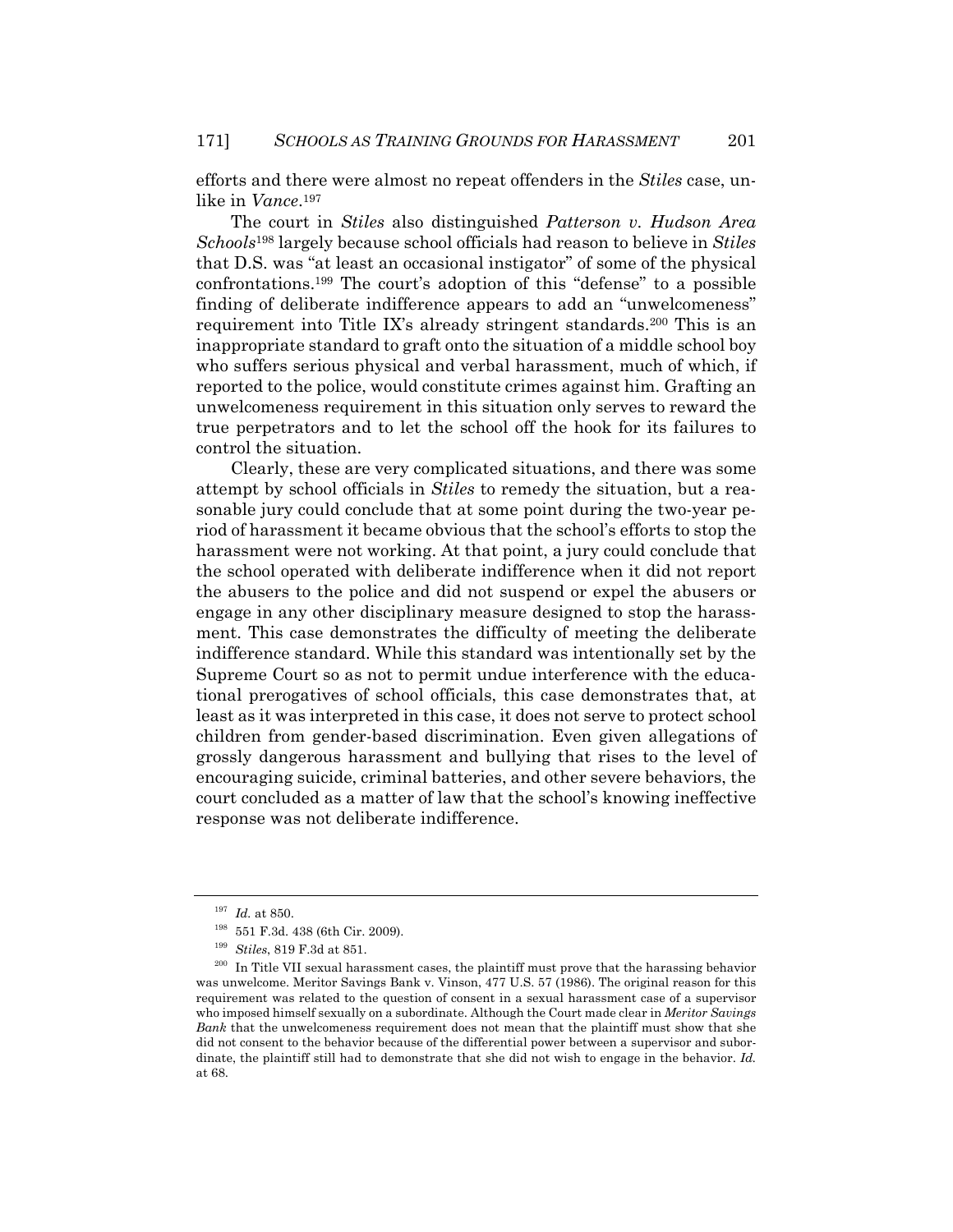efforts and there were almost no repeat offenders in the *Stiles* case, unlike in *Vance*.[197]

The court in *Stiles* also distinguished *Patterson v. Hudson Area Schools*[198] largely because school officials had reason to believe in *Stiles* that D.S. was "at least an occasional instigator" of some of the physical confrontations.[199] The court's adoption of this "defense" to a possible finding of deliberate indifference appears to add an "unwelcomeness" requirement into Title IX's already stringent standards.[200] This is an inappropriate standard to graft onto the situation of a middle school boy who suffers serious physical and verbal harassment, much of which, if reported to the police, would constitute crimes against him. Grafting an unwelcomeness requirement in this situation only serves to reward the true perpetrators and to let the school off the hook for its failures to control the situation.

Clearly, these are very complicated situations, and there was some attempt by school officials in *Stiles* to remedy the situation, but a reasonable jury could conclude that at some point during the two-year period of harassment it became obvious that the school's efforts to stop the harassment were not working. At that point, a jury could conclude that the school operated with deliberate indifference when it did not report the abusers to the police and did not suspend or expel the abusers or engage in any other disciplinary measure designed to stop the harassment. This case demonstrates the difficulty of meeting the deliberate indifference standard. While this standard was intentionally set by the Supreme Court so as not to permit undue interference with the educational prerogatives of school officials, this case demonstrates that, at least as it was interpreted in this case, it does not serve to protect school children from gender-based discrimination. Even given allegations of grossly dangerous harassment and bullying that rises to the level of encouraging suicide, criminal batteries, and other severe behaviors, the court concluded as a matter of law that the school's knowing ineffective response was not deliberate indifference.

---

[197] *Id.* at 850.

[198] 551 F.3d. 438 (6th Cir. 2009).

[199] *Stiles*, 819 F.3d at 851.

[200] In Title VII sexual harassment cases, the plaintiff must prove that the harassing behavior was unwelcome. Meritor Savings Bank v. Vinson, 477 U.S. 57 (1986). The original reason for this requirement was related to the question of consent in a sexual harassment case of a supervisor who imposed himself sexually on a subordinate. Although the Court made clear in *Meritor Savings Bank* that the unwelcomeness requirement does not mean that the plaintiff must show that she did not consent to the behavior because of the differential power between a supervisor and subordinate, the plaintiff still had to demonstrate that she did not wish to engage in the behavior. *Id.* at 68.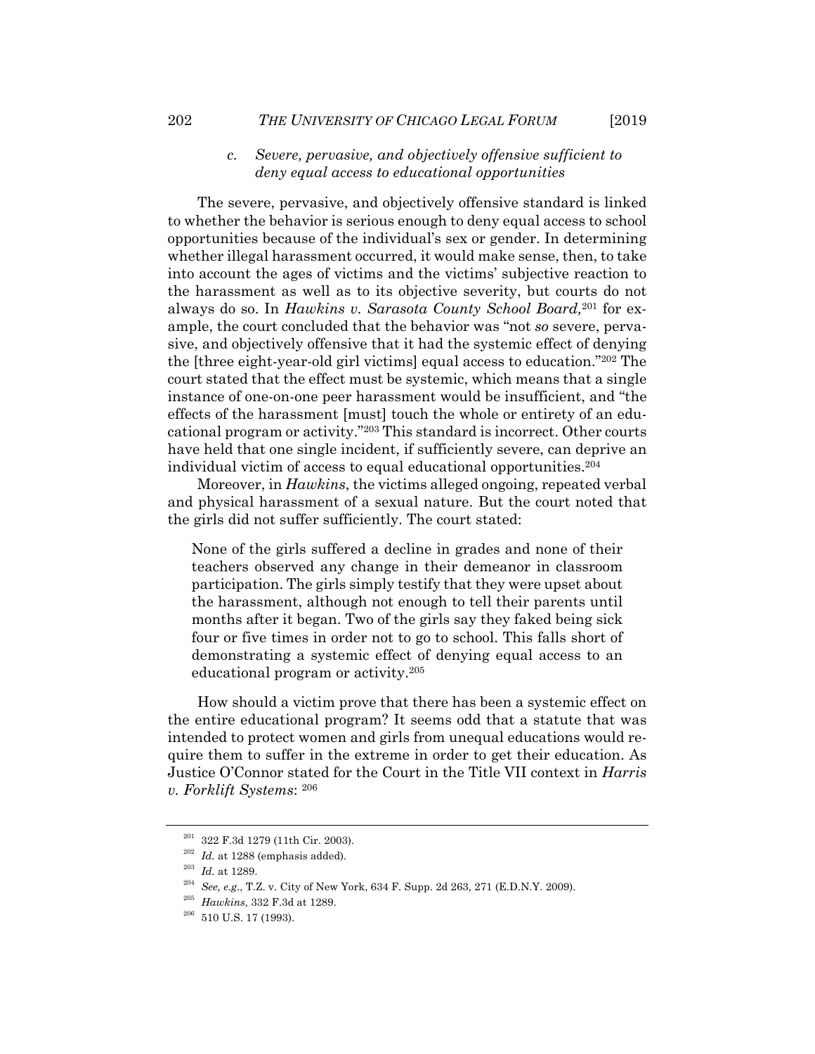### *c. Severe, pervasive, and objectively offensive sufficient to deny equal access to educational opportunities*

The severe, pervasive, and objectively offensive standard is linked to whether the behavior is serious enough to deny equal access to school opportunities because of the individual's sex or gender. In determining whether illegal harassment occurred, it would make sense, then, to take into account the ages of victims and the victims' subjective reaction to the harassment as well as to its objective severity, but courts do not always do so. In *Hawkins v. Sarasota County School Board,*[201] for example, the court concluded that the behavior was "not *so* severe, pervasive, and objectively offensive that it had the systemic effect of denying the [three eight-year-old girl victims] equal access to education."[202] The court stated that the effect must be systemic, which means that a single instance of one-on-one peer harassment would be insufficient, and "the effects of the harassment [must] touch the whole or entirety of an educational program or activity."[203] This standard is incorrect. Other courts have held that one single incident, if sufficiently severe, can deprive an individual victim of access to equal educational opportunities.[204]

Moreover, in *Hawkins*, the victims alleged ongoing, repeated verbal and physical harassment of a sexual nature. But the court noted that the girls did not suffer sufficiently. The court stated:

> None of the girls suffered a decline in grades and none of their teachers observed any change in their demeanor in classroom participation. The girls simply testify that they were upset about the harassment, although not enough to tell their parents until months after it began. Two of the girls say they faked being sick four or five times in order not to go to school. This falls short of demonstrating a systemic effect of denying equal access to an educational program or activity.[205]

How should a victim prove that there has been a systemic effect on the entire educational program? It seems odd that a statute that was intended to protect women and girls from unequal educations would require them to suffer in the extreme in order to get their education. As Justice O'Connor stated for the Court in the Title VII context in *Harris v. Forklift Systems*: [206]

---

[201] 322 F.3d 1279 (11th Cir. 2003).

[202] *Id.* at 1288 (emphasis added).

[203] *Id.* at 1289.

[204] *See, e.g.*, T.Z. v. City of New York, 634 F. Supp. 2d 263, 271 (E.D.N.Y. 2009).

[205] *Hawkins*, 332 F.3d at 1289.

[206] 510 U.S. 17 (1993).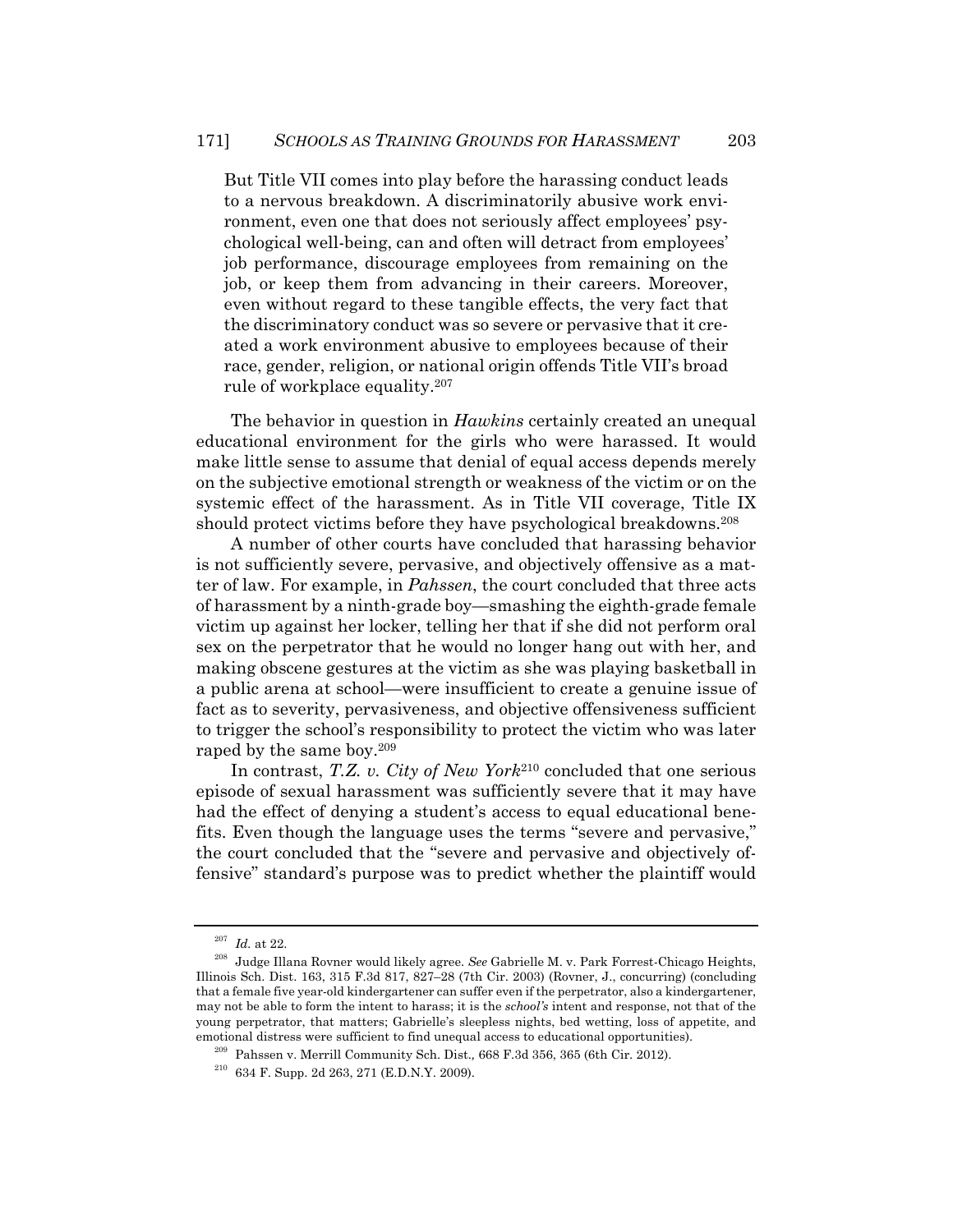> But Title VII comes into play before the harassing conduct leads to a nervous breakdown. A discriminatorily abusive work environment, even one that does not seriously affect employees' psychological well-being, can and often will detract from employees' job performance, discourage employees from remaining on the job, or keep them from advancing in their careers. Moreover, even without regard to these tangible effects, the very fact that the discriminatory conduct was so severe or pervasive that it created a work environment abusive to employees because of their race, gender, religion, or national origin offends Title VII's broad rule of workplace equality.[207]

The behavior in question in *Hawkins* certainly created an unequal educational environment for the girls who were harassed. It would make little sense to assume that denial of equal access depends merely on the subjective emotional strength or weakness of the victim or on the systemic effect of the harassment. As in Title VII coverage, Title IX should protect victims before they have psychological breakdowns.[208]

A number of other courts have concluded that harassing behavior is not sufficiently severe, pervasive, and objectively offensive as a matter of law. For example, in *Pahssen*, the court concluded that three acts of harassment by a ninth-grade boy—smashing the eighth-grade female victim up against her locker, telling her that if she did not perform oral sex on the perpetrator that he would no longer hang out with her, and making obscene gestures at the victim as she was playing basketball in a public arena at school—were insufficient to create a genuine issue of fact as to severity, pervasiveness, and objective offensiveness sufficient to trigger the school's responsibility to protect the victim who was later raped by the same boy.[209]

In contrast, *T.Z. v. City of New York*[210] concluded that one serious episode of sexual harassment was sufficiently severe that it may have had the effect of denying a student's access to equal educational benefits. Even though the language uses the terms "severe and pervasive," the court concluded that the "severe and pervasive and objectively offensive" standard's purpose was to predict whether the plaintiff would

---

[207] *Id.* at 22.

[208] Judge Illana Rovner would likely agree. *See* Gabrielle M. v. Park Forrest-Chicago Heights, Illinois Sch. Dist. 163, 315 F.3d 817, 827–28 (7th Cir. 2003) (Rovner, J., concurring) (concluding that a female five year-old kindergartener can suffer even if the perpetrator, also a kindergartener, may not be able to form the intent to harass; it is the *school's* intent and response, not that of the young perpetrator, that matters; Gabrielle's sleepless nights, bed wetting, loss of appetite, and emotional distress were sufficient to find unequal access to educational opportunities).

[209] Pahssen v. Merrill Community Sch. Dist., 668 F.3d 356, 365 (6th Cir. 2012).

[210] 634 F. Supp. 2d 263, 271 (E.D.N.Y. 2009).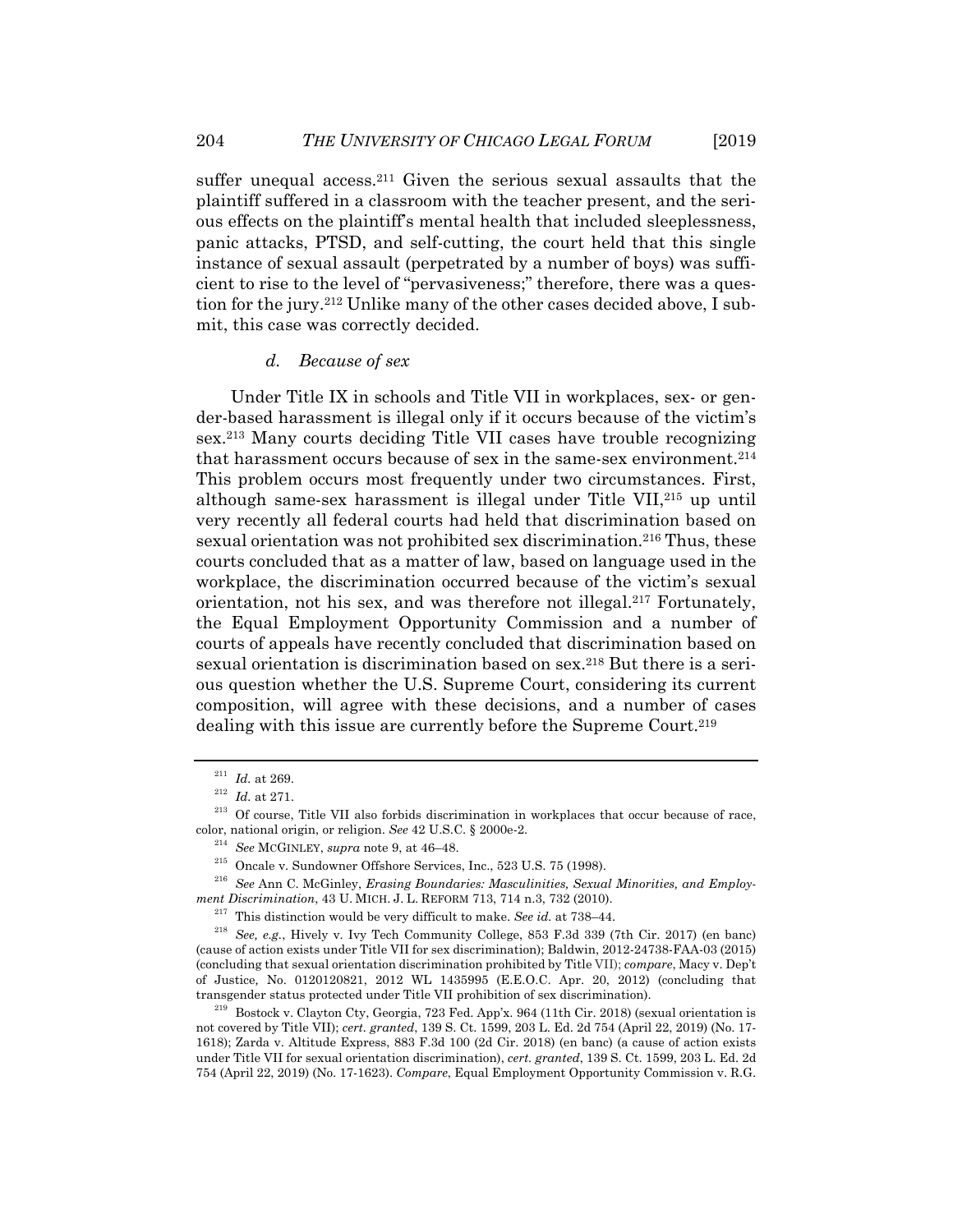suffer unequal access.[211] Given the serious sexual assaults that the plaintiff suffered in a classroom with the teacher present, and the serious effects on the plaintiff's mental health that included sleeplessness, panic attacks, PTSD, and self-cutting, the court held that this single instance of sexual assault (perpetrated by a number of boys) was sufficient to rise to the level of "pervasiveness;" therefore, there was a question for the jury.[212] Unlike many of the other cases decided above, I submit, this case was correctly decided.

#### *d. Because of sex*

Under Title IX in schools and Title VII in workplaces, sex- or gender-based harassment is illegal only if it occurs because of the victim's sex.[213] Many courts deciding Title VII cases have trouble recognizing that harassment occurs because of sex in the same-sex environment.[214] This problem occurs most frequently under two circumstances. First, although same-sex harassment is illegal under Title VII,[215] up until very recently all federal courts had held that discrimination based on sexual orientation was not prohibited sex discrimination.[216] Thus, these courts concluded that as a matter of law, based on language used in the workplace, the discrimination occurred because of the victim's sexual orientation, not his sex, and was therefore not illegal.[217] Fortunately, the Equal Employment Opportunity Commission and a number of courts of appeals have recently concluded that discrimination based on sexual orientation is discrimination based on sex.[218] But there is a serious question whether the U.S. Supreme Court, considering its current composition, will agree with these decisions, and a number of cases dealing with this issue are currently before the Supreme Court.[219]

---

[211] *Id.* at 269.

[212] *Id.* at 271.

[213] Of course, Title VII also forbids discrimination in workplaces that occur because of race, color, national origin, or religion. *See* 42 U.S.C. § 2000e-2.

[214] *See* MCGINLEY, *supra* note 9, at 46–48.

[215] Oncale v. Sundowner Offshore Services, Inc., 523 U.S. 75 (1998).

[216] *See* Ann C. McGinley, *Erasing Boundaries: Masculinities, Sexual Minorities, and Employment Discrimination*, 43 U. MICH. J. L. REFORM 713, 714 n.3, 732 (2010).

[217] This distinction would be very difficult to make. *See id.* at 738–44.

[218] *See, e.g.*, Hively v. Ivy Tech Community College, 853 F.3d 339 (7th Cir. 2017) (en banc) (cause of action exists under Title VII for sex discrimination); Baldwin, 2012-24738-FAA-03 (2015) (concluding that sexual orientation discrimination prohibited by Title VII); *compare*, Macy v. Dep't of Justice, No. 0120120821, 2012 WL 1435995 (E.E.O.C. Apr. 20, 2012) (concluding that transgender status protected under Title VII prohibition of sex discrimination).

[219] Bostock v. Clayton Cty, Georgia, 723 Fed. App'x. 964 (11th Cir. 2018) (sexual orientation is not covered by Title VII); *cert. granted*, 139 S. Ct. 1599, 203 L. Ed. 2d 754 (April 22, 2019) (No. 17-1618); Zarda v. Altitude Express, 883 F.3d 100 (2d Cir. 2018) (en banc) (a cause of action exists under Title VII for sexual orientation discrimination), *cert. granted*, 139 S. Ct. 1599, 203 L. Ed. 2d 754 (April 22, 2019) (No. 17-1623). *Compare*, Equal Employment Opportunity Commission v. R.G.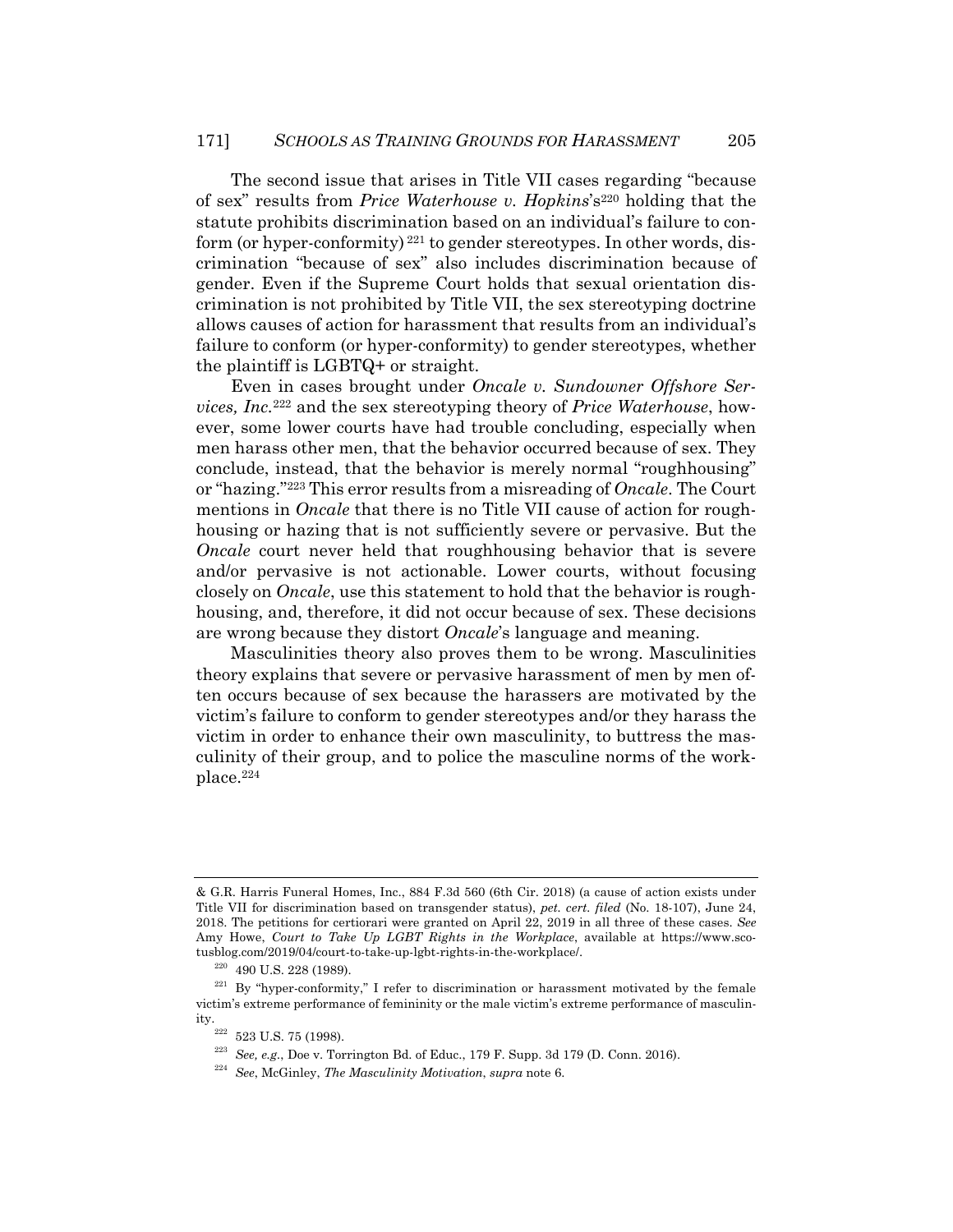The second issue that arises in Title VII cases regarding "because of sex" results from *Price Waterhouse v. Hopkins*'s[220] holding that the statute prohibits discrimination based on an individual's failure to conform (or hyper-conformity)[221] to gender stereotypes. In other words, discrimination "because of sex" also includes discrimination because of gender. Even if the Supreme Court holds that sexual orientation discrimination is not prohibited by Title VII, the sex stereotyping doctrine allows causes of action for harassment that results from an individual's failure to conform (or hyper-conformity) to gender stereotypes, whether the plaintiff is LGBTQ+ or straight.

Even in cases brought under *Oncale v. Sundowner Offshore Services, Inc.*[222] and the sex stereotyping theory of *Price Waterhouse*, however, some lower courts have had trouble concluding, especially when men harass other men, that the behavior occurred because of sex. They conclude, instead, that the behavior is merely normal "roughhousing" or "hazing."[223] This error results from a misreading of *Oncale*. The Court mentions in *Oncale* that there is no Title VII cause of action for roughhousing or hazing that is not sufficiently severe or pervasive. But the *Oncale* court never held that roughhousing behavior that is severe and/or pervasive is not actionable. Lower courts, without focusing closely on *Oncale*, use this statement to hold that the behavior is roughhousing, and, therefore, it did not occur because of sex. These decisions are wrong because they distort *Oncale*'s language and meaning.

Masculinities theory also proves them to be wrong. Masculinities theory explains that severe or pervasive harassment of men by men often occurs because of sex because the harassers are motivated by the victim's failure to conform to gender stereotypes and/or they harass the victim in order to enhance their own masculinity, to buttress the masculinity of their group, and to police the masculine norms of the workplace.[224]

---

& G.R. Harris Funeral Homes, Inc., 884 F.3d 560 (6th Cir. 2018) (a cause of action exists under Title VII for discrimination based on transgender status), *pet. cert. filed* (No. 18-107), June 24, 2018. The petitions for certiorari were granted on April 22, 2019 in all three of these cases. *See* Amy Howe, *Court to Take Up LGBT Rights in the Workplace*, available at https://www.scotusblog.com/2019/04/court-to-take-up-lgbt-rights-in-the-workplace/.

[220] 490 U.S. 228 (1989).

[221] By "hyper-conformity," I refer to discrimination or harassment motivated by the female victim's extreme performance of femininity or the male victim's extreme performance of masculinity.

[222] 523 U.S. 75 (1998).

[223] *See, e.g.*, Doe v. Torrington Bd. of Educ., 179 F. Supp. 3d 179 (D. Conn. 2016).

[224] *See*, McGinley, *The Masculinity Motivation*, *supra* note 6.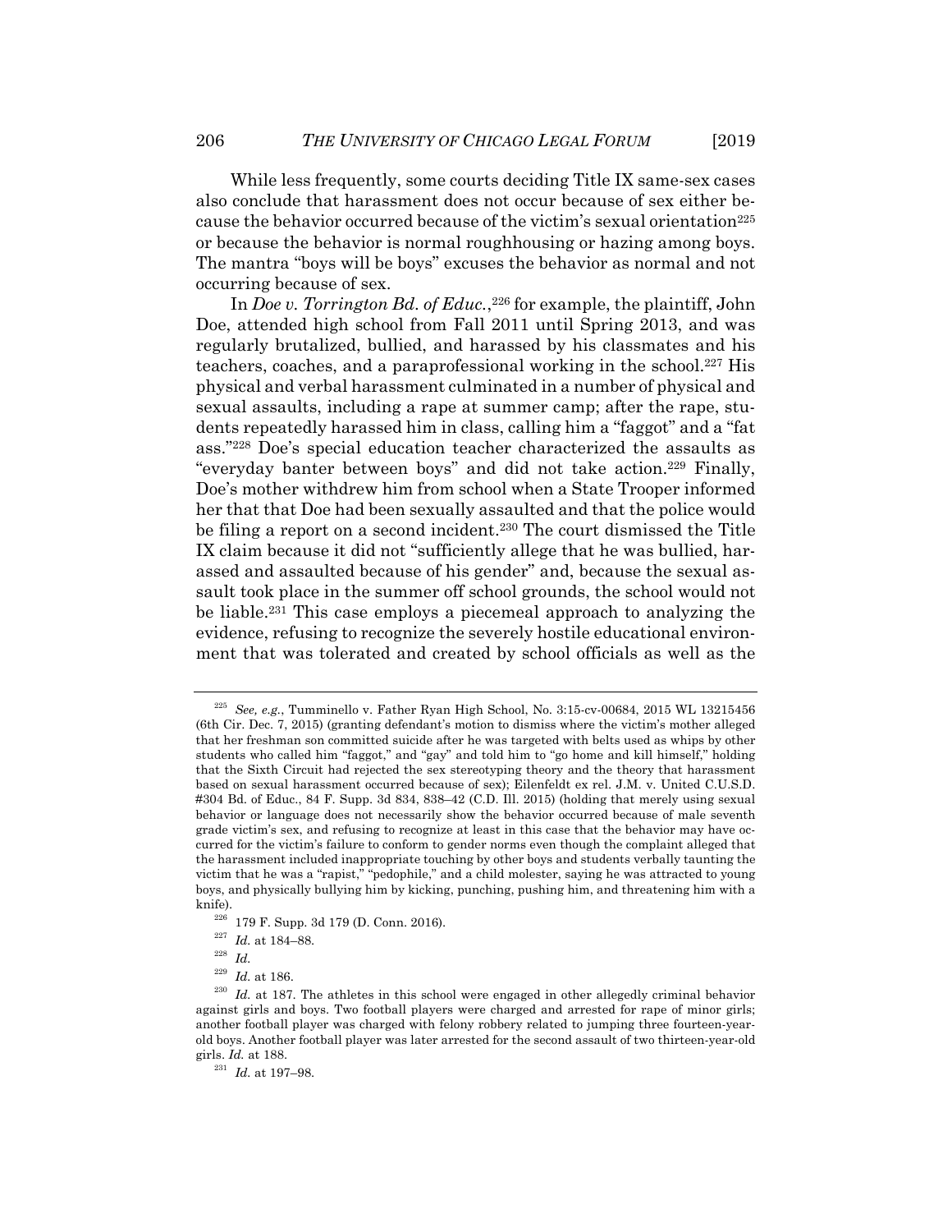While less frequently, some courts deciding Title IX same-sex cases also conclude that harassment does not occur because of sex either because the behavior occurred because of the victim's sexual orientation[225] or because the behavior is normal roughhousing or hazing among boys. The mantra "boys will be boys" excuses the behavior as normal and not occurring because of sex.

In *Doe v. Torrington Bd. of Educ.*,[226] for example, the plaintiff, John Doe, attended high school from Fall 2011 until Spring 2013, and was regularly brutalized, bullied, and harassed by his classmates and his teachers, coaches, and a paraprofessional working in the school.[227] His physical and verbal harassment culminated in a number of physical and sexual assaults, including a rape at summer camp; after the rape, students repeatedly harassed him in class, calling him a "faggot" and a "fat ass."[228] Doe's special education teacher characterized the assaults as "everyday banter between boys" and did not take action.[229] Finally, Doe's mother withdrew him from school when a State Trooper informed her that that Doe had been sexually assaulted and that the police would be filing a report on a second incident.[230] The court dismissed the Title IX claim because it did not "sufficiently allege that he was bullied, harassed and assaulted because of his gender" and, because the sexual assault took place in the summer off school grounds, the school would not be liable.[231] This case employs a piecemeal approach to analyzing the evidence, refusing to recognize the severely hostile educational environment that was tolerated and created by school officials as well as the

---

[225] *See, e.g.*, Tumminello v. Father Ryan High School, No. 3:15-cv-00684, 2015 WL 13215456 (6th Cir. Dec. 7, 2015) (granting defendant's motion to dismiss where the victim's mother alleged that her freshman son committed suicide after he was targeted with belts used as whips by other students who called him "faggot," and "gay" and told him to "go home and kill himself," holding that the Sixth Circuit had rejected the sex stereotyping theory and the theory that harassment based on sexual harassment occurred because of sex); Eilenfeldt ex rel. J.M. v. United C.U.S.D. #304 Bd. of Educ., 84 F. Supp. 3d 834, 838–42 (C.D. Ill. 2015) (holding that merely using sexual behavior or language does not necessarily show the behavior occurred because of male seventh grade victim's sex, and refusing to recognize at least in this case that the behavior may have occurred for the victim's failure to conform to gender norms even though the complaint alleged that the harassment included inappropriate touching by other boys and students verbally taunting the victim that he was a "rapist," "pedophile," and a child molester, saying he was attracted to young boys, and physically bullying him by kicking, punching, pushing him, and threatening him with a knife).

[226] 179 F. Supp. 3d 179 (D. Conn. 2016).

[227] *Id.* at 184–88.

[228] *Id.*

[229] *Id.* at 186.

[230] *Id.* at 187. The athletes in this school were engaged in other allegedly criminal behavior against girls and boys. Two football players were charged and arrested for rape of minor girls; another football player was charged with felony robbery related to jumping three fourteen-year-old boys. Another football player was later arrested for the second assault of two thirteen-year-old girls. *Id.* at 188.

[231] *Id.* at 197–98.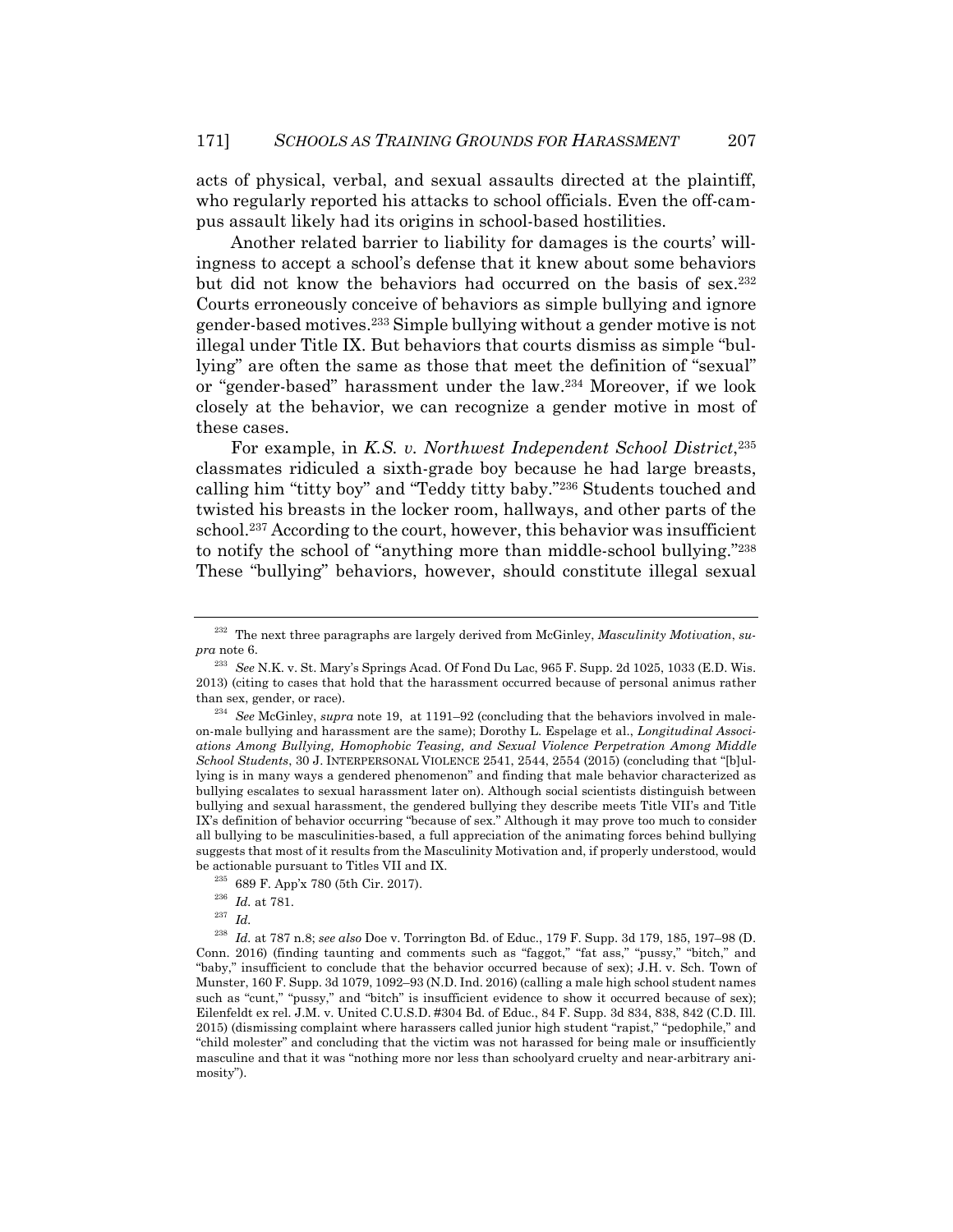acts of physical, verbal, and sexual assaults directed at the plaintiff, who regularly reported his attacks to school officials. Even the off-campus assault likely had its origins in school-based hostilities.

Another related barrier to liability for damages is the courts' willingness to accept a school's defense that it knew about some behaviors but did not know the behaviors had occurred on the basis of sex.[232] Courts erroneously conceive of behaviors as simple bullying and ignore gender-based motives.[233] Simple bullying without a gender motive is not illegal under Title IX. But behaviors that courts dismiss as simple "bullying" are often the same as those that meet the definition of "sexual" or "gender-based" harassment under the law.[234] Moreover, if we look closely at the behavior, we can recognize a gender motive in most of these cases.

For example, in *K.S. v. Northwest Independent School District*,[235] classmates ridiculed a sixth-grade boy because he had large breasts, calling him "titty boy" and "Teddy titty baby."[236] Students touched and twisted his breasts in the locker room, hallways, and other parts of the school.[237] According to the court, however, this behavior was insufficient to notify the school of "anything more than middle-school bullying."[238] These "bullying" behaviors, however, should constitute illegal sexual

---

[232] The next three paragraphs are largely derived from McGinley, *Masculinity Motivation*, *supra* note 6.

[233] *See* N.K. v. St. Mary's Springs Acad. Of Fond Du Lac, 965 F. Supp. 2d 1025, 1033 (E.D. Wis. 2013) (citing to cases that hold that the harassment occurred because of personal animus rather than sex, gender, or race).

[234] *See* McGinley, *supra* note 19, at 1191–92 (concluding that the behaviors involved in male-on-male bullying and harassment are the same); Dorothy L. Espelage et al., *Longitudinal Associations Among Bullying, Homophobic Teasing, and Sexual Violence Perpetration Among Middle School Students*, 30 J. INTERPERSONAL VIOLENCE 2541, 2544, 2554 (2015) (concluding that "[b]ullying is in many ways a gendered phenomenon" and finding that male behavior characterized as bullying escalates to sexual harassment later on). Although social scientists distinguish between bullying and sexual harassment, the gendered bullying they describe meets Title VII's and Title IX's definition of behavior occurring "because of sex." Although it may prove too much to consider all bullying to be masculinities-based, a full appreciation of the animating forces behind bullying suggests that most of it results from the Masculinity Motivation and, if properly understood, would be actionable pursuant to Titles VII and IX.

[235] 689 F. App'x 780 (5th Cir. 2017).

[236] *Id.* at 781.

[237] *Id.*

[238] *Id.* at 787 n.8; *see also* Doe v. Torrington Bd. of Educ., 179 F. Supp. 3d 179, 185, 197–98 (D. Conn. 2016) (finding taunting and comments such as "faggot," "fat ass," "pussy," "bitch," and "baby," insufficient to conclude that the behavior occurred because of sex); J.H. v. Sch. Town of Munster, 160 F. Supp. 3d 1079, 1092–93 (N.D. Ind. 2016) (calling a male high school student names such as "cunt," "pussy," and "bitch" is insufficient evidence to show it occurred because of sex); Eilenfeldt ex rel. J.M. v. United C.U.S.D. #304 Bd. of Educ., 84 F. Supp. 3d 834, 838, 842 (C.D. Ill. 2015) (dismissing complaint where harassers called junior high student "rapist," "pedophile," and "child molester" and concluding that the victim was not harassed for being male or insufficiently masculine and that it was "nothing more nor less than schoolyard cruelty and near-arbitrary animosity").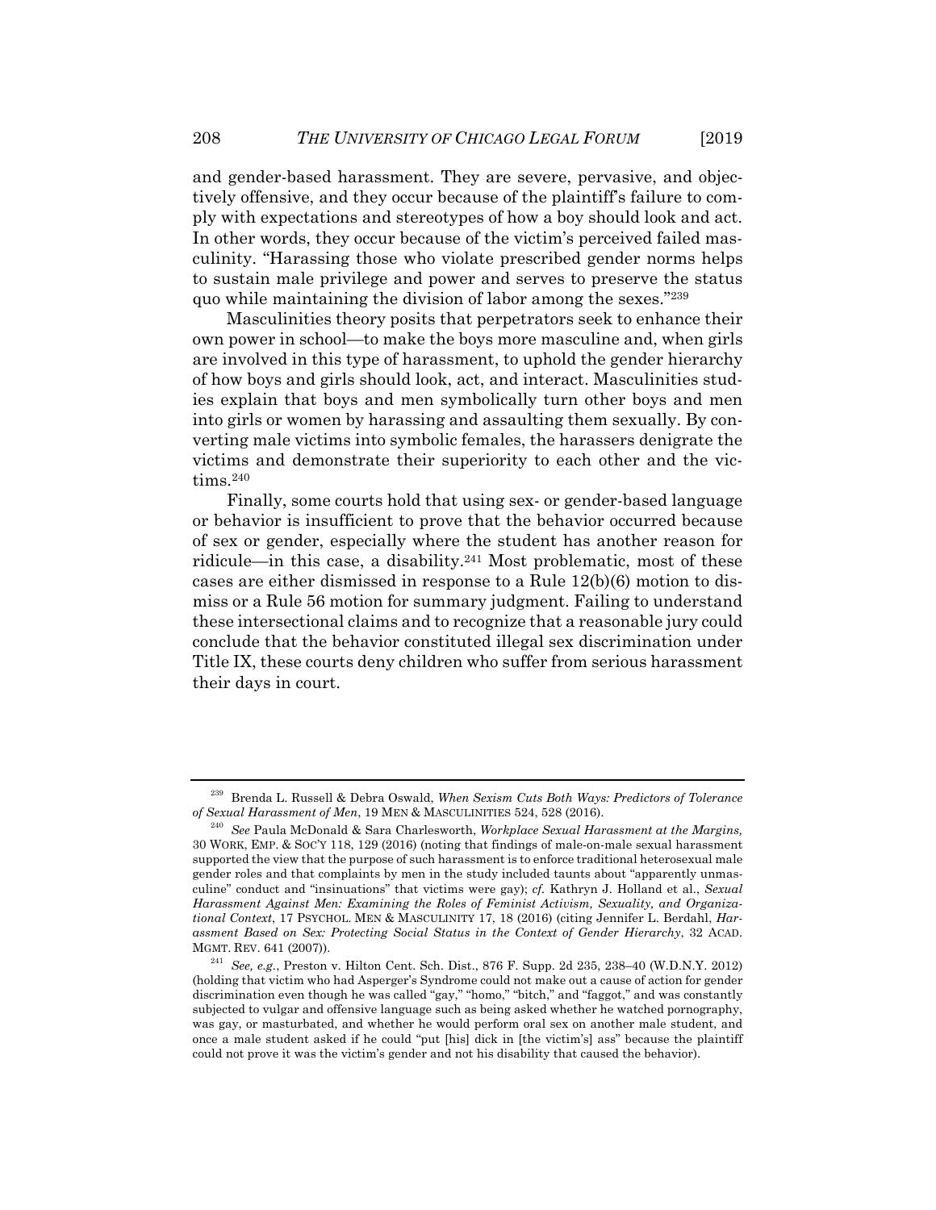and gender-based harassment. They are severe, pervasive, and objectively offensive, and they occur because of the plaintiff's failure to comply with expectations and stereotypes of how a boy should look and act. In other words, they occur because of the victim's perceived failed masculinity. "Harassing those who violate prescribed gender norms helps to sustain male privilege and power and serves to preserve the status quo while maintaining the division of labor among the sexes."[239]

Masculinities theory posits that perpetrators seek to enhance their own power in school—to make the boys more masculine and, when girls are involved in this type of harassment, to uphold the gender hierarchy of how boys and girls should look, act, and interact. Masculinities studies explain that boys and men symbolically turn other boys and men into girls or women by harassing and assaulting them sexually. By converting male victims into symbolic females, the harassers denigrate the victims and demonstrate their superiority to each other and the victims.[240]

Finally, some courts hold that using sex- or gender-based language or behavior is insufficient to prove that the behavior occurred because of sex or gender, especially where the student has another reason for ridicule—in this case, a disability.[241] Most problematic, most of these cases are either dismissed in response to a Rule 12(b)(6) motion to dismiss or a Rule 56 motion for summary judgment. Failing to understand these intersectional claims and to recognize that a reasonable jury could conclude that the behavior constituted illegal sex discrimination under Title IX, these courts deny children who suffer from serious harassment their days in court.

---

[239] Brenda L. Russell & Debra Oswald, *When Sexism Cuts Both Ways: Predictors of Tolerance of Sexual Harassment of Men*, 19 MEN & MASCULINITIES 524, 528 (2016).

[240] *See* Paula McDonald & Sara Charlesworth, *Workplace Sexual Harassment at the Margins,* 30 WORK, EMP. & SOC'Y 118, 129 (2016) (noting that findings of male-on-male sexual harassment supported the view that the purpose of such harassment is to enforce traditional heterosexual male gender roles and that complaints by men in the study included taunts about "apparently unmasculine" conduct and "insinuations" that victims were gay); *cf.* Kathryn J. Holland et al., *Sexual Harassment Against Men: Examining the Roles of Feminist Activism, Sexuality, and Organizational Context*, 17 PSYCHOL. MEN & MASCULINITY 17, 18 (2016) (citing Jennifer L. Berdahl, *Harassment Based on Sex: Protecting Social Status in the Context of Gender Hierarchy*, 32 ACAD. MGMT. REV. 641 (2007)).

[241] *See, e.g.*, Preston v. Hilton Cent. Sch. Dist., 876 F. Supp. 2d 235, 238–40 (W.D.N.Y. 2012) (holding that victim who had Asperger's Syndrome could not make out a cause of action for gender discrimination even though he was called "gay," "homo," "bitch," and "faggot," and was constantly subjected to vulgar and offensive language such as being asked whether he watched pornography, was gay, or masturbated, and whether he would perform oral sex on another male student, and once a male student asked if he could "put [his] dick in [the victim's] ass" because the plaintiff could not prove it was the victim's gender and not his disability that caused the behavior).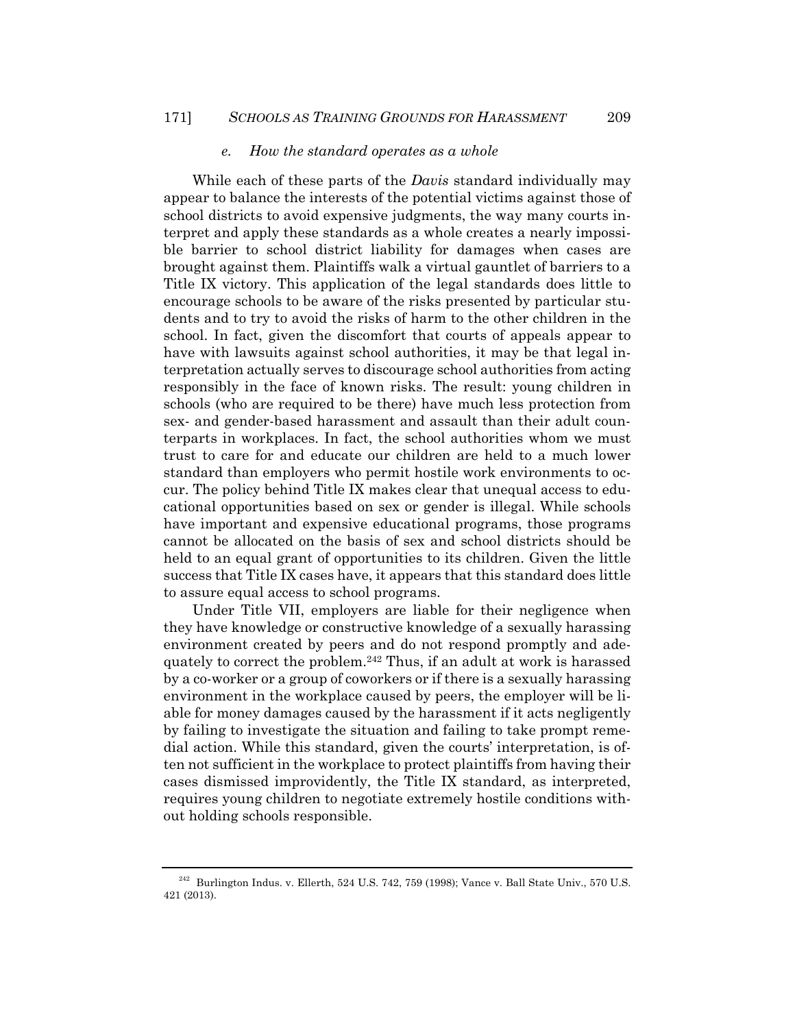#### *e. How the standard operates as a whole*

While each of these parts of the *Davis* standard individually may appear to balance the interests of the potential victims against those of school districts to avoid expensive judgments, the way many courts interpret and apply these standards as a whole creates a nearly impossible barrier to school district liability for damages when cases are brought against them. Plaintiffs walk a virtual gauntlet of barriers to a Title IX victory. This application of the legal standards does little to encourage schools to be aware of the risks presented by particular students and to try to avoid the risks of harm to the other children in the school. In fact, given the discomfort that courts of appeals appear to have with lawsuits against school authorities, it may be that legal interpretation actually serves to discourage school authorities from acting responsibly in the face of known risks. The result: young children in schools (who are required to be there) have much less protection from sex- and gender-based harassment and assault than their adult counterparts in workplaces. In fact, the school authorities whom we must trust to care for and educate our children are held to a much lower standard than employers who permit hostile work environments to occur. The policy behind Title IX makes clear that unequal access to educational opportunities based on sex or gender is illegal. While schools have important and expensive educational programs, those programs cannot be allocated on the basis of sex and school districts should be held to an equal grant of opportunities to its children. Given the little success that Title IX cases have, it appears that this standard does little to assure equal access to school programs.

Under Title VII, employers are liable for their negligence when they have knowledge or constructive knowledge of a sexually harassing environment created by peers and do not respond promptly and adequately to correct the problem.[242] Thus, if an adult at work is harassed by a co-worker or a group of coworkers or if there is a sexually harassing environment in the workplace caused by peers, the employer will be liable for money damages caused by the harassment if it acts negligently by failing to investigate the situation and failing to take prompt remedial action. While this standard, given the courts' interpretation, is often not sufficient in the workplace to protect plaintiffs from having their cases dismissed improvidently, the Title IX standard, as interpreted, requires young children to negotiate extremely hostile conditions without holding schools responsible.

---

[242] Burlington Indus. v. Ellerth, 524 U.S. 742, 759 (1998); Vance v. Ball State Univ., 570 U.S. 421 (2013).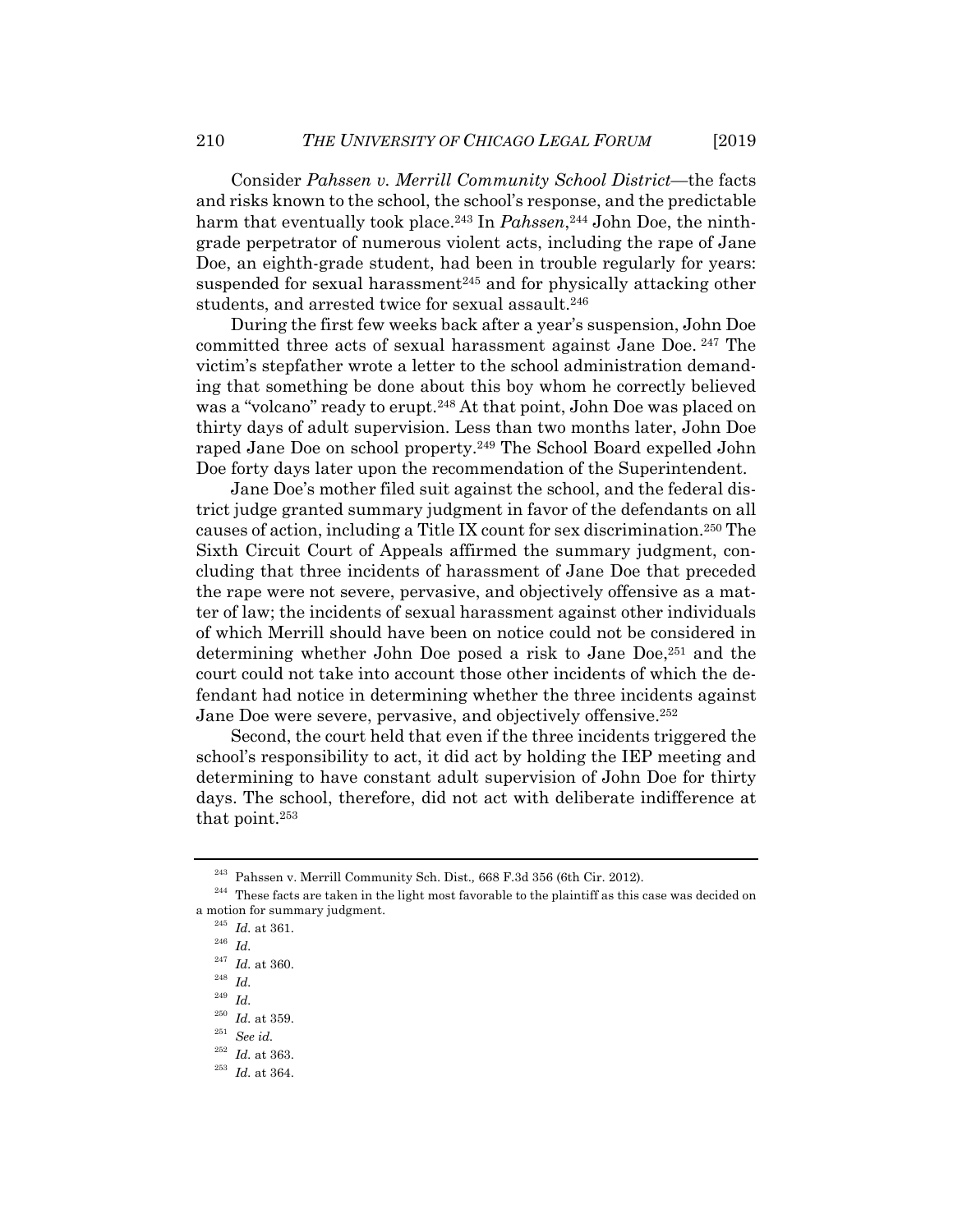Consider *Pahssen v. Merrill Community School District*—the facts and risks known to the school, the school's response, and the predictable harm that eventually took place.[243] In *Pahssen*,[244] John Doe, the ninth-grade perpetrator of numerous violent acts, including the rape of Jane Doe, an eighth-grade student, had been in trouble regularly for years: suspended for sexual harassment[245] and for physically attacking other students, and arrested twice for sexual assault.[246]

During the first few weeks back after a year's suspension, John Doe committed three acts of sexual harassment against Jane Doe. [247] The victim's stepfather wrote a letter to the school administration demanding that something be done about this boy whom he correctly believed was a "volcano" ready to erupt.[248] At that point, John Doe was placed on thirty days of adult supervision. Less than two months later, John Doe raped Jane Doe on school property.[249] The School Board expelled John Doe forty days later upon the recommendation of the Superintendent.

Jane Doe's mother filed suit against the school, and the federal district judge granted summary judgment in favor of the defendants on all causes of action, including a Title IX count for sex discrimination.[250] The Sixth Circuit Court of Appeals affirmed the summary judgment, concluding that three incidents of harassment of Jane Doe that preceded the rape were not severe, pervasive, and objectively offensive as a matter of law; the incidents of sexual harassment against other individuals of which Merrill should have been on notice could not be considered in determining whether John Doe posed a risk to Jane Doe,[251] and the court could not take into account those other incidents of which the defendant had notice in determining whether the three incidents against Jane Doe were severe, pervasive, and objectively offensive.[252]

Second, the court held that even if the three incidents triggered the school's responsibility to act, it did act by holding the IEP meeting and determining to have constant adult supervision of John Doe for thirty days. The school, therefore, did not act with deliberate indifference at that point.[253]

---

[243] Pahssen v. Merrill Community Sch. Dist., 668 F.3d 356 (6th Cir. 2012).

[244] These facts are taken in the light most favorable to the plaintiff as this case was decided on a motion for summary judgment.

[245] *Id.* at 361.

[246] *Id.*

[247] *Id.* at 360.

[248] *Id.*

[249] *Id.*

[250] *Id.* at 359.

[251] *See id.*

[252] *Id.* at 363.

[253] *Id.* at 364.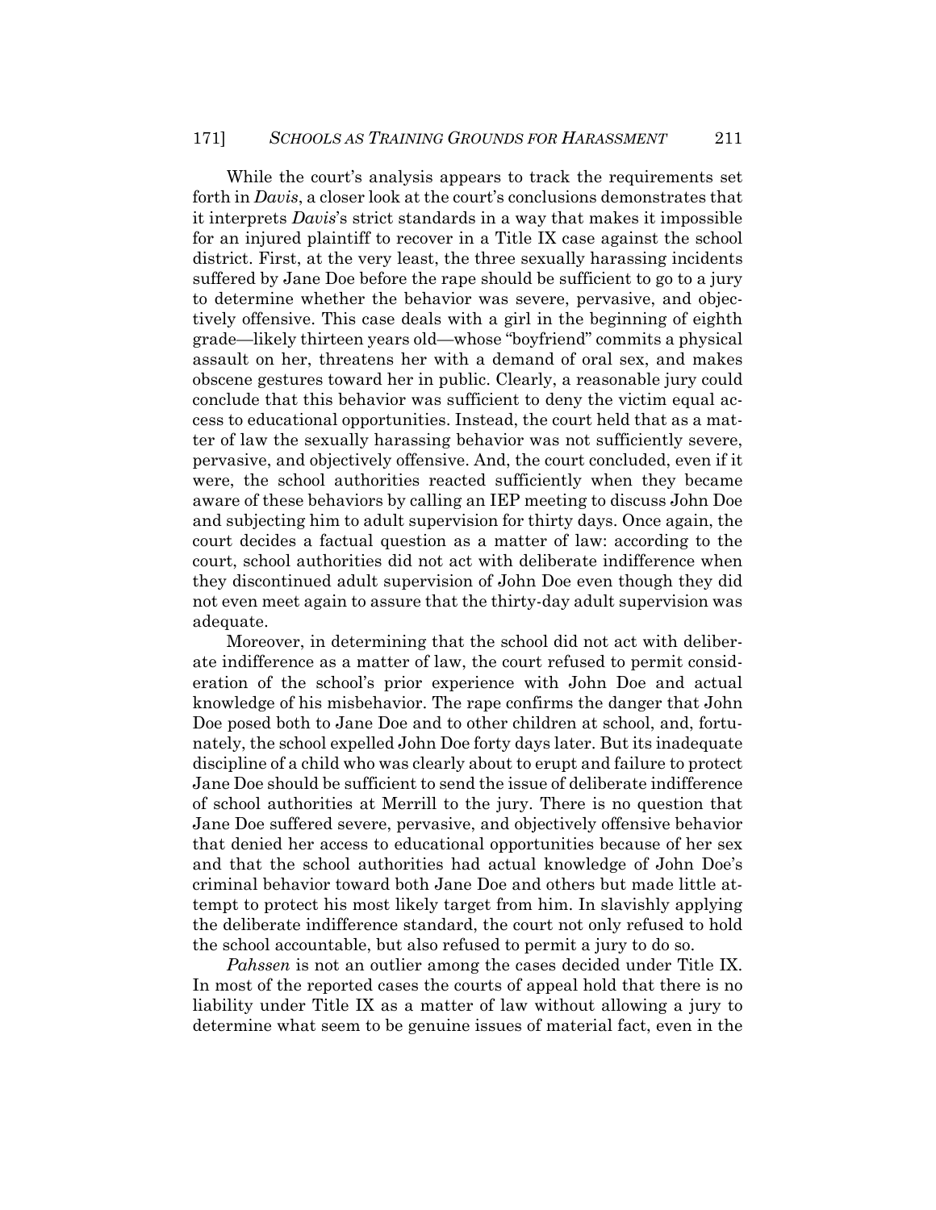While the court's analysis appears to track the requirements set forth in *Davis*, a closer look at the court's conclusions demonstrates that it interprets *Davis*'s strict standards in a way that makes it impossible for an injured plaintiff to recover in a Title IX case against the school district. First, at the very least, the three sexually harassing incidents suffered by Jane Doe before the rape should be sufficient to go to a jury to determine whether the behavior was severe, pervasive, and objectively offensive. This case deals with a girl in the beginning of eighth grade—likely thirteen years old—whose "boyfriend" commits a physical assault on her, threatens her with a demand of oral sex, and makes obscene gestures toward her in public. Clearly, a reasonable jury could conclude that this behavior was sufficient to deny the victim equal access to educational opportunities. Instead, the court held that as a matter of law the sexually harassing behavior was not sufficiently severe, pervasive, and objectively offensive. And, the court concluded, even if it were, the school authorities reacted sufficiently when they became aware of these behaviors by calling an IEP meeting to discuss John Doe and subjecting him to adult supervision for thirty days. Once again, the court decides a factual question as a matter of law: according to the court, school authorities did not act with deliberate indifference when they discontinued adult supervision of John Doe even though they did not even meet again to assure that the thirty-day adult supervision was adequate.

Moreover, in determining that the school did not act with deliberate indifference as a matter of law, the court refused to permit consideration of the school's prior experience with John Doe and actual knowledge of his misbehavior. The rape confirms the danger that John Doe posed both to Jane Doe and to other children at school, and, fortunately, the school expelled John Doe forty days later. But its inadequate discipline of a child who was clearly about to erupt and failure to protect Jane Doe should be sufficient to send the issue of deliberate indifference of school authorities at Merrill to the jury. There is no question that Jane Doe suffered severe, pervasive, and objectively offensive behavior that denied her access to educational opportunities because of her sex and that the school authorities had actual knowledge of John Doe's criminal behavior toward both Jane Doe and others but made little attempt to protect his most likely target from him. In slavishly applying the deliberate indifference standard, the court not only refused to hold the school accountable, but also refused to permit a jury to do so.

*Pahssen* is not an outlier among the cases decided under Title IX. In most of the reported cases the courts of appeal hold that there is no liability under Title IX as a matter of law without allowing a jury to determine what seem to be genuine issues of material fact, even in the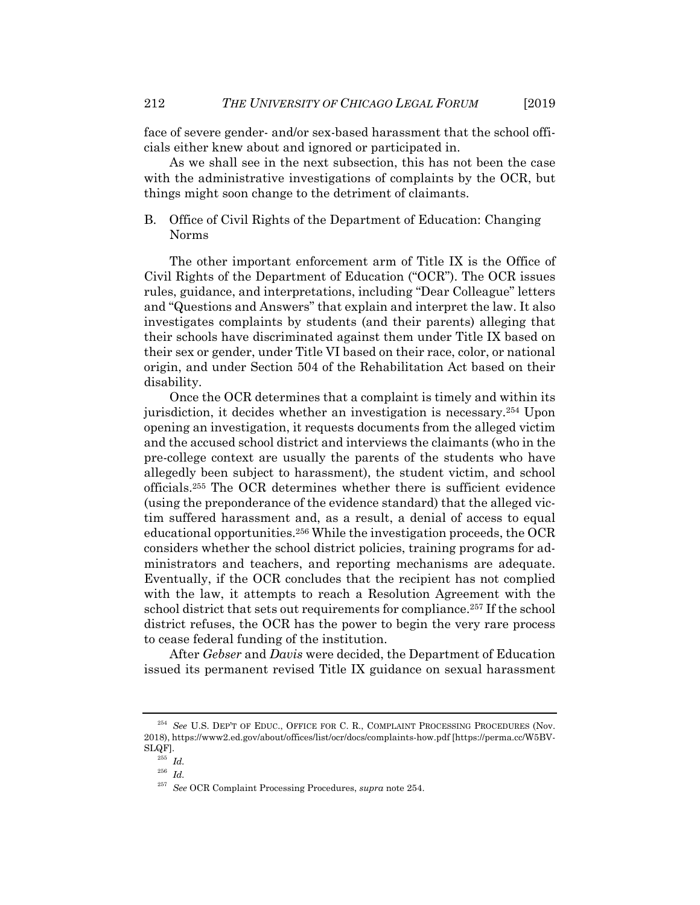face of severe gender- and/or sex-based harassment that the school officials either knew about and ignored or participated in.

As we shall see in the next subsection, this has not been the case with the administrative investigations of complaints by the OCR, but things might soon change to the detriment of claimants.

### B. Office of Civil Rights of the Department of Education: Changing Norms

The other important enforcement arm of Title IX is the Office of Civil Rights of the Department of Education ("OCR"). The OCR issues rules, guidance, and interpretations, including "Dear Colleague" letters and "Questions and Answers" that explain and interpret the law. It also investigates complaints by students (and their parents) alleging that their schools have discriminated against them under Title IX based on their sex or gender, under Title VI based on their race, color, or national origin, and under Section 504 of the Rehabilitation Act based on their disability.

Once the OCR determines that a complaint is timely and within its jurisdiction, it decides whether an investigation is necessary.[254] Upon opening an investigation, it requests documents from the alleged victim and the accused school district and interviews the claimants (who in the pre-college context are usually the parents of the students who have allegedly been subject to harassment), the student victim, and school officials.[255] The OCR determines whether there is sufficient evidence (using the preponderance of the evidence standard) that the alleged victim suffered harassment and, as a result, a denial of access to equal educational opportunities.[256] While the investigation proceeds, the OCR considers whether the school district policies, training programs for administrators and teachers, and reporting mechanisms are adequate. Eventually, if the OCR concludes that the recipient has not complied with the law, it attempts to reach a Resolution Agreement with the school district that sets out requirements for compliance.[257] If the school district refuses, the OCR has the power to begin the very rare process to cease federal funding of the institution.

After *Gebser* and *Davis* were decided, the Department of Education issued its permanent revised Title IX guidance on sexual harassment

---

[254] *See* U.S. DEP'T OF EDUC., OFFICE FOR C. R., COMPLAINT PROCESSING PROCEDURES (Nov. 2018), https://www2.ed.gov/about/offices/list/ocr/docs/complaints-how.pdf [https://perma.cc/W5BV-SLQF].

[255] *Id.*

[256] *Id.*

[257] *See* OCR Complaint Processing Procedures, *supra* note 254.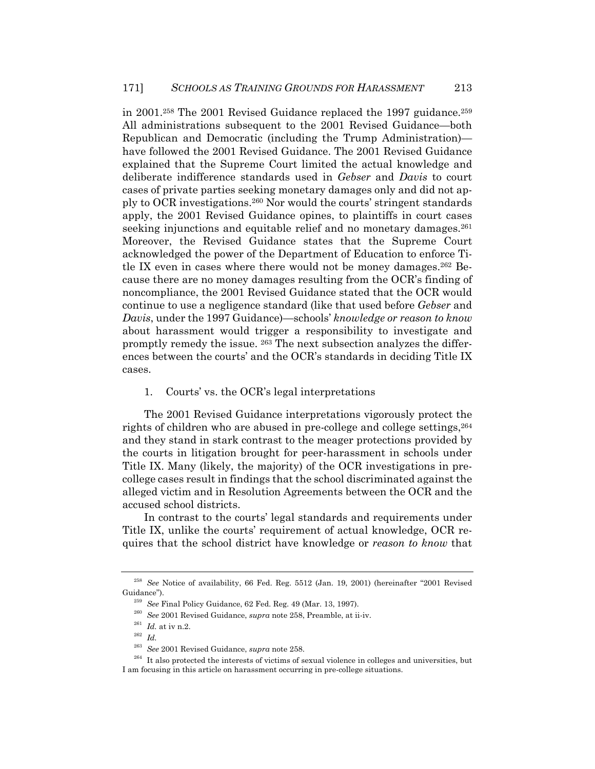in 2001.[258] The 2001 Revised Guidance replaced the 1997 guidance.[259] All administrations subsequent to the 2001 Revised Guidance—both Republican and Democratic (including the Trump Administration)—have followed the 2001 Revised Guidance. The 2001 Revised Guidance explained that the Supreme Court limited the actual knowledge and deliberate indifference standards used in *Gebser* and *Davis* to court cases of private parties seeking monetary damages only and did not apply to OCR investigations.[260] Nor would the courts' stringent standards apply, the 2001 Revised Guidance opines, to plaintiffs in court cases seeking injunctions and equitable relief and no monetary damages.[261] Moreover, the Revised Guidance states that the Supreme Court acknowledged the power of the Department of Education to enforce Title IX even in cases where there would not be money damages.[262] Because there are no money damages resulting from the OCR's finding of noncompliance, the 2001 Revised Guidance stated that the OCR would continue to use a negligence standard (like that used before *Gebser* and *Davis*, under the 1997 Guidance)—schools' *knowledge or reason to know* about harassment would trigger a responsibility to investigate and promptly remedy the issue. [263] The next subsection analyzes the differences between the courts' and the OCR's standards in deciding Title IX cases.

1. Courts' vs. the OCR's legal interpretations

The 2001 Revised Guidance interpretations vigorously protect the rights of children who are abused in pre-college and college settings,[264] and they stand in stark contrast to the meager protections provided by the courts in litigation brought for peer-harassment in schools under Title IX. Many (likely, the majority) of the OCR investigations in pre-college cases result in findings that the school discriminated against the alleged victim and in Resolution Agreements between the OCR and the accused school districts.

In contrast to the courts' legal standards and requirements under Title IX, unlike the courts' requirement of actual knowledge, OCR requires that the school district have knowledge or *reason to know* that

---

[258] *See* Notice of availability, 66 Fed. Reg. 5512 (Jan. 19, 2001) (hereinafter "2001 Revised Guidance").

[259] *See* Final Policy Guidance, 62 Fed. Reg. 49 (Mar. 13, 1997).

[260] *See* 2001 Revised Guidance, *supra* note 258, Preamble, at ii-iv.

[261] *Id.* at iv n.2.

[262] *Id.*

[263] *See* 2001 Revised Guidance, *supra* note 258.

[264] It also protected the interests of victims of sexual violence in colleges and universities, but I am focusing in this article on harassment occurring in pre-college situations.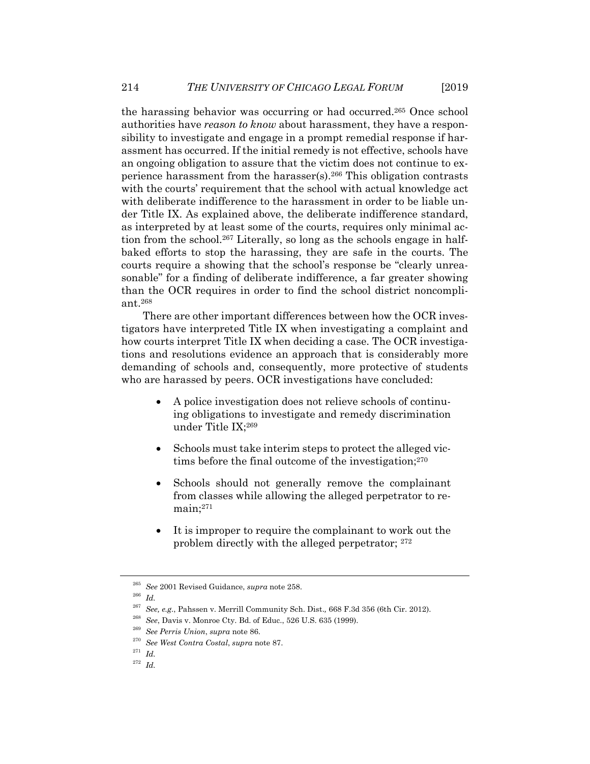the harassing behavior was occurring or had occurred.[265] Once school authorities have *reason to know* about harassment, they have a responsibility to investigate and engage in a prompt remedial response if harassment has occurred. If the initial remedy is not effective, schools have an ongoing obligation to assure that the victim does not continue to experience harassment from the harasser(s).[266] This obligation contrasts with the courts' requirement that the school with actual knowledge act with deliberate indifference to the harassment in order to be liable under Title IX. As explained above, the deliberate indifference standard, as interpreted by at least some of the courts, requires only minimal action from the school.[267] Literally, so long as the schools engage in half-baked efforts to stop the harassing, they are safe in the courts. The courts require a showing that the school's response be "clearly unreasonable" for a finding of deliberate indifference, a far greater showing than the OCR requires in order to find the school district noncompliant.[268]

There are other important differences between how the OCR investigators have interpreted Title IX when investigating a complaint and how courts interpret Title IX when deciding a case. The OCR investigations and resolutions evidence an approach that is considerably more demanding of schools and, consequently, more protective of students who are harassed by peers. OCR investigations have concluded:

- A police investigation does not relieve schools of continuing obligations to investigate and remedy discrimination under Title IX;[269]
- Schools must take interim steps to protect the alleged victims before the final outcome of the investigation;[270]
- Schools should not generally remove the complainant from classes while allowing the alleged perpetrator to remain;[271]
- It is improper to require the complainant to work out the problem directly with the alleged perpetrator; [272]

---

[265] *See* 2001 Revised Guidance, *supra* note 258.

[266] *Id.*

[267] *See, e.g.*, Pahssen v. Merrill Community Sch. Dist., 668 F.3d 356 (6th Cir. 2012).

[268] *See*, Davis v. Monroe Cty. Bd. of Educ., 526 U.S. 635 (1999).

[269] *See Perris Union*, *supra* note 86.

[270] *See West Contra Costal*, *supra* note 87.

[271] *Id.*

[272] *Id.*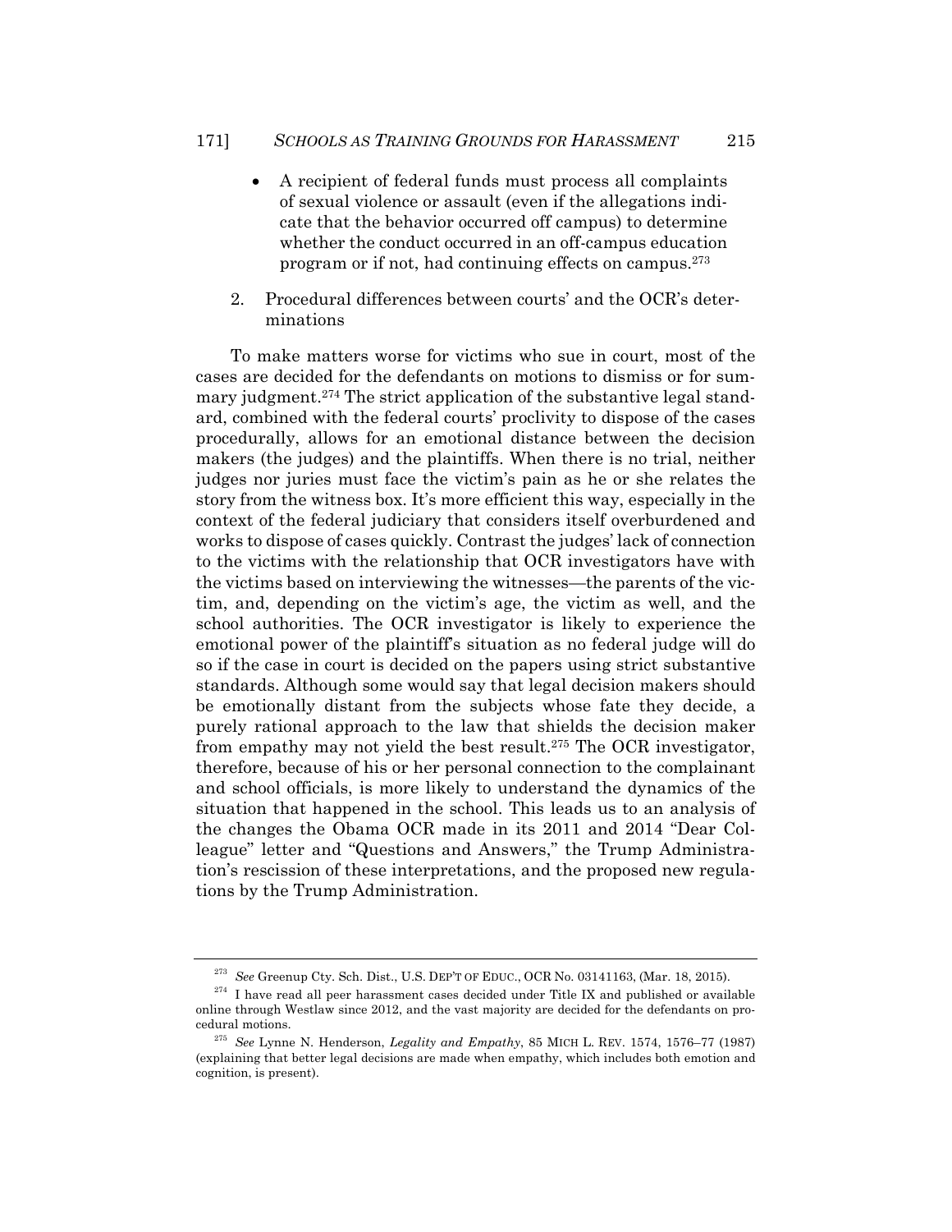- A recipient of federal funds must process all complaints of sexual violence or assault (even if the allegations indicate that the behavior occurred off campus) to determine whether the conduct occurred in an off-campus education program or if not, had continuing effects on campus.[273]

2. Procedural differences between courts' and the OCR's determinations

To make matters worse for victims who sue in court, most of the cases are decided for the defendants on motions to dismiss or for summary judgment.[274] The strict application of the substantive legal standard, combined with the federal courts' proclivity to dispose of the cases procedurally, allows for an emotional distance between the decision makers (the judges) and the plaintiffs. When there is no trial, neither judges nor juries must face the victim's pain as he or she relates the story from the witness box. It's more efficient this way, especially in the context of the federal judiciary that considers itself overburdened and works to dispose of cases quickly. Contrast the judges' lack of connection to the victims with the relationship that OCR investigators have with the victims based on interviewing the witnesses—the parents of the victim, and, depending on the victim's age, the victim as well, and the school authorities. The OCR investigator is likely to experience the emotional power of the plaintiff's situation as no federal judge will do so if the case in court is decided on the papers using strict substantive standards. Although some would say that legal decision makers should be emotionally distant from the subjects whose fate they decide, a purely rational approach to the law that shields the decision maker from empathy may not yield the best result.[275] The OCR investigator, therefore, because of his or her personal connection to the complainant and school officials, is more likely to understand the dynamics of the situation that happened in the school. This leads us to an analysis of the changes the Obama OCR made in its 2011 and 2014 "Dear Colleague" letter and "Questions and Answers," the Trump Administration's rescission of these interpretations, and the proposed new regulations by the Trump Administration.

---

[273] *See* Greenup Cty. Sch. Dist., U.S. DEP'T OF EDUC., OCR No. 03141163, (Mar. 18, 2015).

[274] I have read all peer harassment cases decided under Title IX and published or available online through Westlaw since 2012, and the vast majority are decided for the defendants on procedural motions.

[275] *See* Lynne N. Henderson, *Legality and Empathy*, 85 MICH L. REV. 1574, 1576–77 (1987) (explaining that better legal decisions are made when empathy, which includes both emotion and cognition, is present).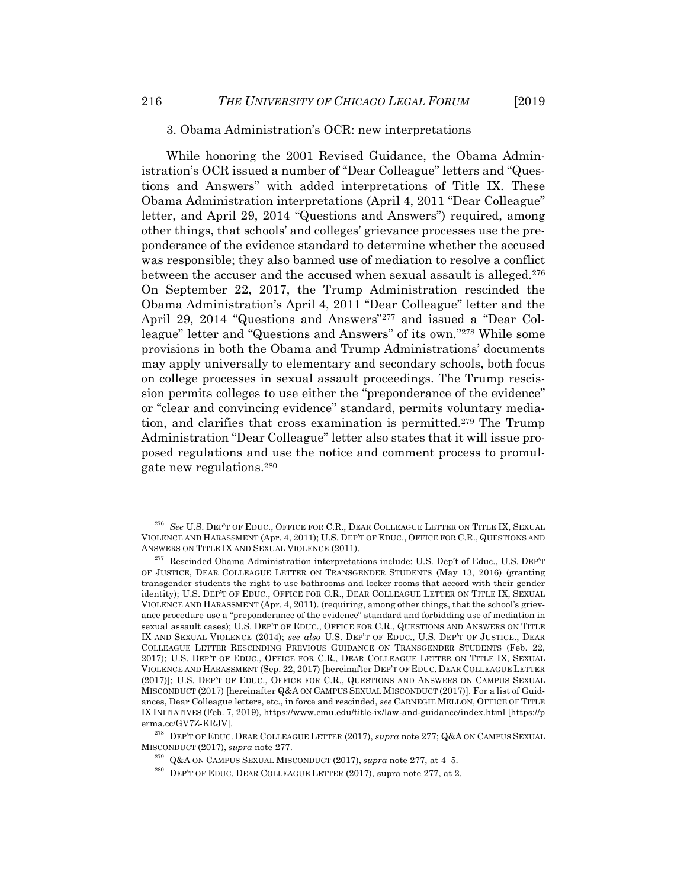### 3. Obama Administration's OCR: new interpretations

While honoring the 2001 Revised Guidance, the Obama Administration's OCR issued a number of "Dear Colleague" letters and "Questions and Answers" with added interpretations of Title IX. These Obama Administration interpretations (April 4, 2011 "Dear Colleague" letter, and April 29, 2014 "Questions and Answers") required, among other things, that schools' and colleges' grievance processes use the preponderance of the evidence standard to determine whether the accused was responsible; they also banned use of mediation to resolve a conflict between the accuser and the accused when sexual assault is alleged.[276] On September 22, 2017, the Trump Administration rescinded the Obama Administration's April 4, 2011 "Dear Colleague" letter and the April 29, 2014 "Questions and Answers"[277] and issued a "Dear Colleague" letter and "Questions and Answers" of its own."[278] While some provisions in both the Obama and Trump Administrations' documents may apply universally to elementary and secondary schools, both focus on college processes in sexual assault proceedings. The Trump rescission permits colleges to use either the "preponderance of the evidence" or "clear and convincing evidence" standard, permits voluntary mediation, and clarifies that cross examination is permitted.[279] The Trump Administration "Dear Colleague" letter also states that it will issue proposed regulations and use the notice and comment process to promulgate new regulations.[280]

---

[276] *See* U.S. DEP'T OF EDUC., OFFICE FOR C.R., DEAR COLLEAGUE LETTER ON TITLE IX, SEXUAL VIOLENCE AND HARASSMENT (Apr. 4, 2011); U.S. DEP'T OF EDUC., OFFICE FOR C.R., QUESTIONS AND ANSWERS ON TITLE IX AND SEXUAL VIOLENCE (2011).

[277] Rescinded Obama Administration interpretations include: U.S. Dep't of Educ., U.S. DEP'T OF JUSTICE, DEAR COLLEAGUE LETTER ON TRANSGENDER STUDENTS (May 13, 2016) (granting transgender students the right to use bathrooms and locker rooms that accord with their gender identity); U.S. DEP'T OF EDUC., OFFICE FOR C.R., DEAR COLLEAGUE LETTER ON TITLE IX, SEXUAL VIOLENCE AND HARASSMENT (Apr. 4, 2011). (requiring, among other things, that the school's grievance procedure use a "preponderance of the evidence" standard and forbidding use of mediation in sexual assault cases); U.S. DEP'T OF EDUC., OFFICE FOR C.R., QUESTIONS AND ANSWERS ON TITLE IX AND SEXUAL VIOLENCE (2014); *see also* U.S. DEP'T OF EDUC., U.S. DEP'T OF JUSTICE., DEAR COLLEAGUE LETTER RESCINDING PREVIOUS GUIDANCE ON TRANSGENDER STUDENTS (Feb. 22, 2017); U.S. DEP'T OF EDUC., OFFICE FOR C.R., DEAR COLLEAGUE LETTER ON TITLE IX, SEXUAL VIOLENCE AND HARASSMENT (Sep. 22, 2017) [hereinafter DEP'T OF EDUC. DEAR COLLEAGUE LETTER (2017)]; U.S. DEP'T OF EDUC., OFFICE FOR C.R., QUESTIONS AND ANSWERS ON CAMPUS SEXUAL MISCONDUCT (2017) [hereinafter Q&A ON CAMPUS SEXUAL MISCONDUCT (2017)]. For a list of Guidances, Dear Colleague letters, etc., in force and rescinded, *see* CARNEGIE MELLON, OFFICE OF TITLE IX INITIATIVES (Feb. 7, 2019), https://www.cmu.edu/title-ix/law-and-guidance/index.html [https://perma.cc/GV7Z-KRJV].

[278] DEP'T OF EDUC. DEAR COLLEAGUE LETTER (2017), *supra* note 277; Q&A ON CAMPUS SEXUAL MISCONDUCT (2017), *supra* note 277.

[279] Q&A ON CAMPUS SEXUAL MISCONDUCT (2017), *supra* note 277, at 4–5.

[280] DEP'T OF EDUC. DEAR COLLEAGUE LETTER (2017), supra note 277, at 2.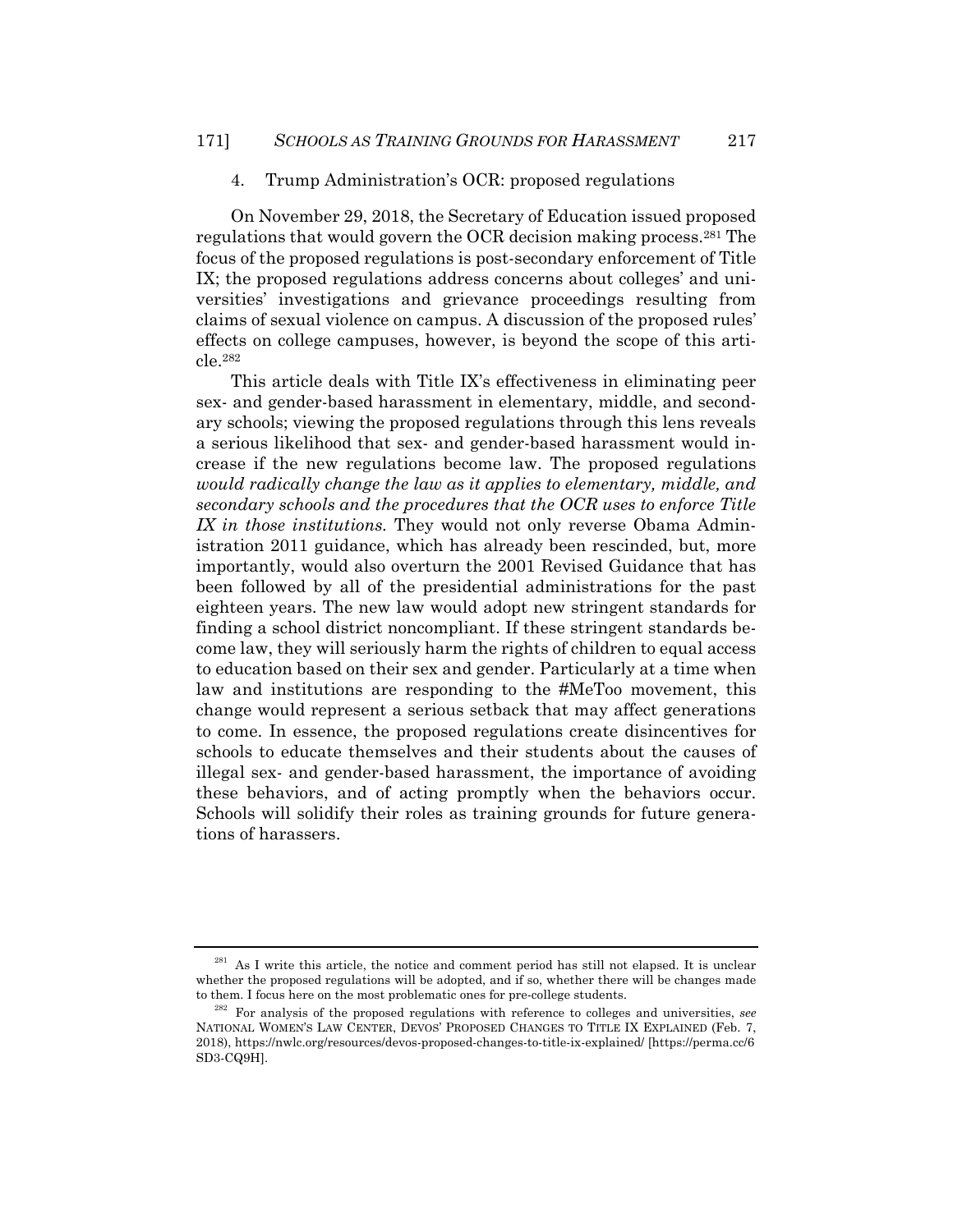#### 4. Trump Administration's OCR: proposed regulations

On November 29, 2018, the Secretary of Education issued proposed regulations that would govern the OCR decision making process.[281] The focus of the proposed regulations is post-secondary enforcement of Title IX; the proposed regulations address concerns about colleges' and universities' investigations and grievance proceedings resulting from claims of sexual violence on campus. A discussion of the proposed rules' effects on college campuses, however, is beyond the scope of this article.[282]

This article deals with Title IX's effectiveness in eliminating peer sex- and gender-based harassment in elementary, middle, and secondary schools; viewing the proposed regulations through this lens reveals a serious likelihood that sex- and gender-based harassment would increase if the new regulations become law. The proposed regulations *would radically change the law as it applies to elementary, middle, and secondary schools and the procedures that the OCR uses to enforce Title IX in those institutions.* They would not only reverse Obama Administration 2011 guidance, which has already been rescinded, but, more importantly, would also overturn the 2001 Revised Guidance that has been followed by all of the presidential administrations for the past eighteen years. The new law would adopt new stringent standards for finding a school district noncompliant. If these stringent standards become law, they will seriously harm the rights of children to equal access to education based on their sex and gender. Particularly at a time when law and institutions are responding to the #MeToo movement, this change would represent a serious setback that may affect generations to come. In essence, the proposed regulations create disincentives for schools to educate themselves and their students about the causes of illegal sex- and gender-based harassment, the importance of avoiding these behaviors, and of acting promptly when the behaviors occur. Schools will solidify their roles as training grounds for future generations of harassers.

---

[281] As I write this article, the notice and comment period has still not elapsed. It is unclear whether the proposed regulations will be adopted, and if so, whether there will be changes made to them. I focus here on the most problematic ones for pre-college students.

[282] For analysis of the proposed regulations with reference to colleges and universities, *see* NATIONAL WOMEN'S LAW CENTER, DEVOS' PROPOSED CHANGES TO TITLE IX EXPLAINED (Feb. 7, 2018), https://nwlc.org/resources/devos-proposed-changes-to-title-ix-explained/ [https://perma.cc/6SD3-CQ9H].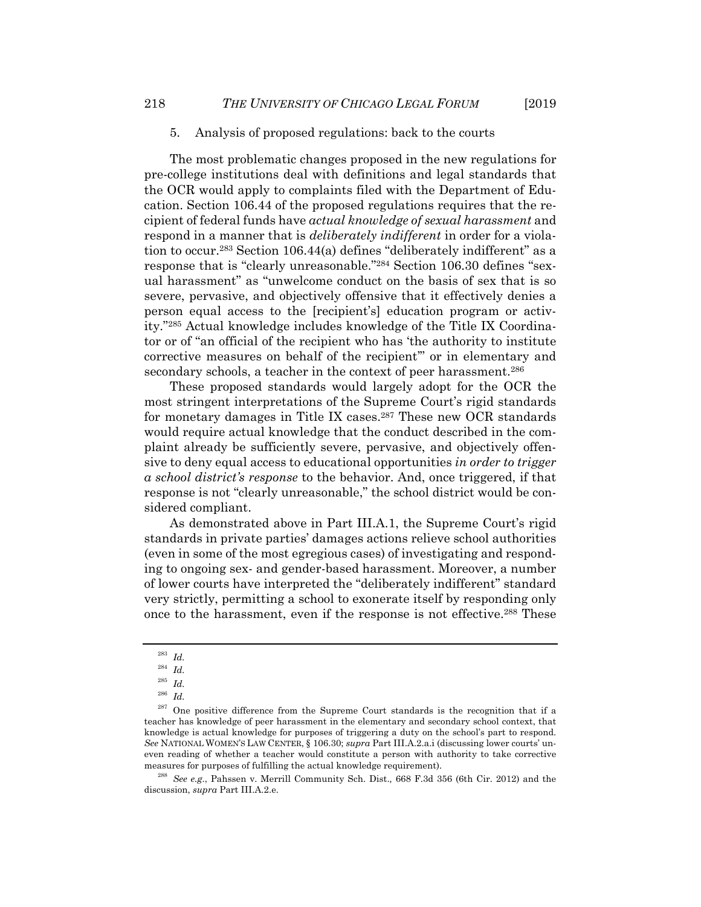5. Analysis of proposed regulations: back to the courts

The most problematic changes proposed in the new regulations for pre-college institutions deal with definitions and legal standards that the OCR would apply to complaints filed with the Department of Education. Section 106.44 of the proposed regulations requires that the recipient of federal funds have *actual knowledge of sexual harassment* and respond in a manner that is *deliberately indifferent* in order for a violation to occur.[283] Section 106.44(a) defines "deliberately indifferent" as a response that is "clearly unreasonable."[284] Section 106.30 defines "sexual harassment" as "unwelcome conduct on the basis of sex that is so severe, pervasive, and objectively offensive that it effectively denies a person equal access to the [recipient's] education program or activity."[285] Actual knowledge includes knowledge of the Title IX Coordinator or of "an official of the recipient who has 'the authority to institute corrective measures on behalf of the recipient'" or in elementary and secondary schools, a teacher in the context of peer harassment.[286]

These proposed standards would largely adopt for the OCR the most stringent interpretations of the Supreme Court's rigid standards for monetary damages in Title IX cases.[287] These new OCR standards would require actual knowledge that the conduct described in the complaint already be sufficiently severe, pervasive, and objectively offensive to deny equal access to educational opportunities *in order to trigger a school district's response* to the behavior. And, once triggered, if that response is not "clearly unreasonable," the school district would be considered compliant.

As demonstrated above in Part III.A.1, the Supreme Court's rigid standards in private parties' damages actions relieve school authorities (even in some of the most egregious cases) of investigating and responding to ongoing sex- and gender-based harassment. Moreover, a number of lower courts have interpreted the "deliberately indifferent" standard very strictly, permitting a school to exonerate itself by responding only once to the harassment, even if the response is not effective.[288] These

---

[283] *Id.*

[284] *Id.*

[285] *Id.*

[286] *Id.*

[287] One positive difference from the Supreme Court standards is the recognition that if a teacher has knowledge of peer harassment in the elementary and secondary school context, that knowledge is actual knowledge for purposes of triggering a duty on the school's part to respond. *See* NATIONAL WOMEN'S LAW CENTER, § 106.30; *supra* Part III.A.2.a.i (discussing lower courts' uneven reading of whether a teacher would constitute a person with authority to take corrective measures for purposes of fulfilling the actual knowledge requirement).

[288] *See e.g.*, Pahssen v. Merrill Community Sch. Dist.*,* 668 F.3d 356 (6th Cir. 2012) and the discussion, *supra* Part III.A.2.e.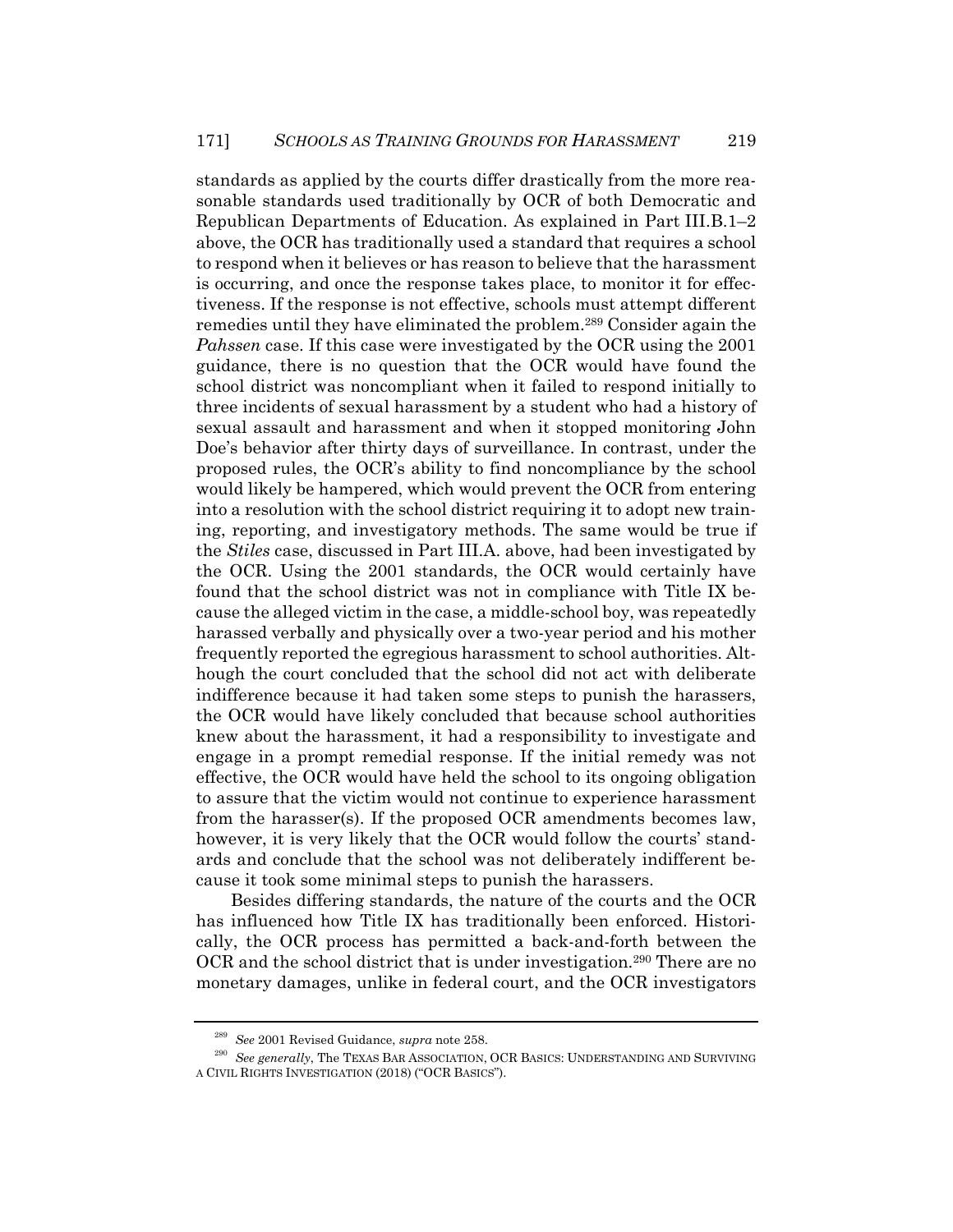standards as applied by the courts differ drastically from the more reasonable standards used traditionally by OCR of both Democratic and Republican Departments of Education. As explained in Part III.B.1–2 above, the OCR has traditionally used a standard that requires a school to respond when it believes or has reason to believe that the harassment is occurring, and once the response takes place, to monitor it for effectiveness. If the response is not effective, schools must attempt different remedies until they have eliminated the problem.[289] Consider again the *Pahssen* case. If this case were investigated by the OCR using the 2001 guidance, there is no question that the OCR would have found the school district was noncompliant when it failed to respond initially to three incidents of sexual harassment by a student who had a history of sexual assault and harassment and when it stopped monitoring John Doe's behavior after thirty days of surveillance. In contrast, under the proposed rules, the OCR's ability to find noncompliance by the school would likely be hampered, which would prevent the OCR from entering into a resolution with the school district requiring it to adopt new training, reporting, and investigatory methods. The same would be true if the *Stiles* case, discussed in Part III.A. above, had been investigated by the OCR. Using the 2001 standards, the OCR would certainly have found that the school district was not in compliance with Title IX because the alleged victim in the case, a middle-school boy, was repeatedly harassed verbally and physically over a two-year period and his mother frequently reported the egregious harassment to school authorities. Although the court concluded that the school did not act with deliberate indifference because it had taken some steps to punish the harassers, the OCR would have likely concluded that because school authorities knew about the harassment, it had a responsibility to investigate and engage in a prompt remedial response. If the initial remedy was not effective, the OCR would have held the school to its ongoing obligation to assure that the victim would not continue to experience harassment from the harasser(s). If the proposed OCR amendments becomes law, however, it is very likely that the OCR would follow the courts' standards and conclude that the school was not deliberately indifferent because it took some minimal steps to punish the harassers.

Besides differing standards, the nature of the courts and the OCR has influenced how Title IX has traditionally been enforced. Historically, the OCR process has permitted a back-and-forth between the OCR and the school district that is under investigation.[290] There are no monetary damages, unlike in federal court, and the OCR investigators

---

[289] *See* 2001 Revised Guidance, *supra* note 258.

[290] *See generally*, The TEXAS BAR ASSOCIATION, OCR BASICS: UNDERSTANDING AND SURVIVING A CIVIL RIGHTS INVESTIGATION (2018) ("OCR BASICS").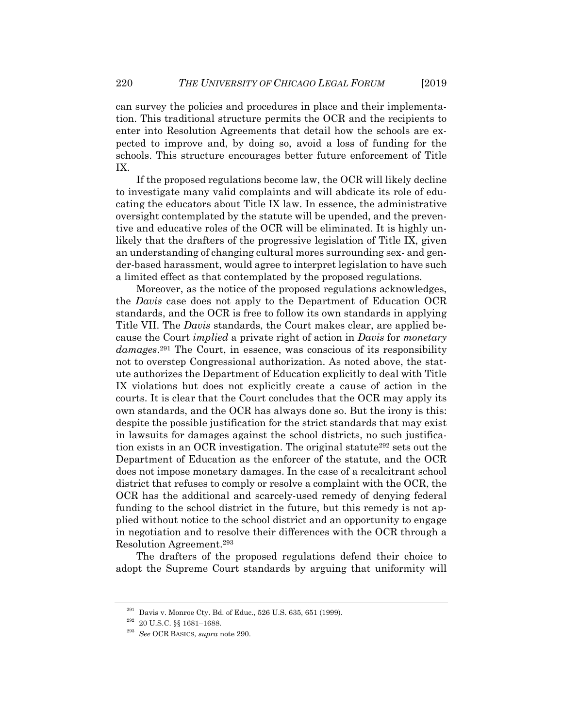can survey the policies and procedures in place and their implementation. This traditional structure permits the OCR and the recipients to enter into Resolution Agreements that detail how the schools are expected to improve and, by doing so, avoid a loss of funding for the schools. This structure encourages better future enforcement of Title IX.

If the proposed regulations become law, the OCR will likely decline to investigate many valid complaints and will abdicate its role of educating the educators about Title IX law. In essence, the administrative oversight contemplated by the statute will be upended, and the preventive and educative roles of the OCR will be eliminated. It is highly unlikely that the drafters of the progressive legislation of Title IX, given an understanding of changing cultural mores surrounding sex- and gender-based harassment, would agree to interpret legislation to have such a limited effect as that contemplated by the proposed regulations.

Moreover, as the notice of the proposed regulations acknowledges, the *Davis* case does not apply to the Department of Education OCR standards, and the OCR is free to follow its own standards in applying Title VII. The *Davis* standards, the Court makes clear, are applied because the Court *implied* a private right of action in *Davis* for *monetary damages*.[291] The Court, in essence, was conscious of its responsibility not to overstep Congressional authorization. As noted above, the statute authorizes the Department of Education explicitly to deal with Title IX violations but does not explicitly create a cause of action in the courts. It is clear that the Court concludes that the OCR may apply its own standards, and the OCR has always done so. But the irony is this: despite the possible justification for the strict standards that may exist in lawsuits for damages against the school districts, no such justification exists in an OCR investigation. The original statute[292] sets out the Department of Education as the enforcer of the statute, and the OCR does not impose monetary damages. In the case of a recalcitrant school district that refuses to comply or resolve a complaint with the OCR, the OCR has the additional and scarcely-used remedy of denying federal funding to the school district in the future, but this remedy is not applied without notice to the school district and an opportunity to engage in negotiation and to resolve their differences with the OCR through a Resolution Agreement.[293]

The drafters of the proposed regulations defend their choice to adopt the Supreme Court standards by arguing that uniformity will

---

[291] Davis v. Monroe Cty. Bd. of Educ., 526 U.S. 635, 651 (1999).

[292] 20 U.S.C. §§ 1681–1688.

[293] *See* OCR BASICS, *supra* note 290.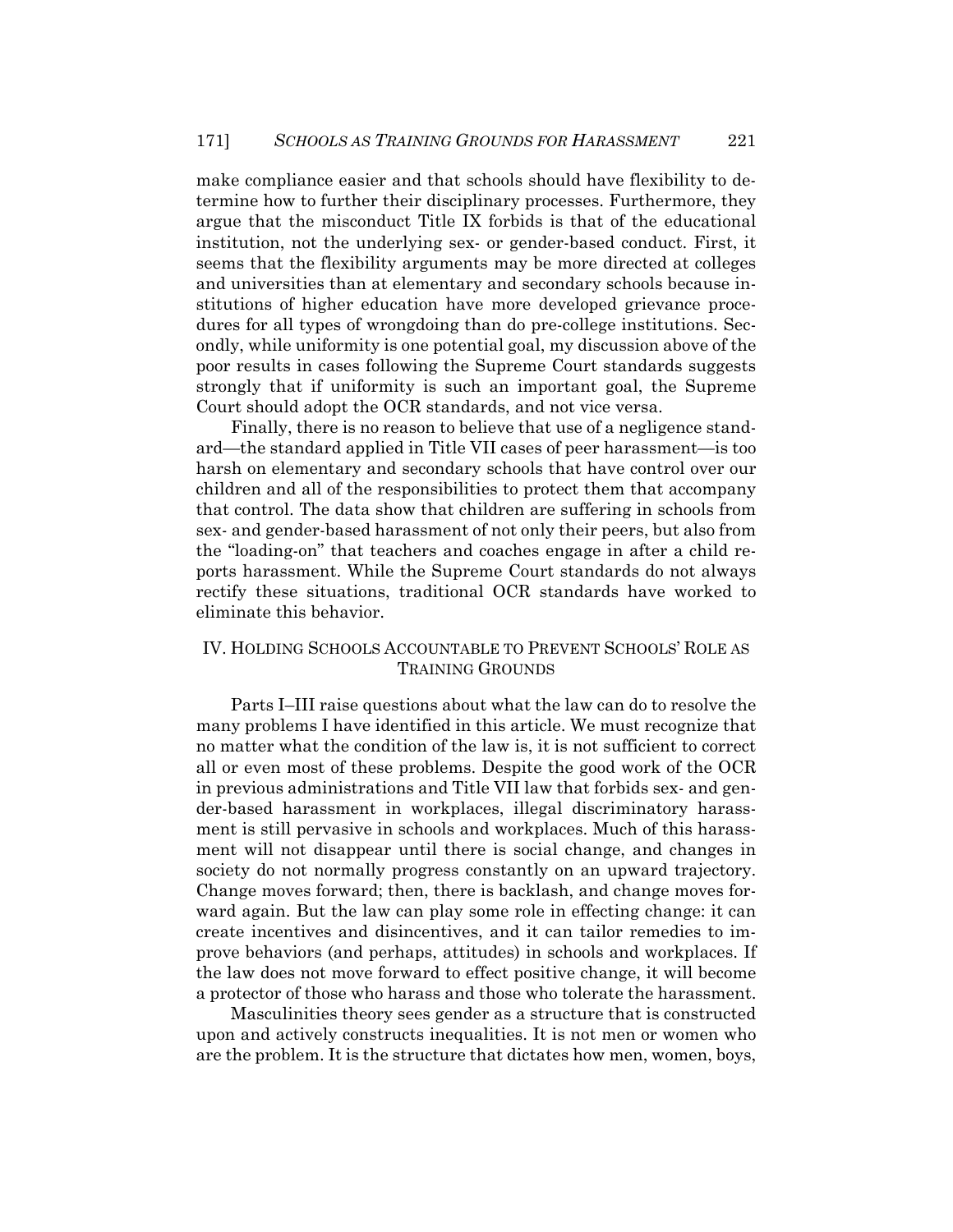make compliance easier and that schools should have flexibility to determine how to further their disciplinary processes. Furthermore, they argue that the misconduct Title IX forbids is that of the educational institution, not the underlying sex- or gender-based conduct. First, it seems that the flexibility arguments may be more directed at colleges and universities than at elementary and secondary schools because institutions of higher education have more developed grievance procedures for all types of wrongdoing than do pre-college institutions. Secondly, while uniformity is one potential goal, my discussion above of the poor results in cases following the Supreme Court standards suggests strongly that if uniformity is such an important goal, the Supreme Court should adopt the OCR standards, and not vice versa.

Finally, there is no reason to believe that use of a negligence standard—the standard applied in Title VII cases of peer harassment—is too harsh on elementary and secondary schools that have control over our children and all of the responsibilities to protect them that accompany that control. The data show that children are suffering in schools from sex- and gender-based harassment of not only their peers, but also from the "loading-on" that teachers and coaches engage in after a child reports harassment. While the Supreme Court standards do not always rectify these situations, traditional OCR standards have worked to eliminate this behavior.

## IV. Holding Schools Accountable to Prevent Schools' Role as Training Grounds

Parts I–III raise questions about what the law can do to resolve the many problems I have identified in this article. We must recognize that no matter what the condition of the law is, it is not sufficient to correct all or even most of these problems. Despite the good work of the OCR in previous administrations and Title VII law that forbids sex- and gender-based harassment in workplaces, illegal discriminatory harassment is still pervasive in schools and workplaces. Much of this harassment will not disappear until there is social change, and changes in society do not normally progress constantly on an upward trajectory. Change moves forward; then, there is backlash, and change moves forward again. But the law can play some role in effecting change: it can create incentives and disincentives, and it can tailor remedies to improve behaviors (and perhaps, attitudes) in schools and workplaces. If the law does not move forward to effect positive change, it will become a protector of those who harass and those who tolerate the harassment.

Masculinities theory sees gender as a structure that is constructed upon and actively constructs inequalities. It is not men or women who are the problem. It is the structure that dictates how men, women, boys,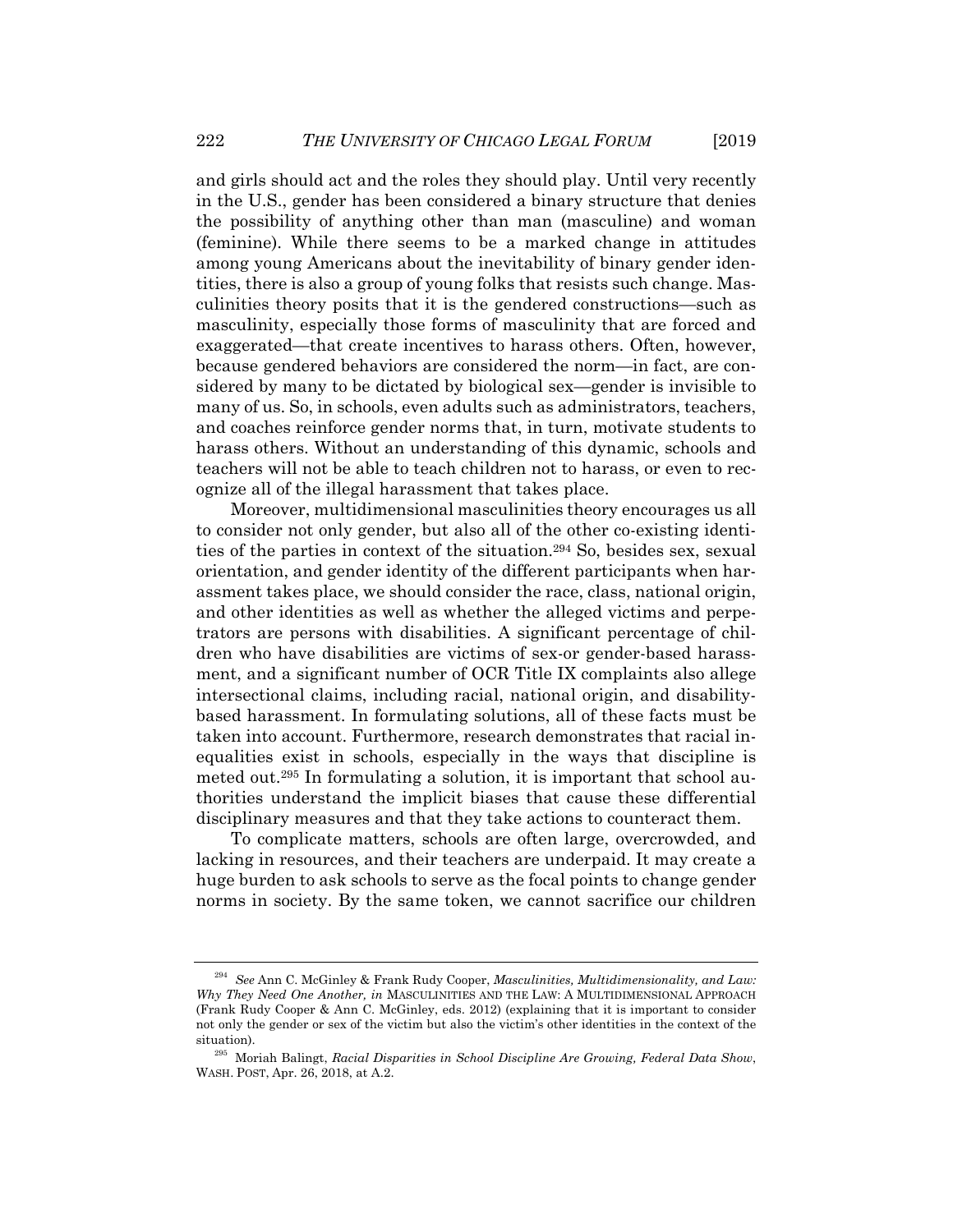and girls should act and the roles they should play. Until very recently in the U.S., gender has been considered a binary structure that denies the possibility of anything other than man (masculine) and woman (feminine). While there seems to be a marked change in attitudes among young Americans about the inevitability of binary gender identities, there is also a group of young folks that resists such change. Masculinities theory posits that it is the gendered constructions—such as masculinity, especially those forms of masculinity that are forced and exaggerated—that create incentives to harass others. Often, however, because gendered behaviors are considered the norm—in fact, are considered by many to be dictated by biological sex—gender is invisible to many of us. So, in schools, even adults such as administrators, teachers, and coaches reinforce gender norms that, in turn, motivate students to harass others. Without an understanding of this dynamic, schools and teachers will not be able to teach children not to harass, or even to recognize all of the illegal harassment that takes place.

Moreover, multidimensional masculinities theory encourages us all to consider not only gender, but also all of the other co-existing identities of the parties in context of the situation.[294] So, besides sex, sexual orientation, and gender identity of the different participants when harassment takes place, we should consider the race, class, national origin, and other identities as well as whether the alleged victims and perpetrators are persons with disabilities. A significant percentage of children who have disabilities are victims of sex-or gender-based harassment, and a significant number of OCR Title IX complaints also allege intersectional claims, including racial, national origin, and disability-based harassment. In formulating solutions, all of these facts must be taken into account. Furthermore, research demonstrates that racial inequalities exist in schools, especially in the ways that discipline is meted out.[295] In formulating a solution, it is important that school authorities understand the implicit biases that cause these differential disciplinary measures and that they take actions to counteract them.

To complicate matters, schools are often large, overcrowded, and lacking in resources, and their teachers are underpaid. It may create a huge burden to ask schools to serve as the focal points to change gender norms in society. By the same token, we cannot sacrifice our children

---

[294] *See* Ann C. McGinley & Frank Rudy Cooper, *Masculinities, Multidimensionality, and Law: Why They Need One Another, in* MASCULINITIES AND THE LAW: A MULTIDIMENSIONAL APPROACH (Frank Rudy Cooper & Ann C. McGinley, eds. 2012) (explaining that it is important to consider not only the gender or sex of the victim but also the victim's other identities in the context of the situation).

[295] Moriah Balingt, *Racial Disparities in School Discipline Are Growing, Federal Data Show*, WASH. POST, Apr. 26, 2018, at A.2.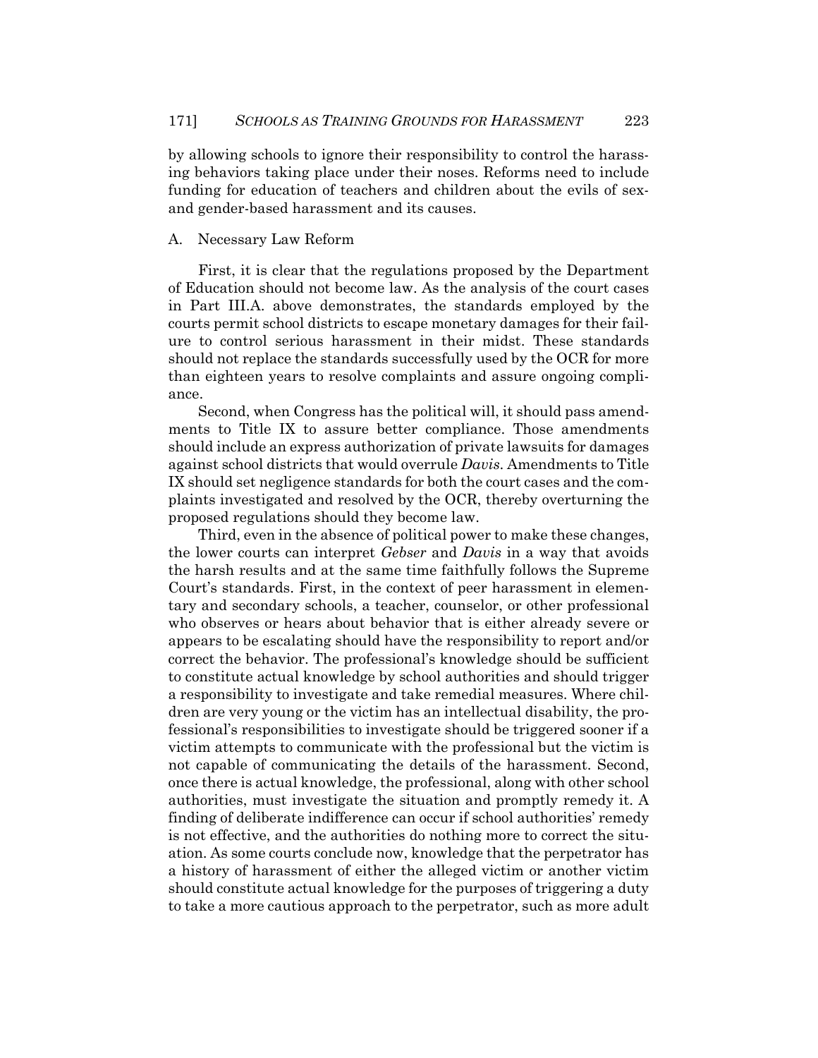by allowing schools to ignore their responsibility to control the harassing behaviors taking place under their noses. Reforms need to include funding for education of teachers and children about the evils of sex- and gender-based harassment and its causes.

## A. Necessary Law Reform

First, it is clear that the regulations proposed by the Department of Education should not become law. As the analysis of the court cases in Part III.A. above demonstrates, the standards employed by the courts permit school districts to escape monetary damages for their failure to control serious harassment in their midst. These standards should not replace the standards successfully used by the OCR for more than eighteen years to resolve complaints and assure ongoing compliance.

Second, when Congress has the political will, it should pass amendments to Title IX to assure better compliance. Those amendments should include an express authorization of private lawsuits for damages against school districts that would overrule *Davis*. Amendments to Title IX should set negligence standards for both the court cases and the complaints investigated and resolved by the OCR, thereby overturning the proposed regulations should they become law.

Third, even in the absence of political power to make these changes, the lower courts can interpret *Gebser* and *Davis* in a way that avoids the harsh results and at the same time faithfully follows the Supreme Court's standards. First, in the context of peer harassment in elementary and secondary schools, a teacher, counselor, or other professional who observes or hears about behavior that is either already severe or appears to be escalating should have the responsibility to report and/or correct the behavior. The professional's knowledge should be sufficient to constitute actual knowledge by school authorities and should trigger a responsibility to investigate and take remedial measures. Where children are very young or the victim has an intellectual disability, the professional's responsibilities to investigate should be triggered sooner if a victim attempts to communicate with the professional but the victim is not capable of communicating the details of the harassment. Second, once there is actual knowledge, the professional, along with other school authorities, must investigate the situation and promptly remedy it. A finding of deliberate indifference can occur if school authorities' remedy is not effective, and the authorities do nothing more to correct the situation. As some courts conclude now, knowledge that the perpetrator has a history of harassment of either the alleged victim or another victim should constitute actual knowledge for the purposes of triggering a duty to take a more cautious approach to the perpetrator, such as more adult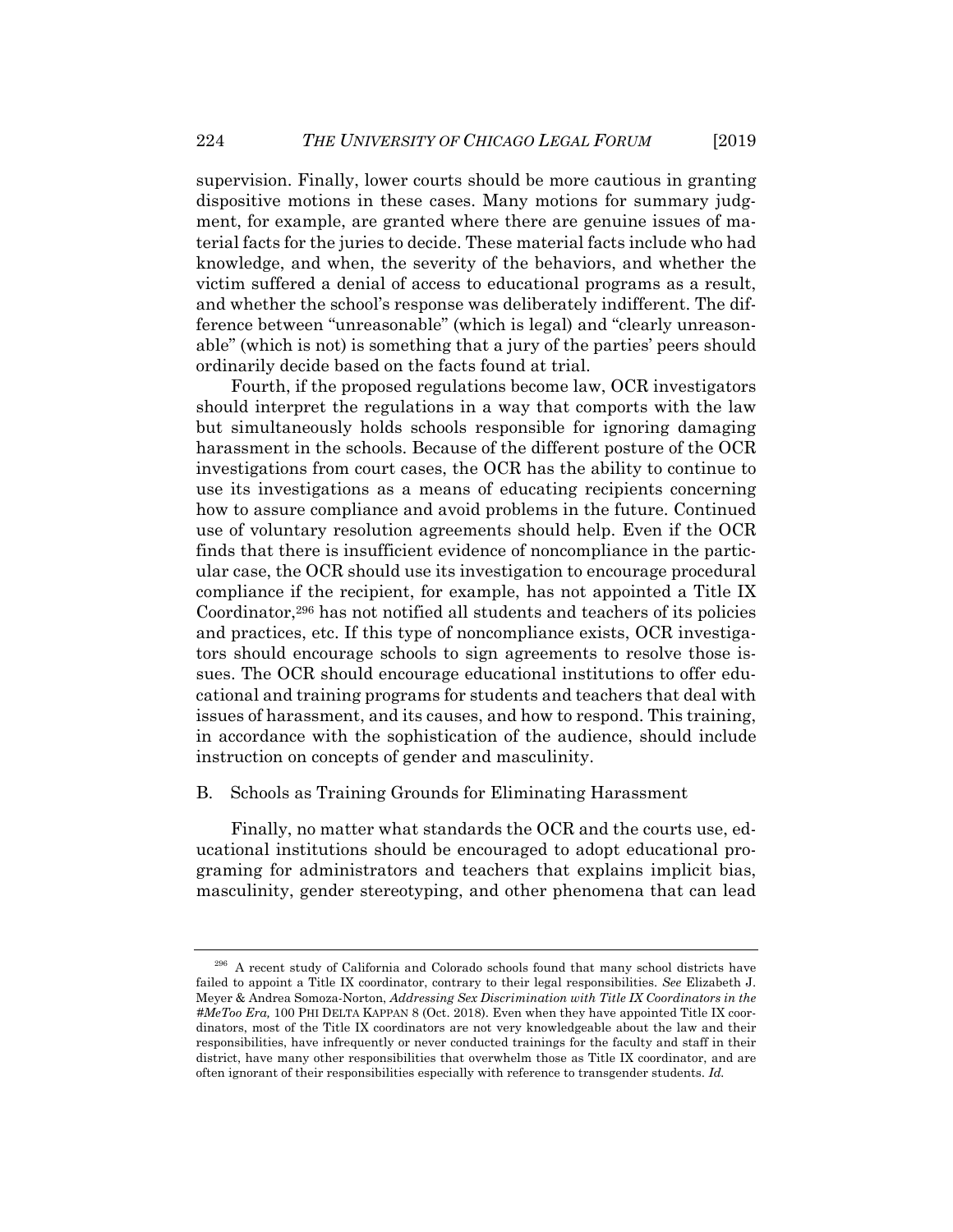supervision. Finally, lower courts should be more cautious in granting dispositive motions in these cases. Many motions for summary judgment, for example, are granted where there are genuine issues of material facts for the juries to decide. These material facts include who had knowledge, and when, the severity of the behaviors, and whether the victim suffered a denial of access to educational programs as a result, and whether the school's response was deliberately indifferent. The difference between "unreasonable" (which is legal) and "clearly unreasonable" (which is not) is something that a jury of the parties' peers should ordinarily decide based on the facts found at trial.

Fourth, if the proposed regulations become law, OCR investigators should interpret the regulations in a way that comports with the law but simultaneously holds schools responsible for ignoring damaging harassment in the schools. Because of the different posture of the OCR investigations from court cases, the OCR has the ability to continue to use its investigations as a means of educating recipients concerning how to assure compliance and avoid problems in the future. Continued use of voluntary resolution agreements should help. Even if the OCR finds that there is insufficient evidence of noncompliance in the particular case, the OCR should use its investigation to encourage procedural compliance if the recipient, for example, has not appointed a Title IX Coordinator,[296] has not notified all students and teachers of its policies and practices, etc. If this type of noncompliance exists, OCR investigators should encourage schools to sign agreements to resolve those issues. The OCR should encourage educational institutions to offer educational and training programs for students and teachers that deal with issues of harassment, and its causes, and how to respond. This training, in accordance with the sophistication of the audience, should include instruction on concepts of gender and masculinity.

## B. Schools as Training Grounds for Eliminating Harassment

Finally, no matter what standards the OCR and the courts use, educational institutions should be encouraged to adopt educational programing for administrators and teachers that explains implicit bias, masculinity, gender stereotyping, and other phenomena that can lead

---

[296] A recent study of California and Colorado schools found that many school districts have failed to appoint a Title IX coordinator, contrary to their legal responsibilities. *See* Elizabeth J. Meyer & Andrea Somoza-Norton, *Addressing Sex Discrimination with Title IX Coordinators in the #MeToo Era,* 100 PHI DELTA KAPPAN 8 (Oct. 2018). Even when they have appointed Title IX coordinators, most of the Title IX coordinators are not very knowledgeable about the law and their responsibilities, have infrequently or never conducted trainings for the faculty and staff in their district, have many other responsibilities that overwhelm those as Title IX coordinator, and are often ignorant of their responsibilities especially with reference to transgender students. *Id.*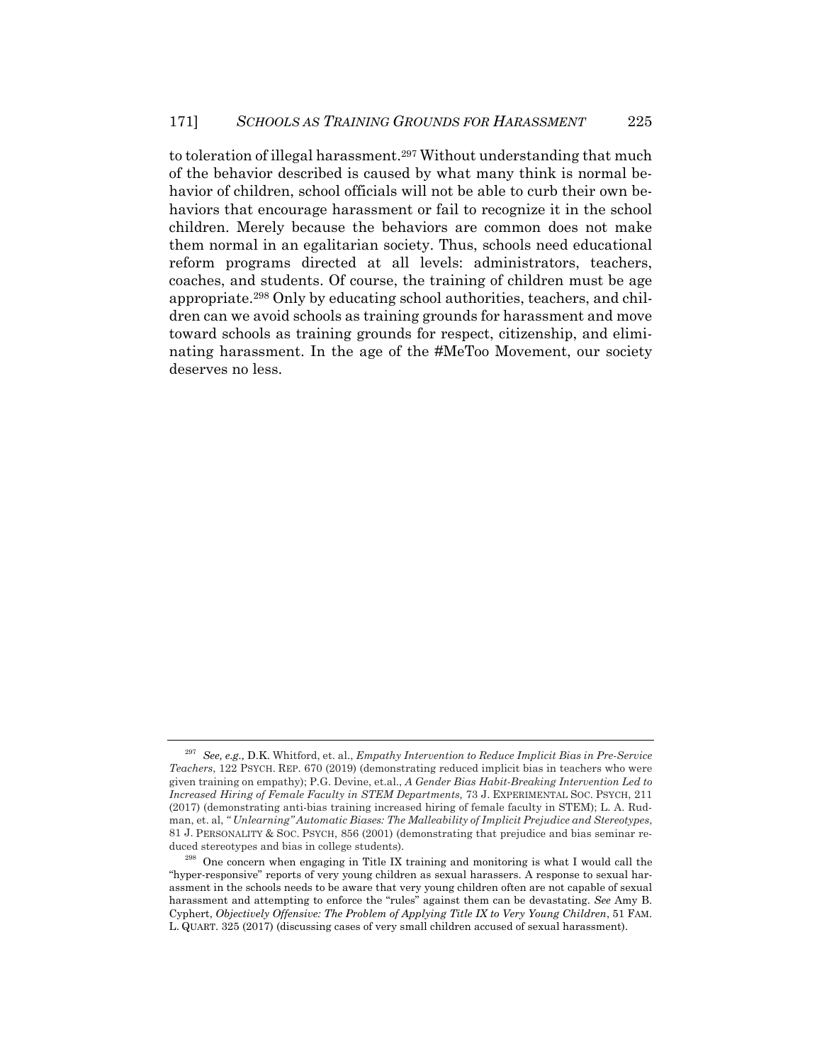to toleration of illegal harassment.[297] Without understanding that much of the behavior described is caused by what many think is normal behavior of children, school officials will not be able to curb their own behaviors that encourage harassment or fail to recognize it in the school children. Merely because the behaviors are common does not make them normal in an egalitarian society. Thus, schools need educational reform programs directed at all levels: administrators, teachers, coaches, and students. Of course, the training of children must be age appropriate.[298] Only by educating school authorities, teachers, and children can we avoid schools as training grounds for harassment and move toward schools as training grounds for respect, citizenship, and eliminating harassment. In the age of the #MeToo Movement, our society deserves no less.

---

[297] *See, e.g.,* D.K. Whitford, et. al., *Empathy Intervention to Reduce Implicit Bias in Pre-Service Teachers*, 122 PSYCH. REP. 670 (2019) (demonstrating reduced implicit bias in teachers who were given training on empathy); P.G. Devine, et.al., *A Gender Bias Habit-Breaking Intervention Led to Increased Hiring of Female Faculty in STEM Departments,* 73 J. EXPERIMENTAL SOC. PSYCH, 211 (2017) (demonstrating anti-bias training increased hiring of female faculty in STEM); L. A. Rudman, et. al, *"Unlearning" Automatic Biases: The Malleability of Implicit Prejudice and Stereotypes*, 81 J. PERSONALITY & SOC. PSYCH, 856 (2001) (demonstrating that prejudice and bias seminar reduced stereotypes and bias in college students).

[298] One concern when engaging in Title IX training and monitoring is what I would call the "hyper-responsive" reports of very young children as sexual harassers. A response to sexual harassment in the schools needs to be aware that very young children often are not capable of sexual harassment and attempting to enforce the "rules" against them can be devastating. *See* Amy B. Cyphert, *Objectively Offensive: The Problem of Applying Title IX to Very Young Children*, 51 FAM. L. QUART. 325 (2017) (discussing cases of very small children accused of sexual harassment).